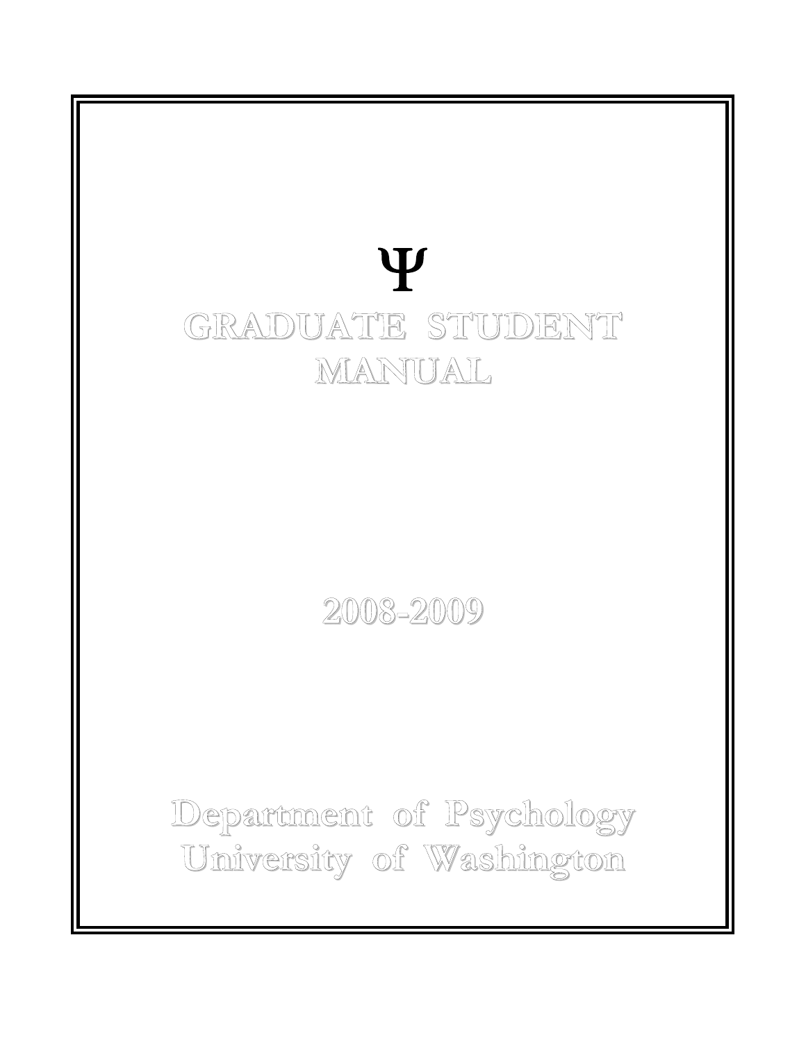Ψ

# GRADUATE STUDENT MANUAL

2008-2009

Department of Psychology
University of Washington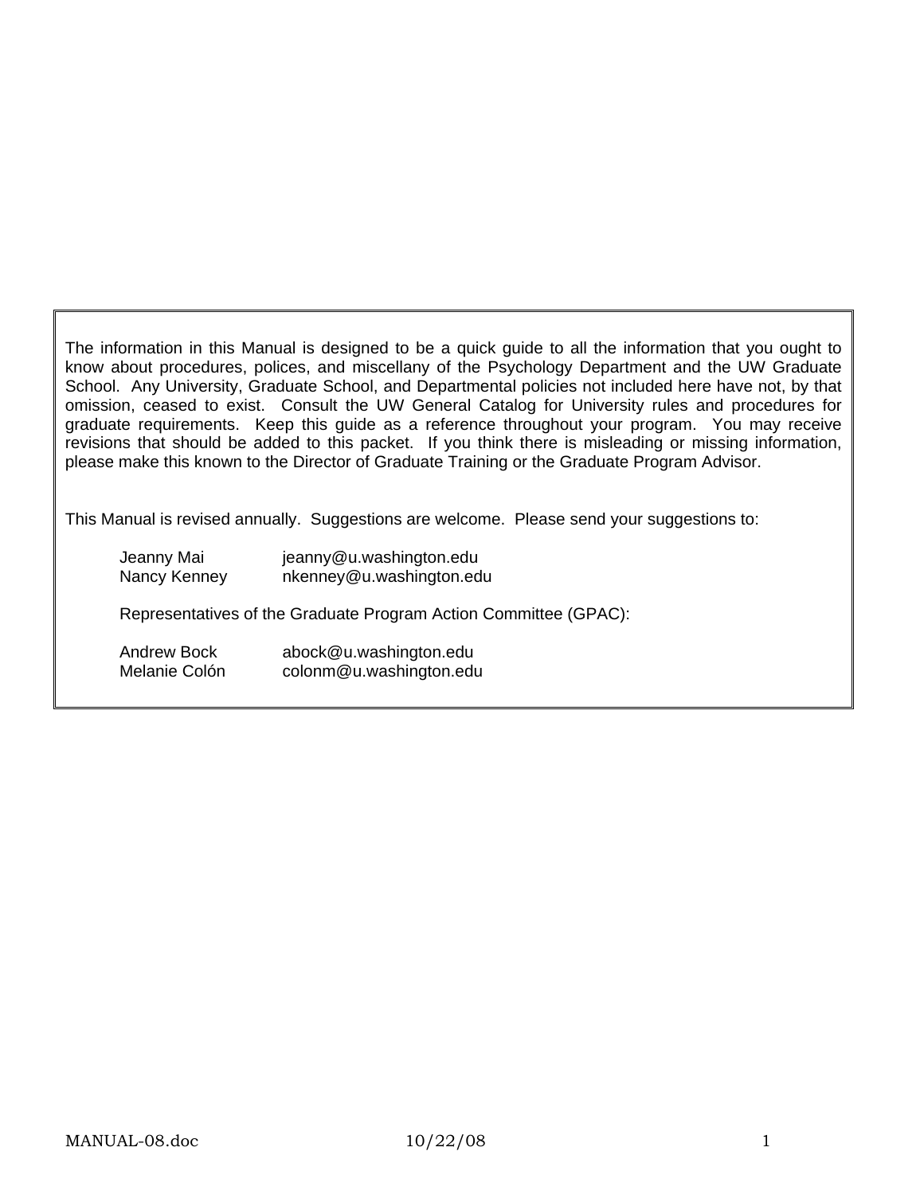The information in this Manual is designed to be a quick guide to all the information that you ought to know about procedures, polices, and miscellany of the Psychology Department and the UW Graduate School. Any University, Graduate School, and Departmental policies not included here have not, by that omission, ceased to exist. Consult the UW General Catalog for University rules and procedures for graduate requirements. Keep this guide as a reference throughout your program. You may receive revisions that should be added to this packet. If you think there is misleading or missing information, please make this known to the Director of Graduate Training or the Graduate Program Advisor.

This Manual is revised annually. Suggestions are welcome. Please send your suggestions to:

Jeanny Mai jeanny@u.washington.edu
Nancy Kenney nkenney@u.washington.edu

Representatives of the Graduate Program Action Committee (GPAC):

Andrew Bock abock@u.washington.edu
Melanie Colón colonm@u.washington.edu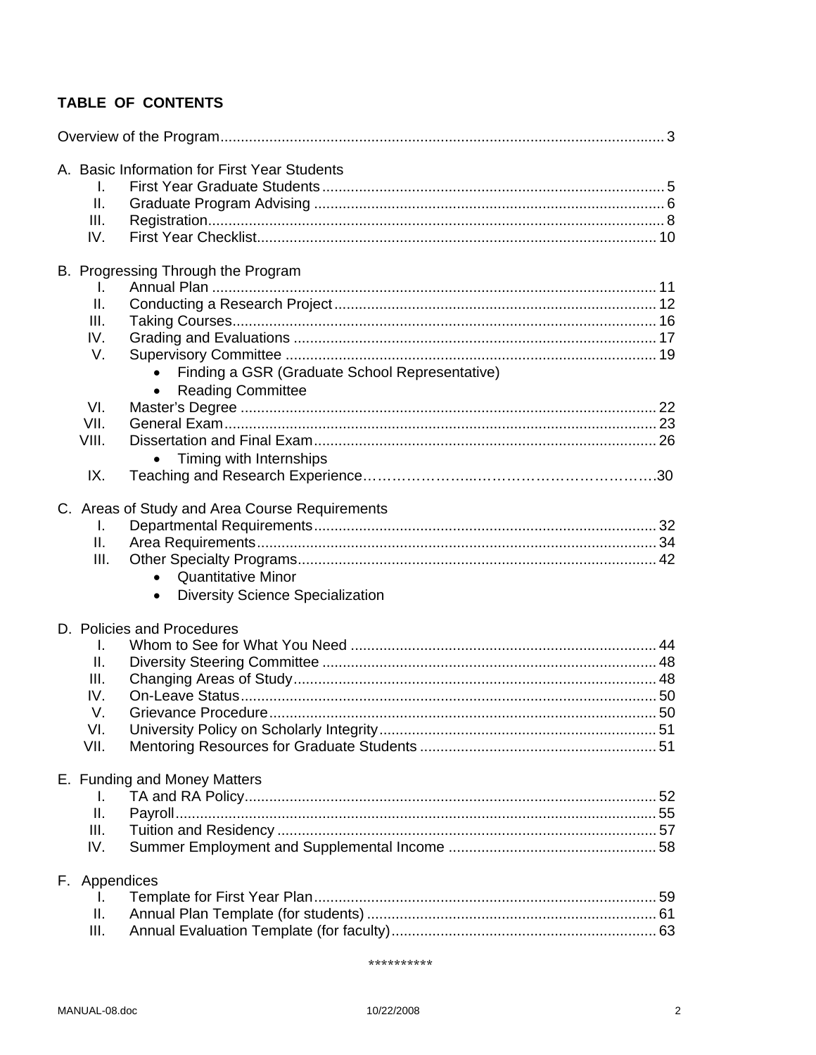## TABLE OF CONTENTS

Overview of the Program ........................................................ 3

A. Basic Information for First Year Students
   I. First Year Graduate Students ........................................................ 5
   II. Graduate Program Advising ........................................................ 6
   III. Registration ........................................................ 8
   IV. First Year Checklist ........................................................ 10

B. Progressing Through the Program
   I. Annual Plan ........................................................ 11
   II. Conducting a Research Project ........................................................ 12
   III. Taking Courses ........................................................ 16
   IV. Grading and Evaluations ........................................................ 17
   V. Supervisory Committee ........................................................ 19
      - Finding a GSR (Graduate School Representative)
      - Reading Committee
   VI. Master's Degree ........................................................ 22
   VII. General Exam ........................................................ 23
   VIII. Dissertation and Final Exam ........................................................ 26
      - Timing with Internships
   IX. Teaching and Research Experience ........................................................ 30

C. Areas of Study and Area Course Requirements
   I. Departmental Requirements ........................................................ 32
   II. Area Requirements ........................................................ 34
   III. Other Specialty Programs ........................................................ 42
      - Quantitative Minor
      - Diversity Science Specialization

D. Policies and Procedures
   I. Whom to See for What You Need ........................................................ 44
   II. Diversity Steering Committee ........................................................ 48
   III. Changing Areas of Study ........................................................ 48
   IV. On-Leave Status ........................................................ 50
   V. Grievance Procedure ........................................................ 50
   VI. University Policy on Scholarly Integrity ........................................................ 51
   VII. Mentoring Resources for Graduate Students ........................................................ 51

E. Funding and Money Matters
   I. TA and RA Policy ........................................................ 52
   II. Payroll ........................................................ 55
   III. Tuition and Residency ........................................................ 57
   IV. Summer Employment and Supplemental Income ........................................................ 58

F. Appendices
   I. Template for First Year Plan ........................................................ 59
   II. Annual Plan Template (for students) ........................................................ 61
   III. Annual Evaluation Template (for faculty) ........................................................ 63

**********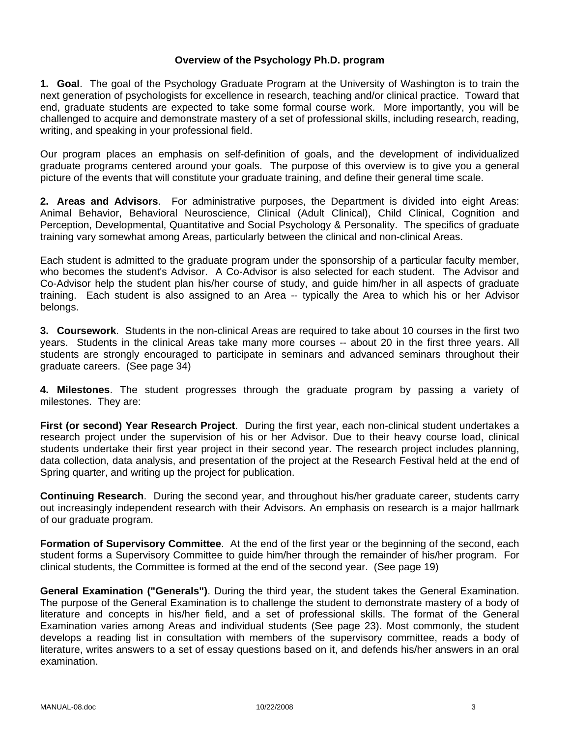## Overview of the Psychology Ph.D. program

**1. Goal**. The goal of the Psychology Graduate Program at the University of Washington is to train the next generation of psychologists for excellence in research, teaching and/or clinical practice. Toward that end, graduate students are expected to take some formal course work. More importantly, you will be challenged to acquire and demonstrate mastery of a set of professional skills, including research, reading, writing, and speaking in your professional field.

Our program places an emphasis on self-definition of goals, and the development of individualized graduate programs centered around your goals. The purpose of this overview is to give you a general picture of the events that will constitute your graduate training, and define their general time scale.

**2. Areas and Advisors**. For administrative purposes, the Department is divided into eight Areas: Animal Behavior, Behavioral Neuroscience, Clinical (Adult Clinical), Child Clinical, Cognition and Perception, Developmental, Quantitative and Social Psychology & Personality. The specifics of graduate training vary somewhat among Areas, particularly between the clinical and non-clinical Areas.

Each student is admitted to the graduate program under the sponsorship of a particular faculty member, who becomes the student's Advisor. A Co-Advisor is also selected for each student. The Advisor and Co-Advisor help the student plan his/her course of study, and guide him/her in all aspects of graduate training. Each student is also assigned to an Area -- typically the Area to which his or her Advisor belongs.

**3. Coursework**. Students in the non-clinical Areas are required to take about 10 courses in the first two years. Students in the clinical Areas take many more courses -- about 20 in the first three years. All students are strongly encouraged to participate in seminars and advanced seminars throughout their graduate careers. (See page 34)

**4. Milestones**. The student progresses through the graduate program by passing a variety of milestones. They are:

**First (or second) Year Research Project**. During the first year, each non-clinical student undertakes a research project under the supervision of his or her Advisor. Due to their heavy course load, clinical students undertake their first year project in their second year. The research project includes planning, data collection, data analysis, and presentation of the project at the Research Festival held at the end of Spring quarter, and writing up the project for publication.

**Continuing Research**. During the second year, and throughout his/her graduate career, students carry out increasingly independent research with their Advisors. An emphasis on research is a major hallmark of our graduate program.

**Formation of Supervisory Committee**. At the end of the first year or the beginning of the second, each student forms a Supervisory Committee to guide him/her through the remainder of his/her program. For clinical students, the Committee is formed at the end of the second year. (See page 19)

**General Examination ("Generals")**. During the third year, the student takes the General Examination. The purpose of the General Examination is to challenge the student to demonstrate mastery of a body of literature and concepts in his/her field, and a set of professional skills. The format of the General Examination varies among Areas and individual students (See page 23). Most commonly, the student develops a reading list in consultation with members of the supervisory committee, reads a body of literature, writes answers to a set of essay questions based on it, and defends his/her answers in an oral examination.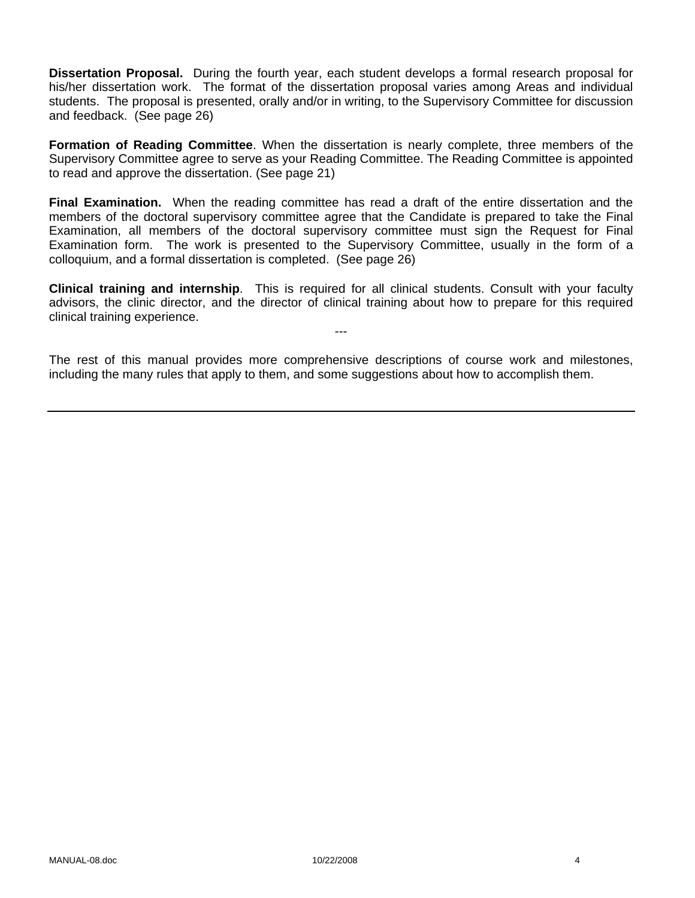**Dissertation Proposal.** During the fourth year, each student develops a formal research proposal for his/her dissertation work. The format of the dissertation proposal varies among Areas and individual students. The proposal is presented, orally and/or in writing, to the Supervisory Committee for discussion and feedback. (See page 26)

**Formation of Reading Committee**. When the dissertation is nearly complete, three members of the Supervisory Committee agree to serve as your Reading Committee. The Reading Committee is appointed to read and approve the dissertation. (See page 21)

**Final Examination.** When the reading committee has read a draft of the entire dissertation and the members of the doctoral supervisory committee agree that the Candidate is prepared to take the Final Examination, all members of the doctoral supervisory committee must sign the Request for Final Examination form. The work is presented to the Supervisory Committee, usually in the form of a colloquium, and a formal dissertation is completed. (See page 26)

**Clinical training and internship**. This is required for all clinical students. Consult with your faculty advisors, the clinic director, and the director of clinical training about how to prepare for this required clinical training experience.

---

The rest of this manual provides more comprehensive descriptions of course work and milestones, including the many rules that apply to them, and some suggestions about how to accomplish them.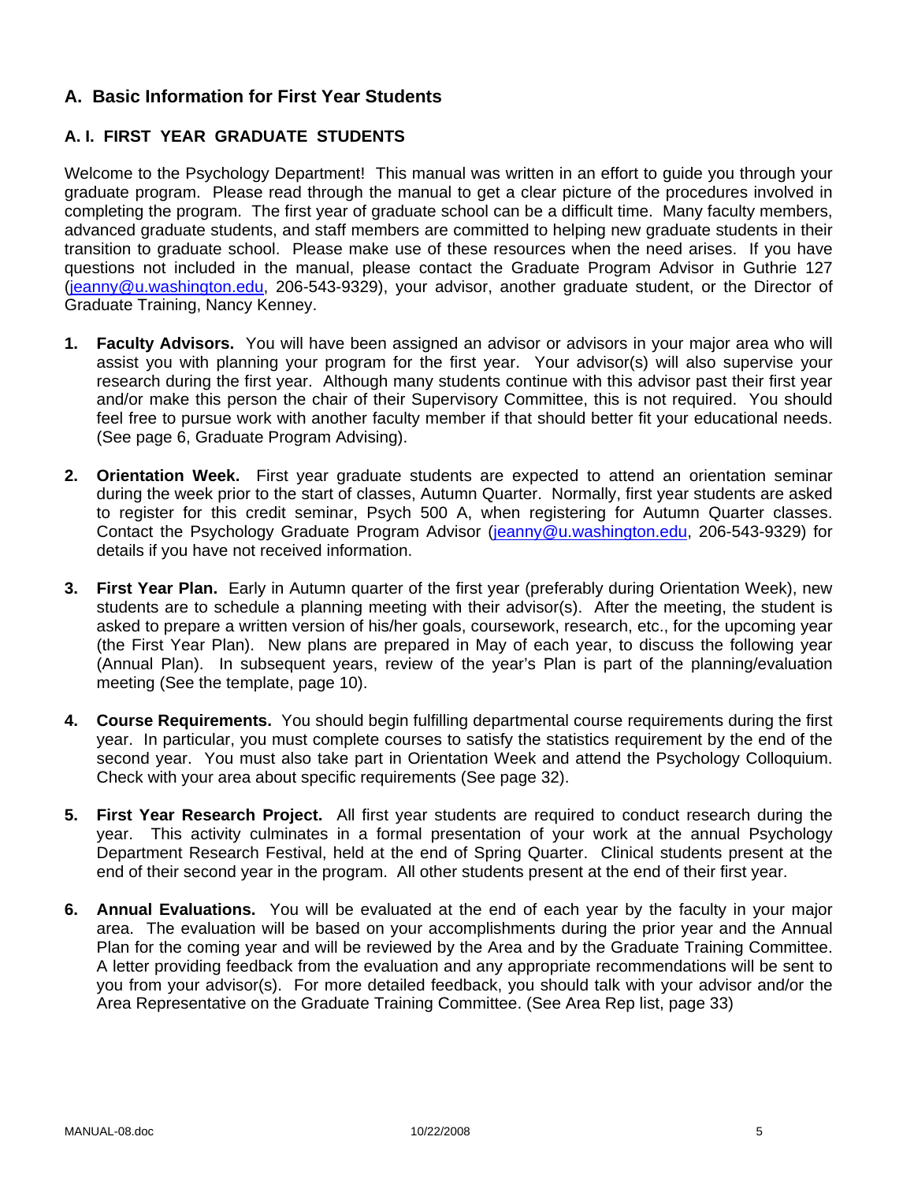## A. Basic Information for First Year Students

### A. I. FIRST YEAR GRADUATE STUDENTS

Welcome to the Psychology Department! This manual was written in an effort to guide you through your graduate program. Please read through the manual to get a clear picture of the procedures involved in completing the program. The first year of graduate school can be a difficult time. Many faculty members, advanced graduate students, and staff members are committed to helping new graduate students in their transition to graduate school. Please make use of these resources when the need arises. If you have questions not included in the manual, please contact the Graduate Program Advisor in Guthrie 127 (jeanny@u.washington.edu, 206-543-9329), your advisor, another graduate student, or the Director of Graduate Training, Nancy Kenney.

1. **Faculty Advisors.** You will have been assigned an advisor or advisors in your major area who will assist you with planning your program for the first year. Your advisor(s) will also supervise your research during the first year. Although many students continue with this advisor past their first year and/or make this person the chair of their Supervisory Committee, this is not required. You should feel free to pursue work with another faculty member if that should better fit your educational needs. (See page 6, Graduate Program Advising).

2. **Orientation Week.** First year graduate students are expected to attend an orientation seminar during the week prior to the start of classes, Autumn Quarter. Normally, first year students are asked to register for this credit seminar, Psych 500 A, when registering for Autumn Quarter classes. Contact the Psychology Graduate Program Advisor (jeanny@u.washington.edu, 206-543-9329) for details if you have not received information.

3. **First Year Plan.** Early in Autumn quarter of the first year (preferably during Orientation Week), new students are to schedule a planning meeting with their advisor(s). After the meeting, the student is asked to prepare a written version of his/her goals, coursework, research, etc., for the upcoming year (the First Year Plan). New plans are prepared in May of each year, to discuss the following year (Annual Plan). In subsequent years, review of the year's Plan is part of the planning/evaluation meeting (See the template, page 10).

4. **Course Requirements.** You should begin fulfilling departmental course requirements during the first year. In particular, you must complete courses to satisfy the statistics requirement by the end of the second year. You must also take part in Orientation Week and attend the Psychology Colloquium. Check with your area about specific requirements (See page 32).

5. **First Year Research Project.** All first year students are required to conduct research during the year. This activity culminates in a formal presentation of your work at the annual Psychology Department Research Festival, held at the end of Spring Quarter. Clinical students present at the end of their second year in the program. All other students present at the end of their first year.

6. **Annual Evaluations.** You will be evaluated at the end of each year by the faculty in your major area. The evaluation will be based on your accomplishments during the prior year and the Annual Plan for the coming year and will be reviewed by the Area and by the Graduate Training Committee. A letter providing feedback from the evaluation and any appropriate recommendations will be sent to you from your advisor(s). For more detailed feedback, you should talk with your advisor and/or the Area Representative on the Graduate Training Committee. (See Area Rep list, page 33)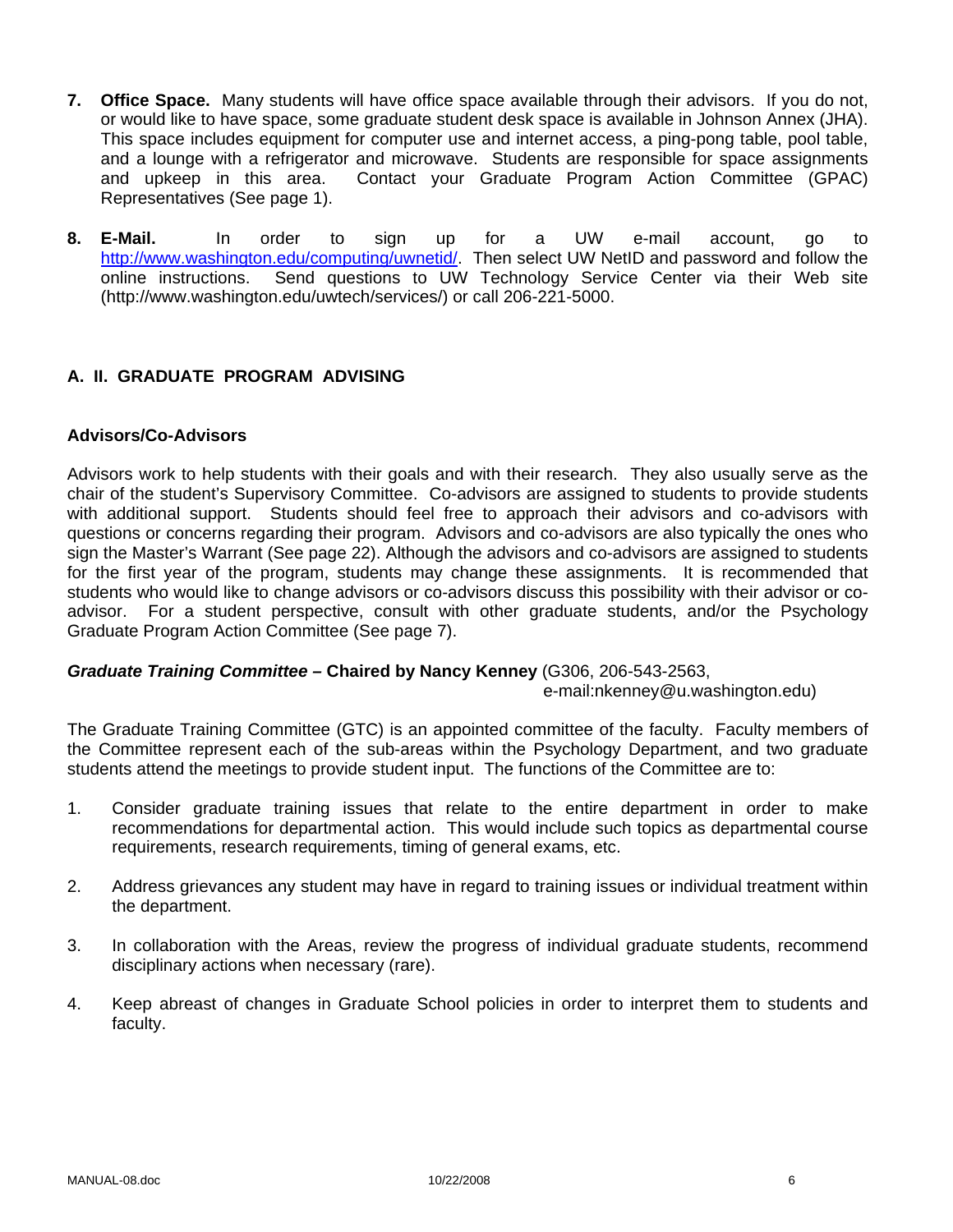7. **Office Space.** Many students will have office space available through their advisors. If you do not, or would like to have space, some graduate student desk space is available in Johnson Annex (JHA). This space includes equipment for computer use and internet access, a ping-pong table, pool table, and a lounge with a refrigerator and microwave. Students are responsible for space assignments and upkeep in this area. Contact your Graduate Program Action Committee (GPAC) Representatives (See page 1).

8. **E-Mail.** In order to sign up for a UW e-mail account, go to http://www.washington.edu/computing/uwnetid/. Then select UW NetID and password and follow the online instructions. Send questions to UW Technology Service Center via their Web site (http://www.washington.edu/uwtech/services/) or call 206-221-5000.

## A. II. GRADUATE PROGRAM ADVISING

### Advisors/Co-Advisors

Advisors work to help students with their goals and with their research. They also usually serve as the chair of the student's Supervisory Committee. Co-advisors are assigned to students to provide students with additional support. Students should feel free to approach their advisors and co-advisors with questions or concerns regarding their program. Advisors and co-advisors are also typically the ones who sign the Master's Warrant (See page 22). Although the advisors and co-advisors are assigned to students for the first year of the program, students may change these assignments. It is recommended that students who would like to change advisors or co-advisors discuss this possibility with their advisor or co-advisor. For a student perspective, consult with other graduate students, and/or the Psychology Graduate Program Action Committee (See page 7).

***Graduate Training Committee* – Chaired by Nancy Kenney** (G306, 206-543-2563, e-mail:nkenney@u.washington.edu)

The Graduate Training Committee (GTC) is an appointed committee of the faculty. Faculty members of the Committee represent each of the sub-areas within the Psychology Department, and two graduate students attend the meetings to provide student input. The functions of the Committee are to:

1. Consider graduate training issues that relate to the entire department in order to make recommendations for departmental action. This would include such topics as departmental course requirements, research requirements, timing of general exams, etc.

2. Address grievances any student may have in regard to training issues or individual treatment within the department.

3. In collaboration with the Areas, review the progress of individual graduate students, recommend disciplinary actions when necessary (rare).

4. Keep abreast of changes in Graduate School policies in order to interpret them to students and faculty.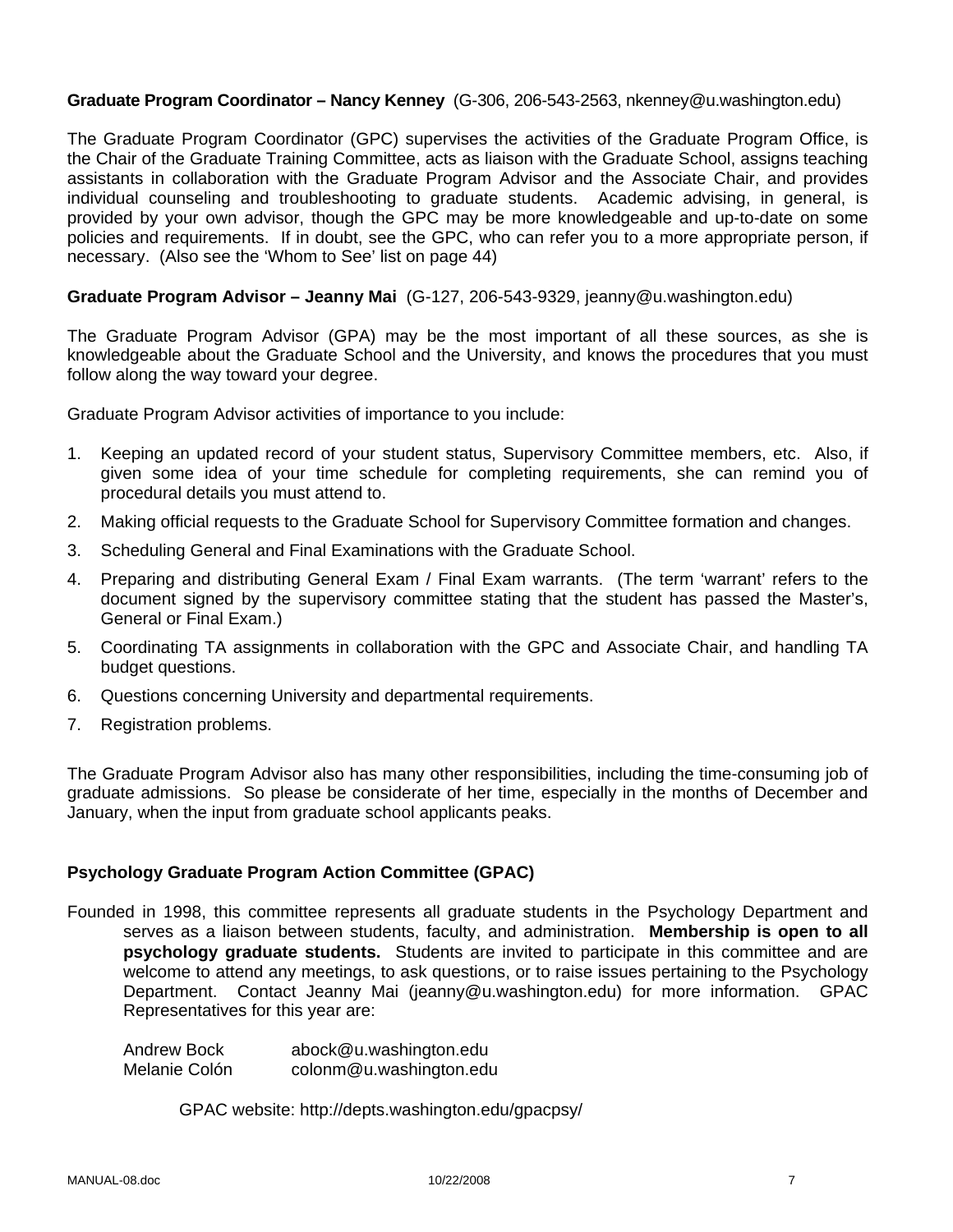**Graduate Program Coordinator – Nancy Kenney** (G-306, 206-543-2563, nkenney@u.washington.edu)

The Graduate Program Coordinator (GPC) supervises the activities of the Graduate Program Office, is the Chair of the Graduate Training Committee, acts as liaison with the Graduate School, assigns teaching assistants in collaboration with the Graduate Program Advisor and the Associate Chair, and provides individual counseling and troubleshooting to graduate students. Academic advising, in general, is provided by your own advisor, though the GPC may be more knowledgeable and up-to-date on some policies and requirements. If in doubt, see the GPC, who can refer you to a more appropriate person, if necessary. (Also see the 'Whom to See' list on page 44)

**Graduate Program Advisor – Jeanny Mai** (G-127, 206-543-9329, jeanny@u.washington.edu)

The Graduate Program Advisor (GPA) may be the most important of all these sources, as she is knowledgeable about the Graduate School and the University, and knows the procedures that you must follow along the way toward your degree.

Graduate Program Advisor activities of importance to you include:

1. Keeping an updated record of your student status, Supervisory Committee members, etc. Also, if given some idea of your time schedule for completing requirements, she can remind you of procedural details you must attend to.
2. Making official requests to the Graduate School for Supervisory Committee formation and changes.
3. Scheduling General and Final Examinations with the Graduate School.
4. Preparing and distributing General Exam / Final Exam warrants. (The term 'warrant' refers to the document signed by the supervisory committee stating that the student has passed the Master's, General or Final Exam.)
5. Coordinating TA assignments in collaboration with the GPC and Associate Chair, and handling TA budget questions.
6. Questions concerning University and departmental requirements.
7. Registration problems.

The Graduate Program Advisor also has many other responsibilities, including the time-consuming job of graduate admissions. So please be considerate of her time, especially in the months of December and January, when the input from graduate school applicants peaks.

**Psychology Graduate Program Action Committee (GPAC)**

Founded in 1998, this committee represents all graduate students in the Psychology Department and serves as a liaison between students, faculty, and administration. **Membership is open to all psychology graduate students.** Students are invited to participate in this committee and are welcome to attend any meetings, to ask questions, or to raise issues pertaining to the Psychology Department. Contact Jeanny Mai (jeanny@u.washington.edu) for more information. GPAC Representatives for this year are:

| | |
|---|---|
| Andrew Bock | abock@u.washington.edu |
| Melanie Colón | colonm@u.washington.edu |

GPAC website: http://depts.washington.edu/gpacpsy/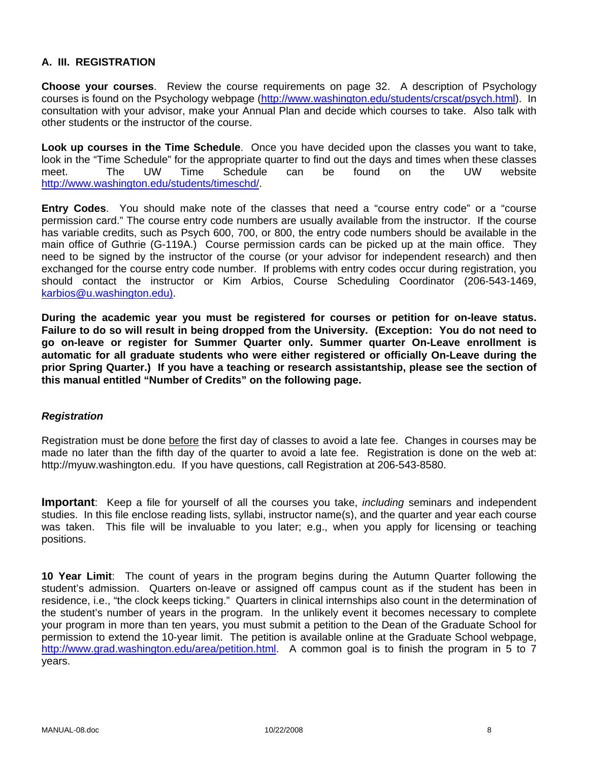## A. III. REGISTRATION

**Choose your courses**. Review the course requirements on page 32. A description of Psychology courses is found on the Psychology webpage (http://www.washington.edu/students/crscat/psych.html). In consultation with your advisor, make your Annual Plan and decide which courses to take. Also talk with other students or the instructor of the course.

**Look up courses in the Time Schedule**. Once you have decided upon the classes you want to take, look in the "Time Schedule" for the appropriate quarter to find out the days and times when these classes meet. The UW Time Schedule can be found on the UW website http://www.washington.edu/students/timeschd/.

**Entry Codes**. You should make note of the classes that need a "course entry code" or a "course permission card." The course entry code numbers are usually available from the instructor. If the course has variable credits, such as Psych 600, 700, or 800, the entry code numbers should be available in the main office of Guthrie (G-119A.) Course permission cards can be picked up at the main office. They need to be signed by the instructor of the course (or your advisor for independent research) and then exchanged for the course entry code number. If problems with entry codes occur during registration, you should contact the instructor or Kim Arbios, Course Scheduling Coordinator (206-543-1469, karbios@u.washington.edu).

**During the academic year you must be registered for courses or petition for on-leave status. Failure to do so will result in being dropped from the University. (Exception: You do not need to go on-leave or register for Summer Quarter only. Summer quarter On-Leave enrollment is automatic for all graduate students who were either registered or officially On-Leave during the prior Spring Quarter.) If you have a teaching or research assistantship, please see the section of this manual entitled "Number of Credits" on the following page.**

### *Registration*

Registration must be done before the first day of classes to avoid a late fee. Changes in courses may be made no later than the fifth day of the quarter to avoid a late fee. Registration is done on the web at: http://myuw.washington.edu. If you have questions, call Registration at 206-543-8580.

**Important**: Keep a file for yourself of all the courses you take, *including* seminars and independent studies. In this file enclose reading lists, syllabi, instructor name(s), and the quarter and year each course was taken. This file will be invaluable to you later; e.g., when you apply for licensing or teaching positions.

**10 Year Limit**: The count of years in the program begins during the Autumn Quarter following the student's admission. Quarters on-leave or assigned off campus count as if the student has been in residence, i.e., "the clock keeps ticking." Quarters in clinical internships also count in the determination of the student's number of years in the program. In the unlikely event it becomes necessary to complete your program in more than ten years, you must submit a petition to the Dean of the Graduate School for permission to extend the 10-year limit. The petition is available online at the Graduate School webpage, http://www.grad.washington.edu/area/petition.html. A common goal is to finish the program in 5 to 7 years.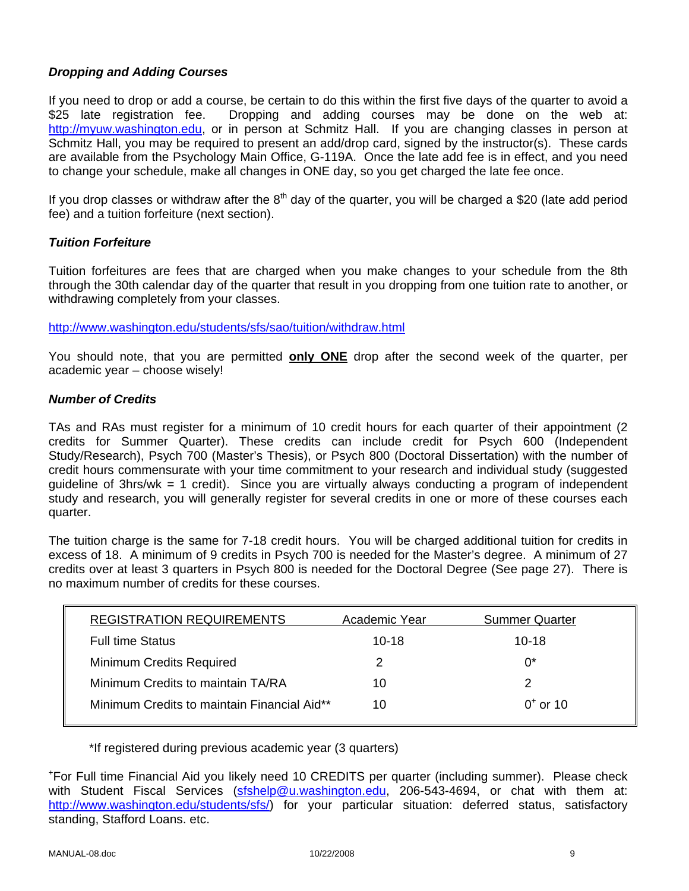### *Dropping and Adding Courses*

If you need to drop or add a course, be certain to do this within the first five days of the quarter to avoid a $25 late registration fee. Dropping and adding courses may be done on the web at: http://myuw.washington.edu, or in person at Schmitz Hall. If you are changing classes in person at Schmitz Hall, you may be required to present an add/drop card, signed by the instructor(s). These cards are available from the Psychology Main Office, G-119A. Once the late add fee is in effect, and you need to change your schedule, make all changes in ONE day, so you get charged the late fee once.

If you drop classes or withdraw after the 8th day of the quarter, you will be charged a $20 (late add period fee) and a tuition forfeiture (next section).

### *Tuition Forfeiture*

Tuition forfeitures are fees that are charged when you make changes to your schedule from the 8th through the 30th calendar day of the quarter that result in you dropping from one tuition rate to another, or withdrawing completely from your classes.

http://www.washington.edu/students/sfs/sao/tuition/withdraw.html

You should note, that you are permitted **only ONE** drop after the second week of the quarter, per academic year – choose wisely!

### *Number of Credits*

TAs and RAs must register for a minimum of 10 credit hours for each quarter of their appointment (2 credits for Summer Quarter). These credits can include credit for Psych 600 (Independent Study/Research), Psych 700 (Master's Thesis), or Psych 800 (Doctoral Dissertation) with the number of credit hours commensurate with your time commitment to your research and individual study (suggested guideline of 3hrs/wk = 1 credit). Since you are virtually always conducting a program of independent study and research, you will generally register for several credits in one or more of these courses each quarter.

The tuition charge is the same for 7-18 credit hours. You will be charged additional tuition for credits in excess of 18. A minimum of 9 credits in Psych 700 is needed for the Master's degree. A minimum of 27 credits over at least 3 quarters in Psych 800 is needed for the Doctoral Degree (See page 27). There is no maximum number of credits for these courses.

| REGISTRATION REQUIREMENTS | Academic Year | Summer Quarter |
|---|---|---|
| Full time Status | 10-18 | 10-18 |
| Minimum Credits Required | 2 | 0* |
| Minimum Credits to maintain TA/RA | 10 | 2 |
| Minimum Credits to maintain Financial Aid** | 10 | 0+ or 10 |

*If registered during previous academic year (3 quarters)

+For Full time Financial Aid you likely need 10 CREDITS per quarter (including summer). Please check with Student Fiscal Services (sfshelp@u.washington.edu, 206-543-4694, or chat with them at: http://www.washington.edu/students/sfs/) for your particular situation: deferred status, satisfactory standing, Stafford Loans. etc.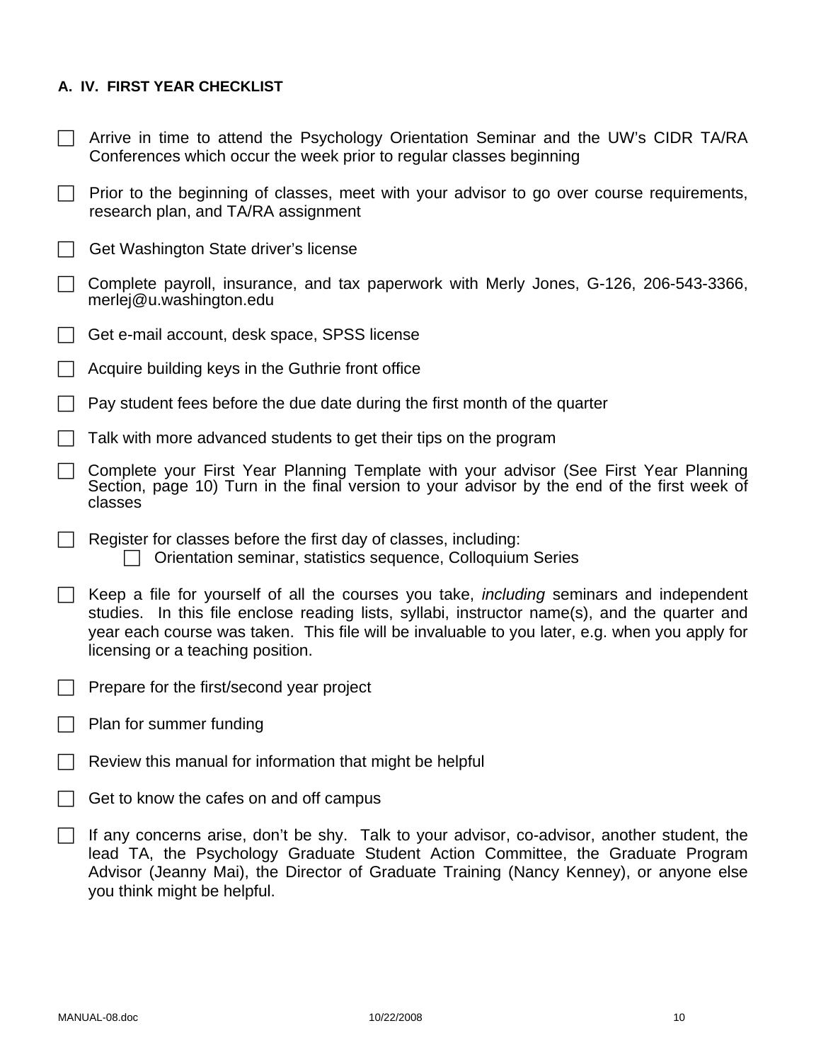## A. IV. FIRST YEAR CHECKLIST

- [ ] Arrive in time to attend the Psychology Orientation Seminar and the UW's CIDR TA/RA Conferences which occur the week prior to regular classes beginning
- [ ] Prior to the beginning of classes, meet with your advisor to go over course requirements, research plan, and TA/RA assignment
- [ ] Get Washington State driver's license
- [ ] Complete payroll, insurance, and tax paperwork with Merly Jones, G-126, 206-543-3366, merlej@u.washington.edu
- [ ] Get e-mail account, desk space, SPSS license
- [ ] Acquire building keys in the Guthrie front office
- [ ] Pay student fees before the due date during the first month of the quarter
- [ ] Talk with more advanced students to get their tips on the program
- [ ] Complete your First Year Planning Template with your advisor (See First Year Planning Section, page 10) Turn in the final version to your advisor by the end of the first week of classes
- [ ] Register for classes before the first day of classes, including:
    - [ ] Orientation seminar, statistics sequence, Colloquium Series
- [ ] Keep a file for yourself of all the courses you take, *including* seminars and independent studies. In this file enclose reading lists, syllabi, instructor name(s), and the quarter and year each course was taken. This file will be invaluable to you later, e.g. when you apply for licensing or a teaching position.
- [ ] Prepare for the first/second year project
- [ ] Plan for summer funding
- [ ] Review this manual for information that might be helpful
- [ ] Get to know the cafes on and off campus
- [ ] If any concerns arise, don't be shy. Talk to your advisor, co-advisor, another student, the lead TA, the Psychology Graduate Student Action Committee, the Graduate Program Advisor (Jeanny Mai), the Director of Graduate Training (Nancy Kenney), or anyone else you think might be helpful.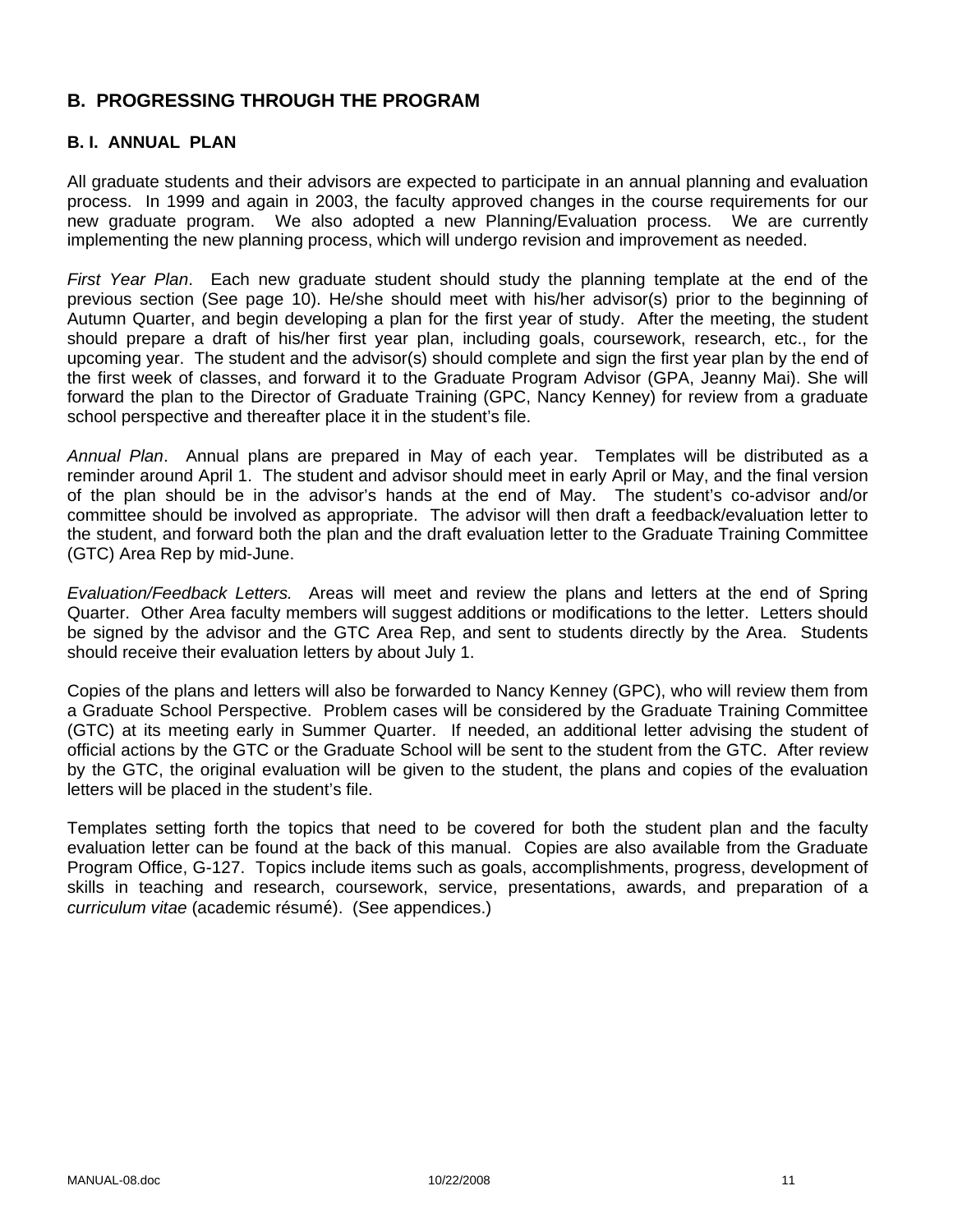## B. PROGRESSING THROUGH THE PROGRAM

### B. I. ANNUAL PLAN

All graduate students and their advisors are expected to participate in an annual planning and evaluation process. In 1999 and again in 2003, the faculty approved changes in the course requirements for our new graduate program. We also adopted a new Planning/Evaluation process. We are currently implementing the new planning process, which will undergo revision and improvement as needed.

*First Year Plan*. Each new graduate student should study the planning template at the end of the previous section (See page 10). He/she should meet with his/her advisor(s) prior to the beginning of Autumn Quarter, and begin developing a plan for the first year of study. After the meeting, the student should prepare a draft of his/her first year plan, including goals, coursework, research, etc., for the upcoming year. The student and the advisor(s) should complete and sign the first year plan by the end of the first week of classes, and forward it to the Graduate Program Advisor (GPA, Jeanny Mai). She will forward the plan to the Director of Graduate Training (GPC, Nancy Kenney) for review from a graduate school perspective and thereafter place it in the student's file.

*Annual Plan*. Annual plans are prepared in May of each year. Templates will be distributed as a reminder around April 1. The student and advisor should meet in early April or May, and the final version of the plan should be in the advisor's hands at the end of May. The student's co-advisor and/or committee should be involved as appropriate. The advisor will then draft a feedback/evaluation letter to the student, and forward both the plan and the draft evaluation letter to the Graduate Training Committee (GTC) Area Rep by mid-June.

*Evaluation/Feedback Letters.* Areas will meet and review the plans and letters at the end of Spring Quarter. Other Area faculty members will suggest additions or modifications to the letter. Letters should be signed by the advisor and the GTC Area Rep, and sent to students directly by the Area. Students should receive their evaluation letters by about July 1.

Copies of the plans and letters will also be forwarded to Nancy Kenney (GPC), who will review them from a Graduate School Perspective. Problem cases will be considered by the Graduate Training Committee (GTC) at its meeting early in Summer Quarter. If needed, an additional letter advising the student of official actions by the GTC or the Graduate School will be sent to the student from the GTC. After review by the GTC, the original evaluation will be given to the student, the plans and copies of the evaluation letters will be placed in the student's file.

Templates setting forth the topics that need to be covered for both the student plan and the faculty evaluation letter can be found at the back of this manual. Copies are also available from the Graduate Program Office, G-127. Topics include items such as goals, accomplishments, progress, development of skills in teaching and research, coursework, service, presentations, awards, and preparation of a *curriculum vitae* (academic résumé). (See appendices.)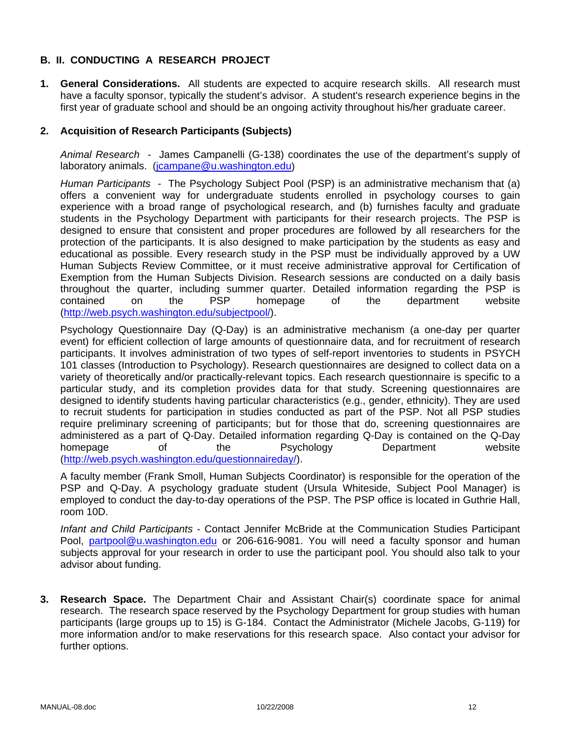## B. II. CONDUCTING A RESEARCH PROJECT

1. **General Considerations.** All students are expected to acquire research skills. All research must have a faculty sponsor, typically the student's advisor. A student's research experience begins in the first year of graduate school and should be an ongoing activity throughout his/her graduate career.

2. **Acquisition of Research Participants (Subjects)**

   *Animal Research* - James Campanelli (G-138) coordinates the use of the department's supply of laboratory animals. (jcampane@u.washington.edu)

   *Human Participants* - The Psychology Subject Pool (PSP) is an administrative mechanism that (a) offers a convenient way for undergraduate students enrolled in psychology courses to gain experience with a broad range of psychological research, and (b) furnishes faculty and graduate students in the Psychology Department with participants for their research projects. The PSP is designed to ensure that consistent and proper procedures are followed by all researchers for the protection of the participants. It is also designed to make participation by the students as easy and educational as possible. Every research study in the PSP must be individually approved by a UW Human Subjects Review Committee, or it must receive administrative approval for Certification of Exemption from the Human Subjects Division. Research sessions are conducted on a daily basis throughout the quarter, including summer quarter. Detailed information regarding the PSP is contained on the PSP homepage of the department website (http://web.psych.washington.edu/subjectpool/).

   Psychology Questionnaire Day (Q-Day) is an administrative mechanism (a one-day per quarter event) for efficient collection of large amounts of questionnaire data, and for recruitment of research participants. It involves administration of two types of self-report inventories to students in PSYCH 101 classes (Introduction to Psychology). Research questionnaires are designed to collect data on a variety of theoretically and/or practically-relevant topics. Each research questionnaire is specific to a particular study, and its completion provides data for that study. Screening questionnaires are designed to identify students having particular characteristics (e.g., gender, ethnicity). They are used to recruit students for participation in studies conducted as part of the PSP. Not all PSP studies require preliminary screening of participants; but for those that do, screening questionnaires are administered as a part of Q-Day. Detailed information regarding Q-Day is contained on the Q-Day homepage of the Psychology Department website (http://web.psych.washington.edu/questionnaireday/).

   A faculty member (Frank Smoll, Human Subjects Coordinator) is responsible for the operation of the PSP and Q-Day. A psychology graduate student (Ursula Whiteside, Subject Pool Manager) is employed to conduct the day-to-day operations of the PSP. The PSP office is located in Guthrie Hall, room 10D.

   *Infant and Child Participants* - Contact Jennifer McBride at the Communication Studies Participant Pool, partpool@u.washington.edu or 206-616-9081. You will need a faculty sponsor and human subjects approval for your research in order to use the participant pool. You should also talk to your advisor about funding.

3. **Research Space.** The Department Chair and Assistant Chair(s) coordinate space for animal research. The research space reserved by the Psychology Department for group studies with human participants (large groups up to 15) is G-184. Contact the Administrator (Michele Jacobs, G-119) for more information and/or to make reservations for this research space. Also contact your advisor for further options.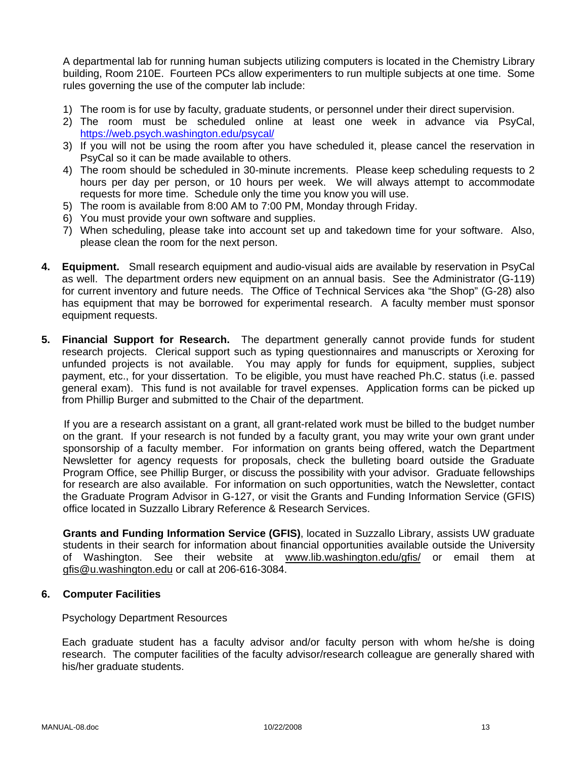A departmental lab for running human subjects utilizing computers is located in the Chemistry Library building, Room 210E. Fourteen PCs allow experimenters to run multiple subjects at one time. Some rules governing the use of the computer lab include:

1) The room is for use by faculty, graduate students, or personnel under their direct supervision.
2) The room must be scheduled online at least one week in advance via PsyCal, https://web.psych.washington.edu/psycal/
3) If you will not be using the room after you have scheduled it, please cancel the reservation in PsyCal so it can be made available to others.
4) The room should be scheduled in 30-minute increments. Please keep scheduling requests to 2 hours per day per person, or 10 hours per week. We will always attempt to accommodate requests for more time. Schedule only the time you know you will use.
5) The room is available from 8:00 AM to 7:00 PM, Monday through Friday.
6) You must provide your own software and supplies.
7) When scheduling, please take into account set up and takedown time for your software. Also, please clean the room for the next person.

**4. Equipment.** Small research equipment and audio-visual aids are available by reservation in PsyCal as well. The department orders new equipment on an annual basis. See the Administrator (G-119) for current inventory and future needs. The Office of Technical Services aka "the Shop" (G-28) also has equipment that may be borrowed for experimental research. A faculty member must sponsor equipment requests.

**5. Financial Support for Research.** The department generally cannot provide funds for student research projects. Clerical support such as typing questionnaires and manuscripts or Xeroxing for unfunded projects is not available. You may apply for funds for equipment, supplies, subject payment, etc., for your dissertation. To be eligible, you must have reached Ph.C. status (i.e. passed general exam). This fund is not available for travel expenses. Application forms can be picked up from Phillip Burger and submitted to the Chair of the department.

If you are a research assistant on a grant, all grant-related work must be billed to the budget number on the grant. If your research is not funded by a faculty grant, you may write your own grant under sponsorship of a faculty member. For information on grants being offered, watch the Department Newsletter for agency requests for proposals, check the bulleting board outside the Graduate Program Office, see Phillip Burger, or discuss the possibility with your advisor. Graduate fellowships for research are also available. For information on such opportunities, watch the Newsletter, contact the Graduate Program Advisor in G-127, or visit the Grants and Funding Information Service (GFIS) office located in Suzzallo Library Reference & Research Services.

**Grants and Funding Information Service (GFIS)**, located in Suzzallo Library, assists UW graduate students in their search for information about financial opportunities available outside the University of Washington. See their website at www.lib.washington.edu/gfis/ or email them at gfis@u.washington.edu or call at 206-616-3084.

**6. Computer Facilities**

Psychology Department Resources

Each graduate student has a faculty advisor and/or faculty person with whom he/she is doing research. The computer facilities of the faculty advisor/research colleague are generally shared with his/her graduate students.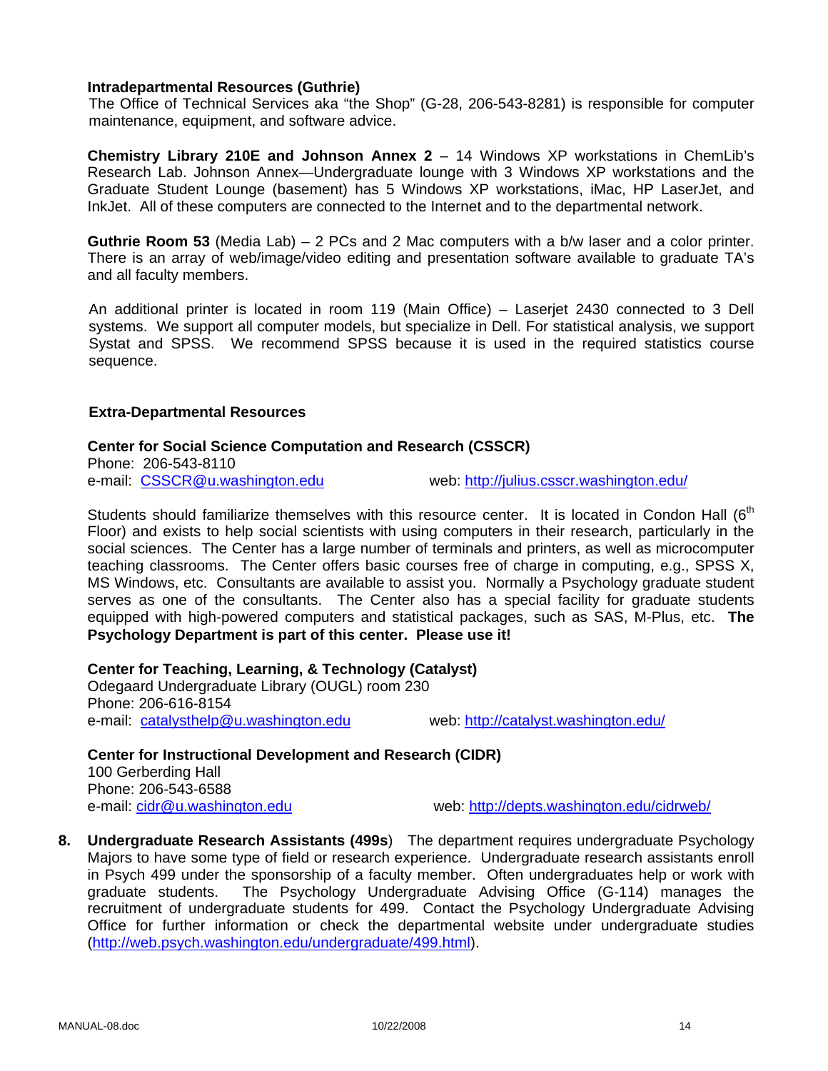**Intradepartmental Resources (Guthrie)**
The Office of Technical Services aka "the Shop" (G-28, 206-543-8281) is responsible for computer maintenance, equipment, and software advice.

**Chemistry Library 210E and Johnson Annex 2** – 14 Windows XP workstations in ChemLib's Research Lab. Johnson Annex—Undergraduate lounge with 3 Windows XP workstations and the Graduate Student Lounge (basement) has 5 Windows XP workstations, iMac, HP LaserJet, and InkJet. All of these computers are connected to the Internet and to the departmental network.

**Guthrie Room 53** (Media Lab) – 2 PCs and 2 Mac computers with a b/w laser and a color printer. There is an array of web/image/video editing and presentation software available to graduate TA's and all faculty members.

An additional printer is located in room 119 (Main Office) – Laserjet 2430 connected to 3 Dell systems. We support all computer models, but specialize in Dell. For statistical analysis, we support Systat and SPSS. We recommend SPSS because it is used in the required statistics course sequence.

**Extra-Departmental Resources**

**Center for Social Science Computation and Research (CSSCR)**
Phone: 206-543-8110
e-mail: CSSCR@u.washington.edu web: http://julius.csscr.washington.edu/

Students should familiarize themselves with this resource center. It is located in Condon Hall (6th Floor) and exists to help social scientists with using computers in their research, particularly in the social sciences. The Center has a large number of terminals and printers, as well as microcomputer teaching classrooms. The Center offers basic courses free of charge in computing, e.g., SPSS X, MS Windows, etc. Consultants are available to assist you. Normally a Psychology graduate student serves as one of the consultants. The Center also has a special facility for graduate students equipped with high-powered computers and statistical packages, such as SAS, M-Plus, etc. **The Psychology Department is part of this center. Please use it!**

**Center for Teaching, Learning, & Technology (Catalyst)**
Odegaard Undergraduate Library (OUGL) room 230
Phone: 206-616-8154
e-mail: catalysthelp@u.washington.edu web: http://catalyst.washington.edu/

**Center for Instructional Development and Research (CIDR)**
100 Gerberding Hall
Phone: 206-543-6588
e-mail: cidr@u.washington.edu web: http://depts.washington.edu/cidrweb/

8. **Undergraduate Research Assistants (499s**) The department requires undergraduate Psychology Majors to have some type of field or research experience. Undergraduate research assistants enroll in Psych 499 under the sponsorship of a faculty member. Often undergraduates help or work with graduate students. The Psychology Undergraduate Advising Office (G-114) manages the recruitment of undergraduate students for 499. Contact the Psychology Undergraduate Advising Office for further information or check the departmental website under undergraduate studies (http://web.psych.washington.edu/undergraduate/499.html).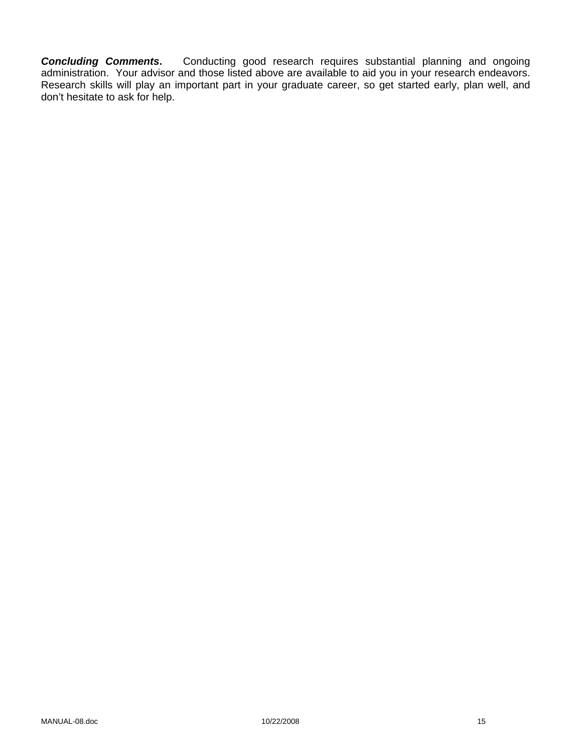***Concluding Comments*.** Conducting good research requires substantial planning and ongoing administration. Your advisor and those listed above are available to aid you in your research endeavors. Research skills will play an important part in your graduate career, so get started early, plan well, and don't hesitate to ask for help.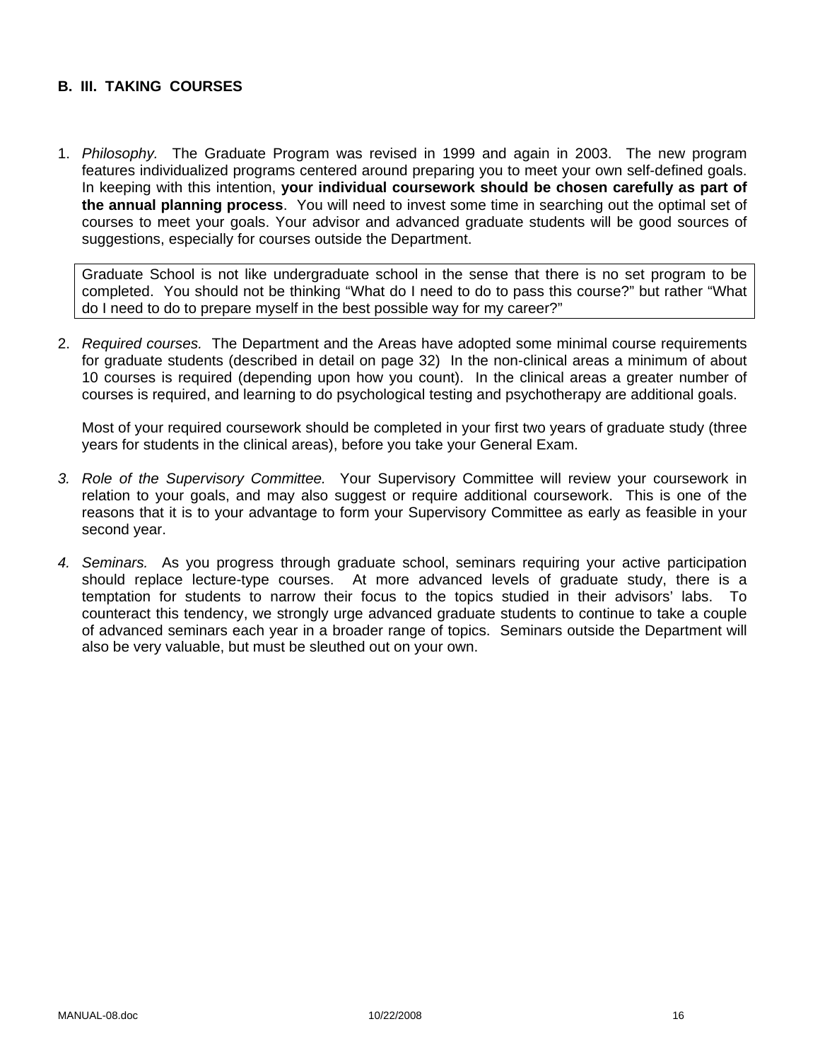## B. III. TAKING COURSES

1. *Philosophy.* The Graduate Program was revised in 1999 and again in 2003. The new program features individualized programs centered around preparing you to meet your own self-defined goals. In keeping with this intention, **your individual coursework should be chosen carefully as part of the annual planning process**. You will need to invest some time in searching out the optimal set of courses to meet your goals. Your advisor and advanced graduate students will be good sources of suggestions, especially for courses outside the Department.

   > Graduate School is not like undergraduate school in the sense that there is no set program to be completed. You should not be thinking "What do I need to do to pass this course?" but rather "What do I need to do to prepare myself in the best possible way for my career?"

2. *Required courses.* The Department and the Areas have adopted some minimal course requirements for graduate students (described in detail on page 32) In the non-clinical areas a minimum of about 10 courses is required (depending upon how you count). In the clinical areas a greater number of courses is required, and learning to do psychological testing and psychotherapy are additional goals.

   Most of your required coursework should be completed in your first two years of graduate study (three years for students in the clinical areas), before you take your General Exam.

3. *Role of the Supervisory Committee.* Your Supervisory Committee will review your coursework in relation to your goals, and may also suggest or require additional coursework. This is one of the reasons that it is to your advantage to form your Supervisory Committee as early as feasible in your second year.

4. *Seminars.* As you progress through graduate school, seminars requiring your active participation should replace lecture-type courses. At more advanced levels of graduate study, there is a temptation for students to narrow their focus to the topics studied in their advisors' labs. To counteract this tendency, we strongly urge advanced graduate students to continue to take a couple of advanced seminars each year in a broader range of topics. Seminars outside the Department will also be very valuable, but must be sleuthed out on your own.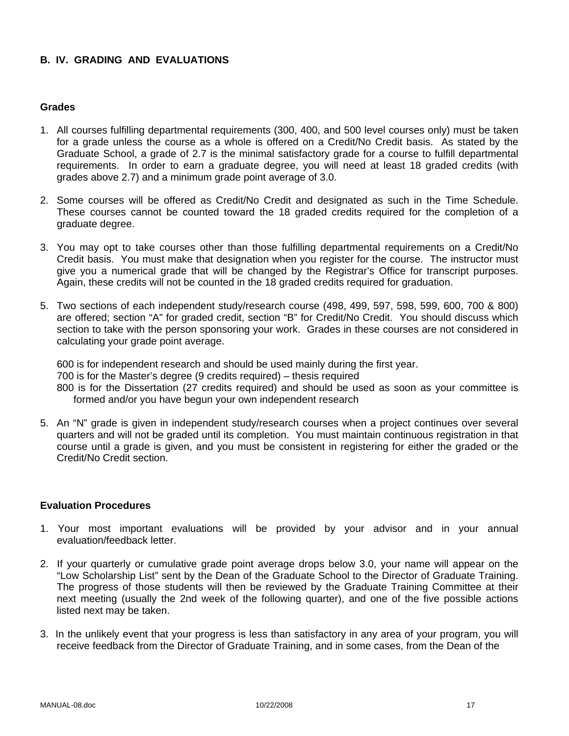## B. IV. GRADING AND EVALUATIONS

### Grades

1. All courses fulfilling departmental requirements (300, 400, and 500 level courses only) must be taken for a grade unless the course as a whole is offered on a Credit/No Credit basis. As stated by the Graduate School, a grade of 2.7 is the minimal satisfactory grade for a course to fulfill departmental requirements. In order to earn a graduate degree, you will need at least 18 graded credits (with grades above 2.7) and a minimum grade point average of 3.0.

2. Some courses will be offered as Credit/No Credit and designated as such in the Time Schedule. These courses cannot be counted toward the 18 graded credits required for the completion of a graduate degree.

3. You may opt to take courses other than those fulfilling departmental requirements on a Credit/No Credit basis. You must make that designation when you register for the course. The instructor must give you a numerical grade that will be changed by the Registrar's Office for transcript purposes. Again, these credits will not be counted in the 18 graded credits required for graduation.

5. Two sections of each independent study/research course (498, 499, 597, 598, 599, 600, 700 & 800) are offered; section "A" for graded credit, section "B" for Credit/No Credit. You should discuss which section to take with the person sponsoring your work. Grades in these courses are not considered in calculating your grade point average.

   600 is for independent research and should be used mainly during the first year.
   700 is for the Master's degree (9 credits required) – thesis required
   800 is for the Dissertation (27 credits required) and should be used as soon as your committee is formed and/or you have begun your own independent research

5. An "N" grade is given in independent study/research courses when a project continues over several quarters and will not be graded until its completion. You must maintain continuous registration in that course until a grade is given, and you must be consistent in registering for either the graded or the Credit/No Credit section.

### Evaluation Procedures

1. Your most important evaluations will be provided by your advisor and in your annual evaluation/feedback letter.

2. If your quarterly or cumulative grade point average drops below 3.0, your name will appear on the "Low Scholarship List" sent by the Dean of the Graduate School to the Director of Graduate Training. The progress of those students will then be reviewed by the Graduate Training Committee at their next meeting (usually the 2nd week of the following quarter), and one of the five possible actions listed next may be taken.

3. In the unlikely event that your progress is less than satisfactory in any area of your program, you will receive feedback from the Director of Graduate Training, and in some cases, from the Dean of the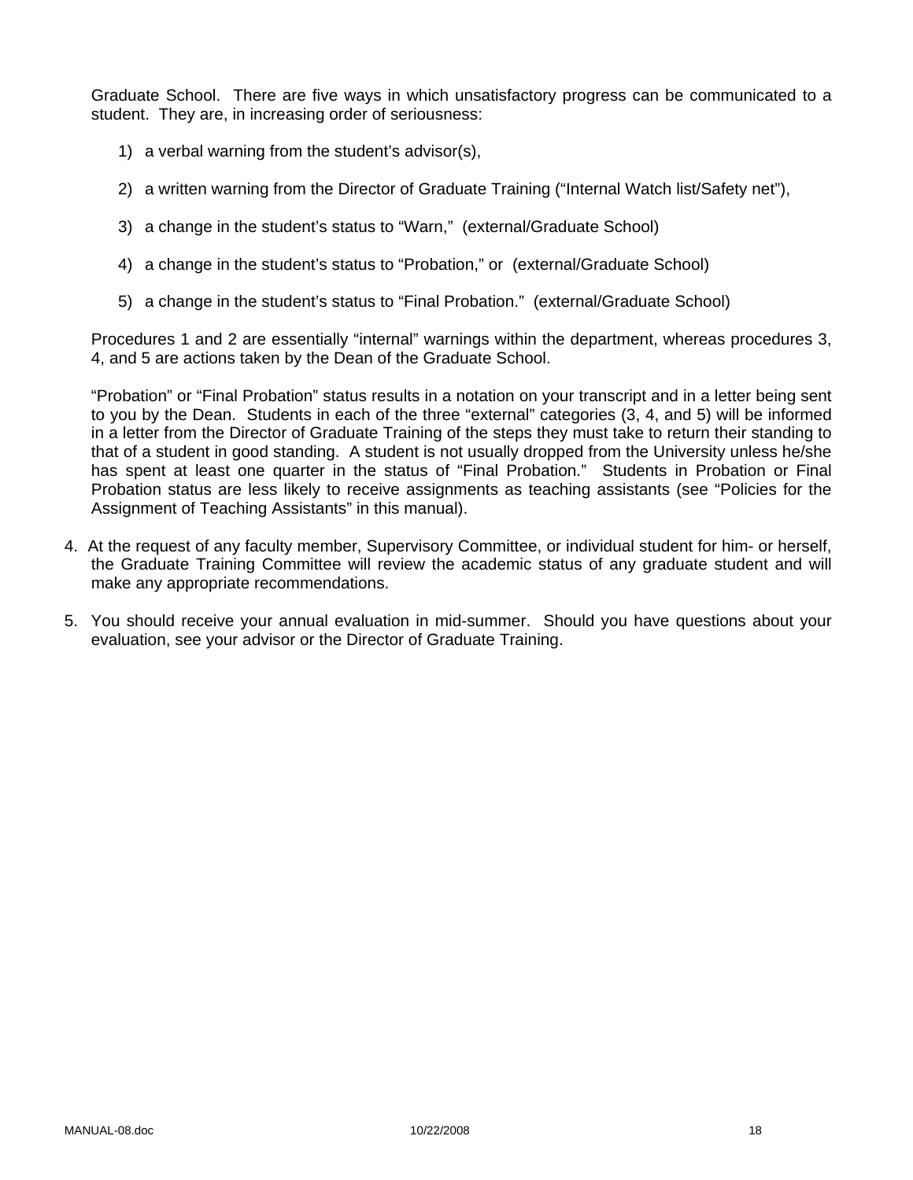Graduate School. There are five ways in which unsatisfactory progress can be communicated to a student. They are, in increasing order of seriousness:

1) a verbal warning from the student's advisor(s),
2) a written warning from the Director of Graduate Training ("Internal Watch list/Safety net"),
3) a change in the student's status to "Warn," (external/Graduate School)
4) a change in the student's status to "Probation," or (external/Graduate School)
5) a change in the student's status to "Final Probation." (external/Graduate School)

Procedures 1 and 2 are essentially "internal" warnings within the department, whereas procedures 3, 4, and 5 are actions taken by the Dean of the Graduate School.

"Probation" or "Final Probation" status results in a notation on your transcript and in a letter being sent to you by the Dean. Students in each of the three "external" categories (3, 4, and 5) will be informed in a letter from the Director of Graduate Training of the steps they must take to return their standing to that of a student in good standing. A student is not usually dropped from the University unless he/she has spent at least one quarter in the status of "Final Probation." Students in Probation or Final Probation status are less likely to receive assignments as teaching assistants (see "Policies for the Assignment of Teaching Assistants" in this manual).

4. At the request of any faculty member, Supervisory Committee, or individual student for him- or herself, the Graduate Training Committee will review the academic status of any graduate student and will make any appropriate recommendations.

5. You should receive your annual evaluation in mid-summer. Should you have questions about your evaluation, see your advisor or the Director of Graduate Training.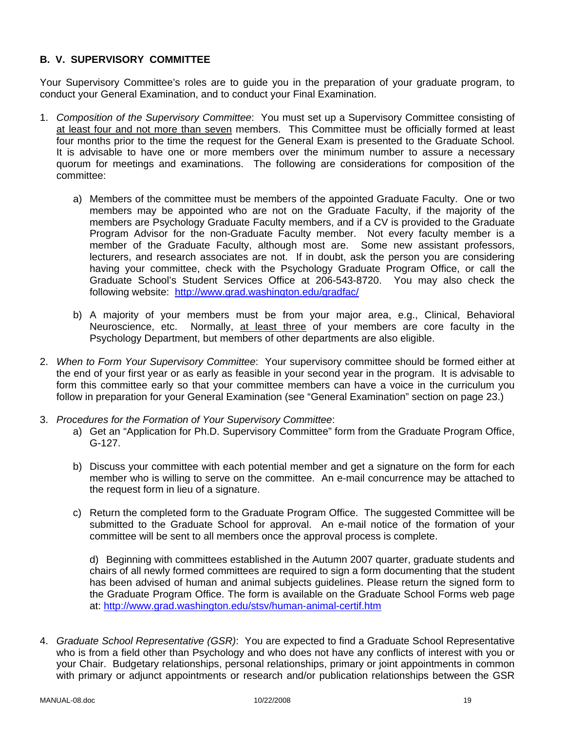## B. V. SUPERVISORY COMMITTEE

Your Supervisory Committee's roles are to guide you in the preparation of your graduate program, to conduct your General Examination, and to conduct your Final Examination.

1. *Composition of the Supervisory Committee*: You must set up a Supervisory Committee consisting of <u>at least four and not more than seven</u> members. This Committee must be officially formed at least four months prior to the time the request for the General Exam is presented to the Graduate School. It is advisable to have one or more members over the minimum number to assure a necessary quorum for meetings and examinations. The following are considerations for composition of the committee:

   a) Members of the committee must be members of the appointed Graduate Faculty. One or two members may be appointed who are not on the Graduate Faculty, if the majority of the members are Psychology Graduate Faculty members, and if a CV is provided to the Graduate Program Advisor for the non-Graduate Faculty member. Not every faculty member is a member of the Graduate Faculty, although most are. Some new assistant professors, lecturers, and research associates are not. If in doubt, ask the person you are considering having your committee, check with the Psychology Graduate Program Office, or call the Graduate School's Student Services Office at 206-543-8720. You may also check the following website: http://www.grad.washington.edu/gradfac/

   b) A majority of your members must be from your major area, e.g., Clinical, Behavioral Neuroscience, etc. Normally, <u>at least three</u> of your members are core faculty in the Psychology Department, but members of other departments are also eligible.

2. *When to Form Your Supervisory Committee*: Your supervisory committee should be formed either at the end of your first year or as early as feasible in your second year in the program. It is advisable to form this committee early so that your committee members can have a voice in the curriculum you follow in preparation for your General Examination (see "General Examination" section on page 23.)

3. *Procedures for the Formation of Your Supervisory Committee*:

   a) Get an "Application for Ph.D. Supervisory Committee" form from the Graduate Program Office, G-127.

   b) Discuss your committee with each potential member and get a signature on the form for each member who is willing to serve on the committee. An e-mail concurrence may be attached to the request form in lieu of a signature.

   c) Return the completed form to the Graduate Program Office. The suggested Committee will be submitted to the Graduate School for approval. An e-mail notice of the formation of your committee will be sent to all members once the approval process is complete.

   d) Beginning with committees established in the Autumn 2007 quarter, graduate students and chairs of all newly formed committees are required to sign a form documenting that the student has been advised of human and animal subjects guidelines. Please return the signed form to the Graduate Program Office. The form is available on the Graduate School Forms web page at: http://www.grad.washington.edu/stsv/human-animal-certif.htm

4. *Graduate School Representative (GSR)*: You are expected to find a Graduate School Representative who is from a field other than Psychology and who does not have any conflicts of interest with you or your Chair. Budgetary relationships, personal relationships, primary or joint appointments in common with primary or adjunct appointments or research and/or publication relationships between the GSR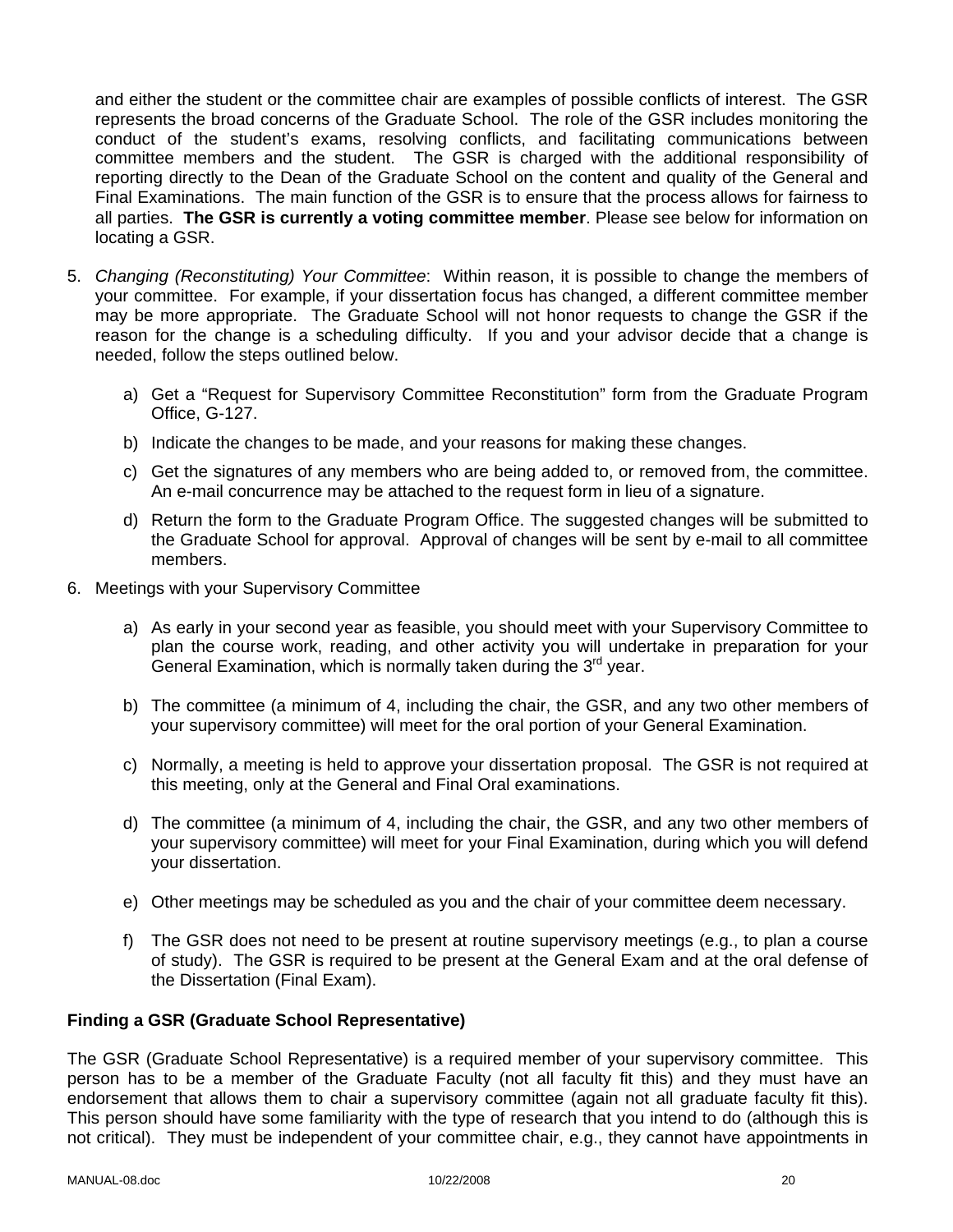and either the student or the committee chair are examples of possible conflicts of interest. The GSR represents the broad concerns of the Graduate School. The role of the GSR includes monitoring the conduct of the student's exams, resolving conflicts, and facilitating communications between committee members and the student. The GSR is charged with the additional responsibility of reporting directly to the Dean of the Graduate School on the content and quality of the General and Final Examinations. The main function of the GSR is to ensure that the process allows for fairness to all parties. **The GSR is currently a voting committee member**. Please see below for information on locating a GSR.

5. *Changing (Reconstituting) Your Committee*: Within reason, it is possible to change the members of your committee. For example, if your dissertation focus has changed, a different committee member may be more appropriate. The Graduate School will not honor requests to change the GSR if the reason for the change is a scheduling difficulty. If you and your advisor decide that a change is needed, follow the steps outlined below.

   a) Get a "Request for Supervisory Committee Reconstitution" form from the Graduate Program Office, G-127.

   b) Indicate the changes to be made, and your reasons for making these changes.

   c) Get the signatures of any members who are being added to, or removed from, the committee. An e-mail concurrence may be attached to the request form in lieu of a signature.

   d) Return the form to the Graduate Program Office. The suggested changes will be submitted to the Graduate School for approval. Approval of changes will be sent by e-mail to all committee members.

6. Meetings with your Supervisory Committee

   a) As early in your second year as feasible, you should meet with your Supervisory Committee to plan the course work, reading, and other activity you will undertake in preparation for your General Examination, which is normally taken during the 3rd year.

   b) The committee (a minimum of 4, including the chair, the GSR, and any two other members of your supervisory committee) will meet for the oral portion of your General Examination.

   c) Normally, a meeting is held to approve your dissertation proposal. The GSR is not required at this meeting, only at the General and Final Oral examinations.

   d) The committee (a minimum of 4, including the chair, the GSR, and any two other members of your supervisory committee) will meet for your Final Examination, during which you will defend your dissertation.

   e) Other meetings may be scheduled as you and the chair of your committee deem necessary.

   f) The GSR does not need to be present at routine supervisory meetings (e.g., to plan a course of study). The GSR is required to be present at the General Exam and at the oral defense of the Dissertation (Final Exam).

**Finding a GSR (Graduate School Representative)**

The GSR (Graduate School Representative) is a required member of your supervisory committee. This person has to be a member of the Graduate Faculty (not all faculty fit this) and they must have an endorsement that allows them to chair a supervisory committee (again not all graduate faculty fit this). This person should have some familiarity with the type of research that you intend to do (although this is not critical). They must be independent of your committee chair, e.g., they cannot have appointments in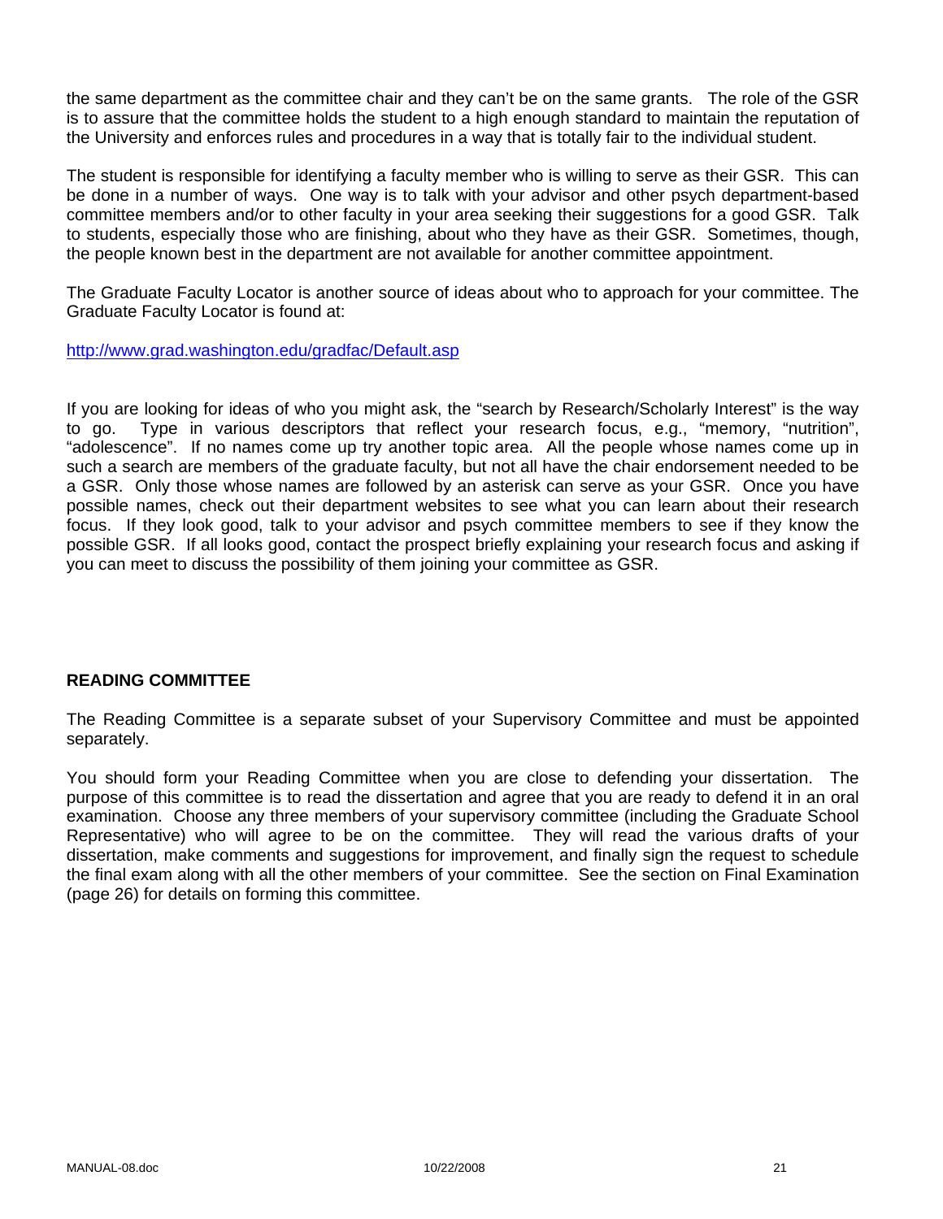the same department as the committee chair and they can't be on the same grants. The role of the GSR is to assure that the committee holds the student to a high enough standard to maintain the reputation of the University and enforces rules and procedures in a way that is totally fair to the individual student.

The student is responsible for identifying a faculty member who is willing to serve as their GSR. This can be done in a number of ways. One way is to talk with your advisor and other psych department-based committee members and/or to other faculty in your area seeking their suggestions for a good GSR. Talk to students, especially those who are finishing, about who they have as their GSR. Sometimes, though, the people known best in the department are not available for another committee appointment.

The Graduate Faculty Locator is another source of ideas about who to approach for your committee. The Graduate Faculty Locator is found at:

http://www.grad.washington.edu/gradfac/Default.asp

If you are looking for ideas of who you might ask, the "search by Research/Scholarly Interest" is the way to go. Type in various descriptors that reflect your research focus, e.g., "memory, "nutrition", "adolescence". If no names come up try another topic area. All the people whose names come up in such a search are members of the graduate faculty, but not all have the chair endorsement needed to be a GSR. Only those whose names are followed by an asterisk can serve as your GSR. Once you have possible names, check out their department websites to see what you can learn about their research focus. If they look good, talk to your advisor and psych committee members to see if they know the possible GSR. If all looks good, contact the prospect briefly explaining your research focus and asking if you can meet to discuss the possibility of them joining your committee as GSR.

**READING COMMITTEE**

The Reading Committee is a separate subset of your Supervisory Committee and must be appointed separately.

You should form your Reading Committee when you are close to defending your dissertation. The purpose of this committee is to read the dissertation and agree that you are ready to defend it in an oral examination. Choose any three members of your supervisory committee (including the Graduate School Representative) who will agree to be on the committee. They will read the various drafts of your dissertation, make comments and suggestions for improvement, and finally sign the request to schedule the final exam along with all the other members of your committee. See the section on Final Examination (page 26) for details on forming this committee.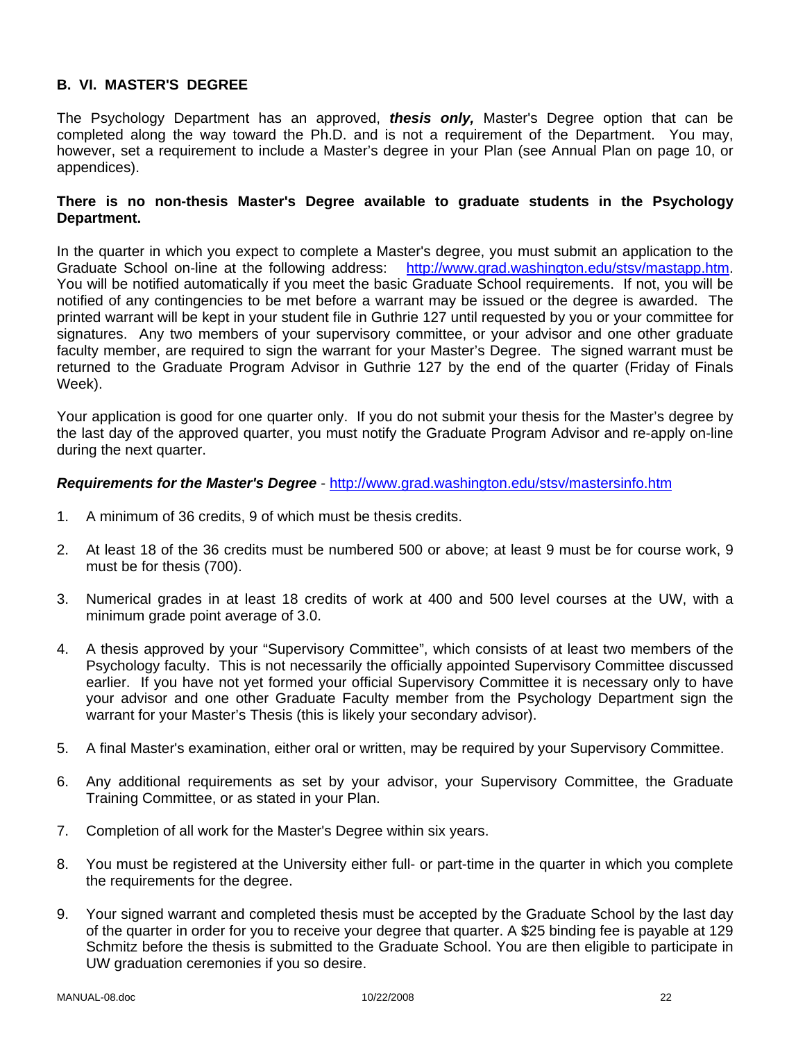## B. VI. MASTER'S DEGREE

The Psychology Department has an approved, ***thesis only,*** Master's Degree option that can be completed along the way toward the Ph.D. and is not a requirement of the Department. You may, however, set a requirement to include a Master's degree in your Plan (see Annual Plan on page 10, or appendices).

**There is no non-thesis Master's Degree available to graduate students in the Psychology Department.**

In the quarter in which you expect to complete a Master's degree, you must submit an application to the Graduate School on-line at the following address: http://www.grad.washington.edu/stsv/mastapp.htm. You will be notified automatically if you meet the basic Graduate School requirements. If not, you will be notified of any contingencies to be met before a warrant may be issued or the degree is awarded. The printed warrant will be kept in your student file in Guthrie 127 until requested by you or your committee for signatures. Any two members of your supervisory committee, or your advisor and one other graduate faculty member, are required to sign the warrant for your Master's Degree. The signed warrant must be returned to the Graduate Program Advisor in Guthrie 127 by the end of the quarter (Friday of Finals Week).

Your application is good for one quarter only. If you do not submit your thesis for the Master's degree by the last day of the approved quarter, you must notify the Graduate Program Advisor and re-apply on-line during the next quarter.

***Requirements for the Master's Degree*** - http://www.grad.washington.edu/stsv/mastersinfo.htm

1. A minimum of 36 credits, 9 of which must be thesis credits.

2. At least 18 of the 36 credits must be numbered 500 or above; at least 9 must be for course work, 9 must be for thesis (700).

3. Numerical grades in at least 18 credits of work at 400 and 500 level courses at the UW, with a minimum grade point average of 3.0.

4. A thesis approved by your "Supervisory Committee", which consists of at least two members of the Psychology faculty. This is not necessarily the officially appointed Supervisory Committee discussed earlier. If you have not yet formed your official Supervisory Committee it is necessary only to have your advisor and one other Graduate Faculty member from the Psychology Department sign the warrant for your Master's Thesis (this is likely your secondary advisor).

5. A final Master's examination, either oral or written, may be required by your Supervisory Committee.

6. Any additional requirements as set by your advisor, your Supervisory Committee, the Graduate Training Committee, or as stated in your Plan.

7. Completion of all work for the Master's Degree within six years.

8. You must be registered at the University either full- or part-time in the quarter in which you complete the requirements for the degree.

9. Your signed warrant and completed thesis must be accepted by the Graduate School by the last day of the quarter in order for you to receive your degree that quarter. A $25 binding fee is payable at 129 Schmitz before the thesis is submitted to the Graduate School. You are then eligible to participate in UW graduation ceremonies if you so desire.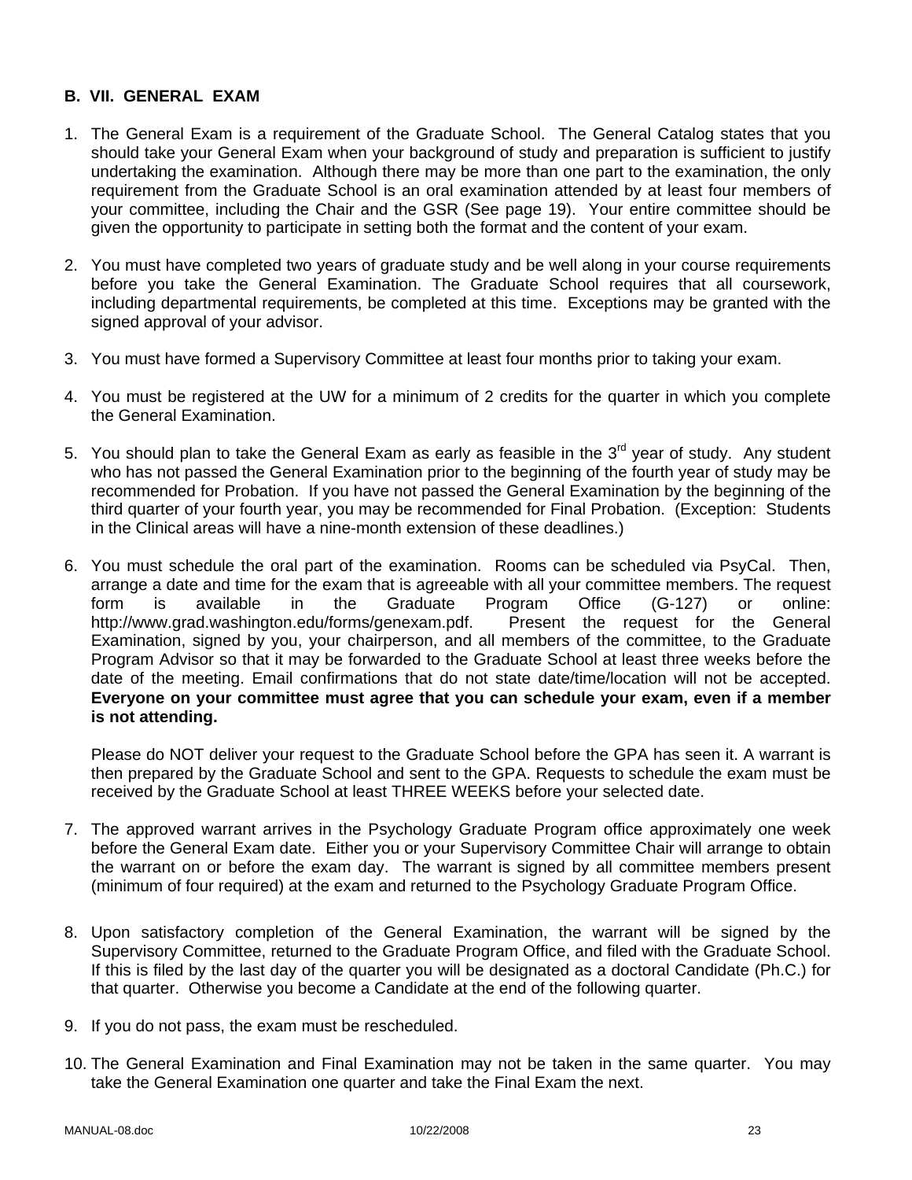## B. VII. GENERAL EXAM

1. The General Exam is a requirement of the Graduate School. The General Catalog states that you should take your General Exam when your background of study and preparation is sufficient to justify undertaking the examination. Although there may be more than one part to the examination, the only requirement from the Graduate School is an oral examination attended by at least four members of your committee, including the Chair and the GSR (See page 19). Your entire committee should be given the opportunity to participate in setting both the format and the content of your exam.

2. You must have completed two years of graduate study and be well along in your course requirements before you take the General Examination. The Graduate School requires that all coursework, including departmental requirements, be completed at this time. Exceptions may be granted with the signed approval of your advisor.

3. You must have formed a Supervisory Committee at least four months prior to taking your exam.

4. You must be registered at the UW for a minimum of 2 credits for the quarter in which you complete the General Examination.

5. You should plan to take the General Exam as early as feasible in the 3rd year of study. Any student who has not passed the General Examination prior to the beginning of the fourth year of study may be recommended for Probation. If you have not passed the General Examination by the beginning of the third quarter of your fourth year, you may be recommended for Final Probation. (Exception: Students in the Clinical areas will have a nine-month extension of these deadlines.)

6. You must schedule the oral part of the examination. Rooms can be scheduled via PsyCal. Then, arrange a date and time for the exam that is agreeable with all your committee members. The request form is available in the Graduate Program Office (G-127) or online: http://www.grad.washington.edu/forms/genexam.pdf. Present the request for the General Examination, signed by you, your chairperson, and all members of the committee, to the Graduate Program Advisor so that it may be forwarded to the Graduate School at least three weeks before the date of the meeting. Email confirmations that do not state date/time/location will not be accepted. **Everyone on your committee must agree that you can schedule your exam, even if a member is not attending.**

   Please do NOT deliver your request to the Graduate School before the GPA has seen it. A warrant is then prepared by the Graduate School and sent to the GPA. Requests to schedule the exam must be received by the Graduate School at least THREE WEEKS before your selected date.

7. The approved warrant arrives in the Psychology Graduate Program office approximately one week before the General Exam date. Either you or your Supervisory Committee Chair will arrange to obtain the warrant on or before the exam day. The warrant is signed by all committee members present (minimum of four required) at the exam and returned to the Psychology Graduate Program Office.

8. Upon satisfactory completion of the General Examination, the warrant will be signed by the Supervisory Committee, returned to the Graduate Program Office, and filed with the Graduate School. If this is filed by the last day of the quarter you will be designated as a doctoral Candidate (Ph.C.) for that quarter. Otherwise you become a Candidate at the end of the following quarter.

9. If you do not pass, the exam must be rescheduled.

10. The General Examination and Final Examination may not be taken in the same quarter. You may take the General Examination one quarter and take the Final Exam the next.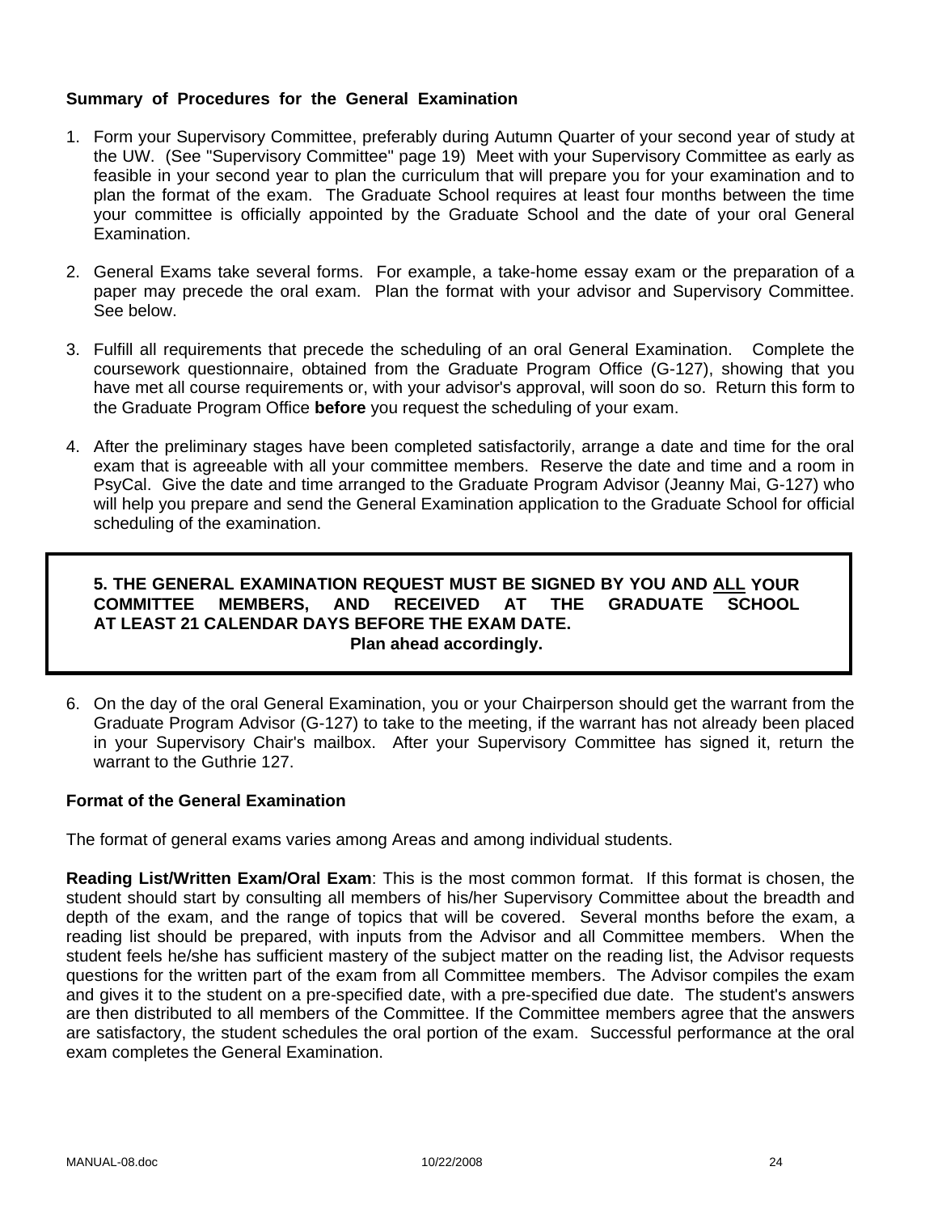**Summary of Procedures for the General Examination**

1. Form your Supervisory Committee, preferably during Autumn Quarter of your second year of study at the UW. (See "Supervisory Committee" page 19) Meet with your Supervisory Committee as early as feasible in your second year to plan the curriculum that will prepare you for your examination and to plan the format of the exam. The Graduate School requires at least four months between the time your committee is officially appointed by the Graduate School and the date of your oral General Examination.

2. General Exams take several forms. For example, a take-home essay exam or the preparation of a paper may precede the oral exam. Plan the format with your advisor and Supervisory Committee. See below.

3. Fulfill all requirements that precede the scheduling of an oral General Examination. Complete the coursework questionnaire, obtained from the Graduate Program Office (G-127), showing that you have met all course requirements or, with your advisor's approval, will soon do so. Return this form to the Graduate Program Office **before** you request the scheduling of your exam.

4. After the preliminary stages have been completed satisfactorily, arrange a date and time for the oral exam that is agreeable with all your committee members. Reserve the date and time and a room in PsyCal. Give the date and time arranged to the Graduate Program Advisor (Jeanny Mai, G-127) who will help you prepare and send the General Examination application to the Graduate School for official scheduling of the examination.

5. **THE GENERAL EXAMINATION REQUEST MUST BE SIGNED BY YOU AND <u>ALL</u> YOUR COMMITTEE MEMBERS, AND RECEIVED AT THE GRADUATE SCHOOL AT LEAST 21 CALENDAR DAYS BEFORE THE EXAM DATE.**
   **Plan ahead accordingly.**

6. On the day of the oral General Examination, you or your Chairperson should get the warrant from the Graduate Program Advisor (G-127) to take to the meeting, if the warrant has not already been placed in your Supervisory Chair's mailbox. After your Supervisory Committee has signed it, return the warrant to the Guthrie 127.

**Format of the General Examination**

The format of general exams varies among Areas and among individual students.

**Reading List/Written Exam/Oral Exam**: This is the most common format. If this format is chosen, the student should start by consulting all members of his/her Supervisory Committee about the breadth and depth of the exam, and the range of topics that will be covered. Several months before the exam, a reading list should be prepared, with inputs from the Advisor and all Committee members. When the student feels he/she has sufficient mastery of the subject matter on the reading list, the Advisor requests questions for the written part of the exam from all Committee members. The Advisor compiles the exam and gives it to the student on a pre-specified date, with a pre-specified due date. The student's answers are then distributed to all members of the Committee. If the Committee members agree that the answers are satisfactory, the student schedules the oral portion of the exam. Successful performance at the oral exam completes the General Examination.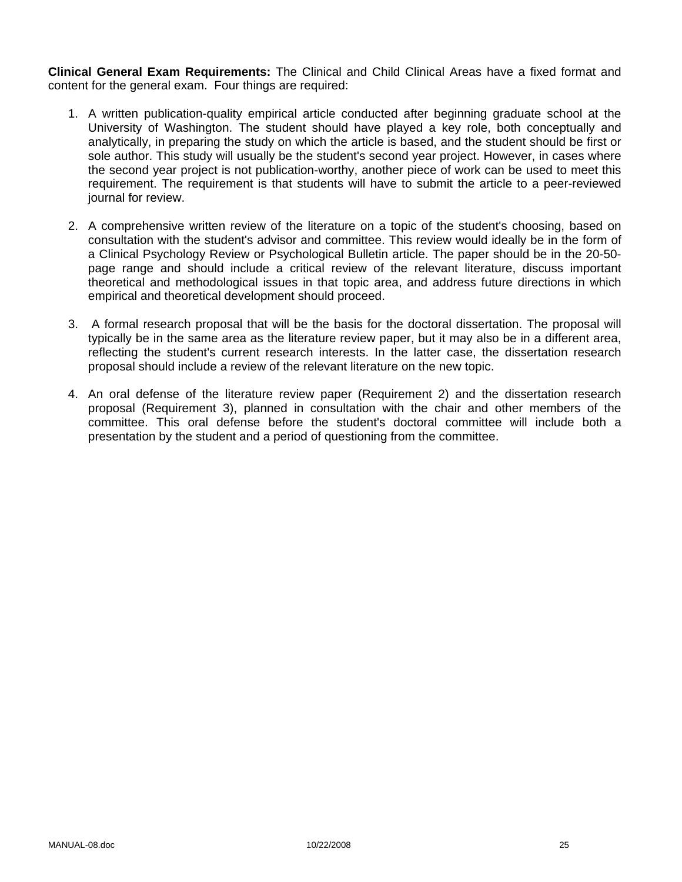**Clinical General Exam Requirements:** The Clinical and Child Clinical Areas have a fixed format and content for the general exam. Four things are required:

1. A written publication-quality empirical article conducted after beginning graduate school at the University of Washington. The student should have played a key role, both conceptually and analytically, in preparing the study on which the article is based, and the student should be first or sole author. This study will usually be the student's second year project. However, in cases where the second year project is not publication-worthy, another piece of work can be used to meet this requirement. The requirement is that students will have to submit the article to a peer-reviewed journal for review.

2. A comprehensive written review of the literature on a topic of the student's choosing, based on consultation with the student's advisor and committee. This review would ideally be in the form of a Clinical Psychology Review or Psychological Bulletin article. The paper should be in the 20-50-page range and should include a critical review of the relevant literature, discuss important theoretical and methodological issues in that topic area, and address future directions in which empirical and theoretical development should proceed.

3. A formal research proposal that will be the basis for the doctoral dissertation. The proposal will typically be in the same area as the literature review paper, but it may also be in a different area, reflecting the student's current research interests. In the latter case, the dissertation research proposal should include a review of the relevant literature on the new topic.

4. An oral defense of the literature review paper (Requirement 2) and the dissertation research proposal (Requirement 3), planned in consultation with the chair and other members of the committee. This oral defense before the student's doctoral committee will include both a presentation by the student and a period of questioning from the committee.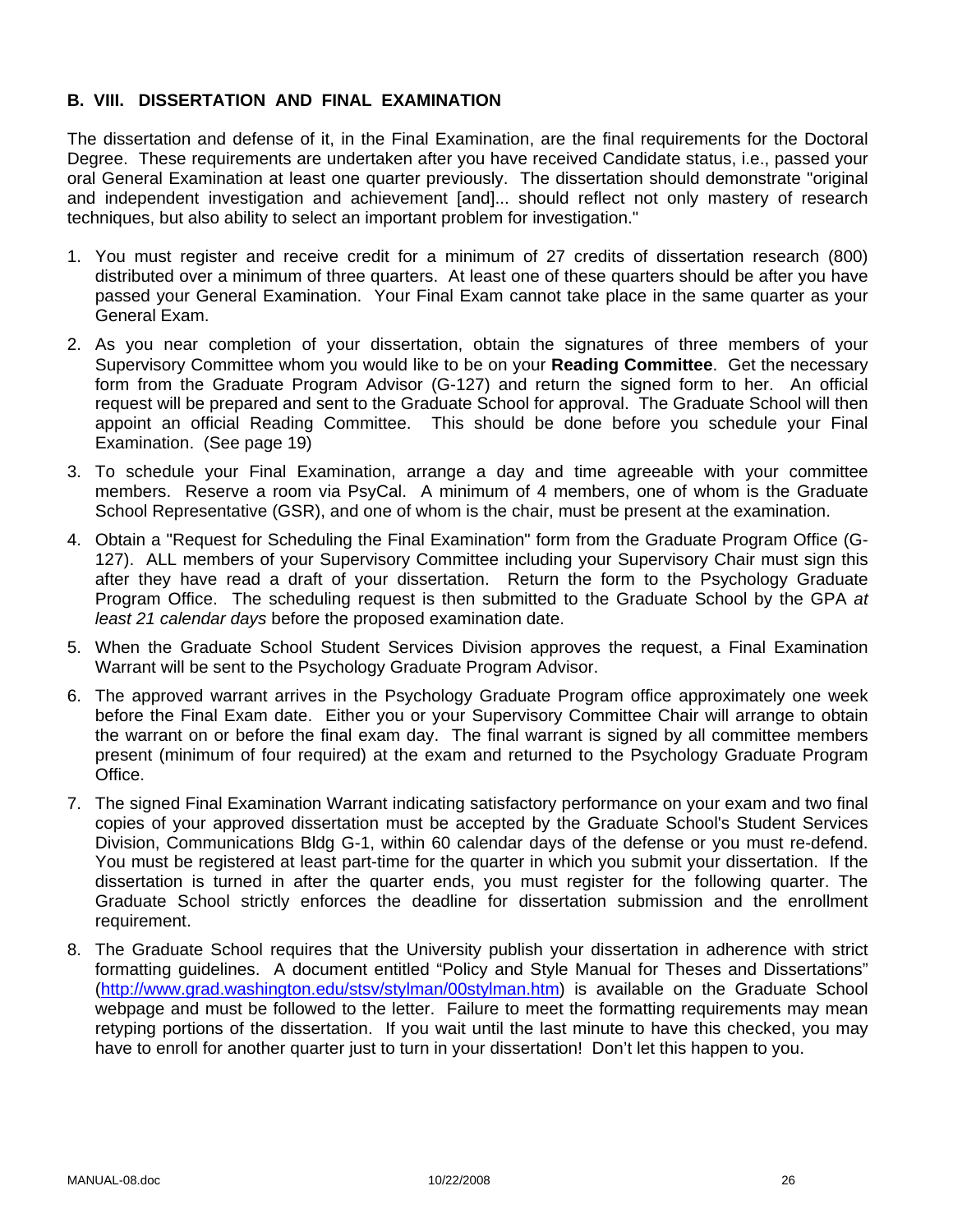## B. VIII. DISSERTATION AND FINAL EXAMINATION

The dissertation and defense of it, in the Final Examination, are the final requirements for the Doctoral Degree. These requirements are undertaken after you have received Candidate status, i.e., passed your oral General Examination at least one quarter previously. The dissertation should demonstrate "original and independent investigation and achievement [and]... should reflect not only mastery of research techniques, but also ability to select an important problem for investigation."

1. You must register and receive credit for a minimum of 27 credits of dissertation research (800) distributed over a minimum of three quarters. At least one of these quarters should be after you have passed your General Examination. Your Final Exam cannot take place in the same quarter as your General Exam.
2. As you near completion of your dissertation, obtain the signatures of three members of your Supervisory Committee whom you would like to be on your **Reading Committee**. Get the necessary form from the Graduate Program Advisor (G-127) and return the signed form to her. An official request will be prepared and sent to the Graduate School for approval. The Graduate School will then appoint an official Reading Committee. This should be done before you schedule your Final Examination. (See page 19)
3. To schedule your Final Examination, arrange a day and time agreeable with your committee members. Reserve a room via PsyCal. A minimum of 4 members, one of whom is the Graduate School Representative (GSR), and one of whom is the chair, must be present at the examination.
4. Obtain a "Request for Scheduling the Final Examination" form from the Graduate Program Office (G-127). ALL members of your Supervisory Committee including your Supervisory Chair must sign this after they have read a draft of your dissertation. Return the form to the Psychology Graduate Program Office. The scheduling request is then submitted to the Graduate School by the GPA *at least 21 calendar days* before the proposed examination date.
5. When the Graduate School Student Services Division approves the request, a Final Examination Warrant will be sent to the Psychology Graduate Program Advisor.
6. The approved warrant arrives in the Psychology Graduate Program office approximately one week before the Final Exam date. Either you or your Supervisory Committee Chair will arrange to obtain the warrant on or before the final exam day. The final warrant is signed by all committee members present (minimum of four required) at the exam and returned to the Psychology Graduate Program Office.
7. The signed Final Examination Warrant indicating satisfactory performance on your exam and two final copies of your approved dissertation must be accepted by the Graduate School's Student Services Division, Communications Bldg G-1, within 60 calendar days of the defense or you must re-defend. You must be registered at least part-time for the quarter in which you submit your dissertation. If the dissertation is turned in after the quarter ends, you must register for the following quarter. The Graduate School strictly enforces the deadline for dissertation submission and the enrollment requirement.
8. The Graduate School requires that the University publish your dissertation in adherence with strict formatting guidelines. A document entitled "Policy and Style Manual for Theses and Dissertations" (http://www.grad.washington.edu/stsv/stylman/00stylman.htm) is available on the Graduate School webpage and must be followed to the letter. Failure to meet the formatting requirements may mean retyping portions of the dissertation. If you wait until the last minute to have this checked, you may have to enroll for another quarter just to turn in your dissertation! Don't let this happen to you.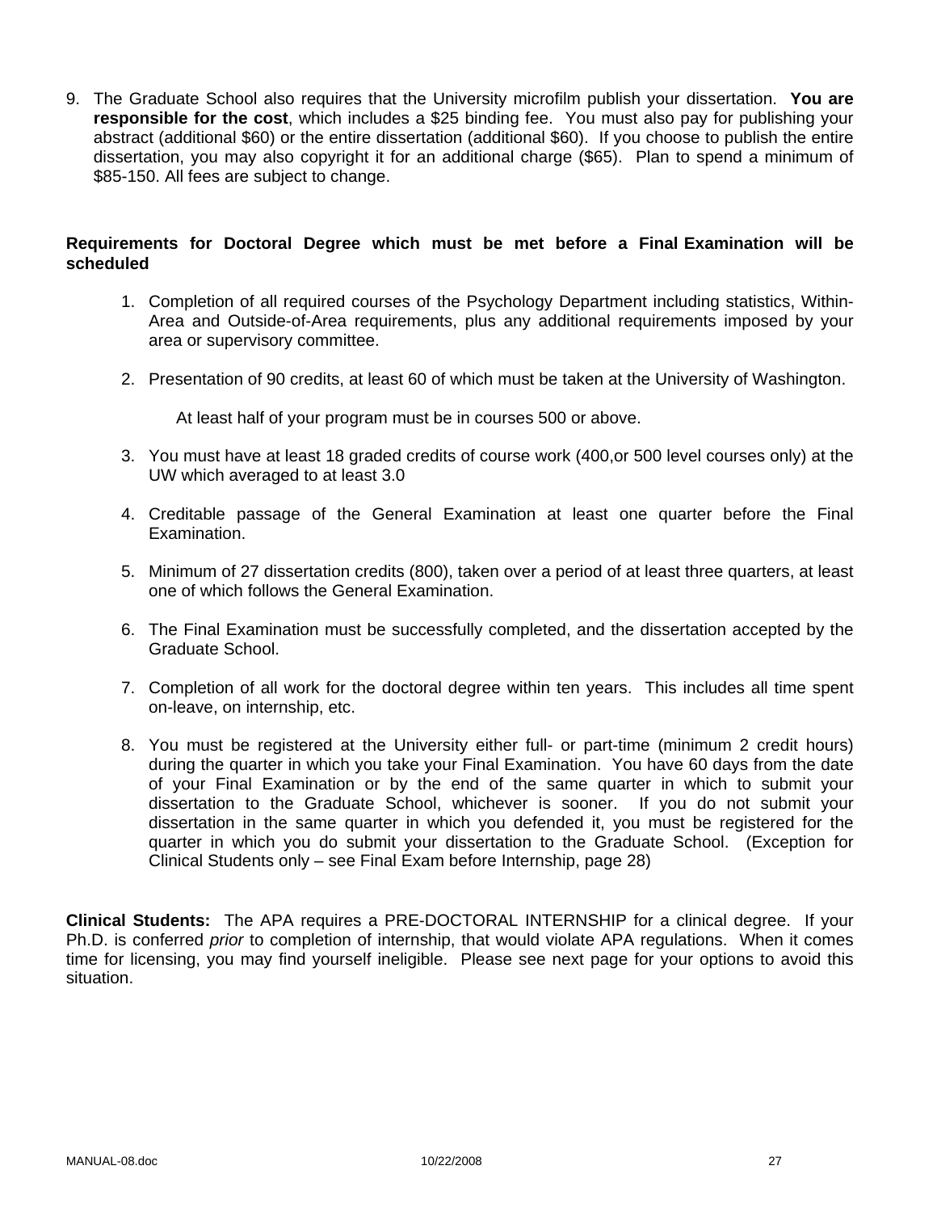9. The Graduate School also requires that the University microfilm publish your dissertation. **You are responsible for the cost**, which includes a $25 binding fee. You must also pay for publishing your abstract (additional $60) or the entire dissertation (additional $60). If you choose to publish the entire dissertation, you may also copyright it for an additional charge ($65). Plan to spend a minimum of $85-150. All fees are subject to change.

**Requirements for Doctoral Degree which must be met before a Final Examination will be scheduled**

1. Completion of all required courses of the Psychology Department including statistics, Within-Area and Outside-of-Area requirements, plus any additional requirements imposed by your area or supervisory committee.

2. Presentation of 90 credits, at least 60 of which must be taken at the University of Washington.

   At least half of your program must be in courses 500 or above.

3. You must have at least 18 graded credits of course work (400,or 500 level courses only) at the UW which averaged to at least 3.0

4. Creditable passage of the General Examination at least one quarter before the Final Examination.

5. Minimum of 27 dissertation credits (800), taken over a period of at least three quarters, at least one of which follows the General Examination.

6. The Final Examination must be successfully completed, and the dissertation accepted by the Graduate School.

7. Completion of all work for the doctoral degree within ten years. This includes all time spent on-leave, on internship, etc.

8. You must be registered at the University either full- or part-time (minimum 2 credit hours) during the quarter in which you take your Final Examination. You have 60 days from the date of your Final Examination or by the end of the same quarter in which to submit your dissertation to the Graduate School, whichever is sooner. If you do not submit your dissertation in the same quarter in which you defended it, you must be registered for the quarter in which you do submit your dissertation to the Graduate School. (Exception for Clinical Students only – see Final Exam before Internship, page 28)

**Clinical Students:** The APA requires a PRE-DOCTORAL INTERNSHIP for a clinical degree. If your Ph.D. is conferred *prior* to completion of internship, that would violate APA regulations. When it comes time for licensing, you may find yourself ineligible. Please see next page for your options to avoid this situation.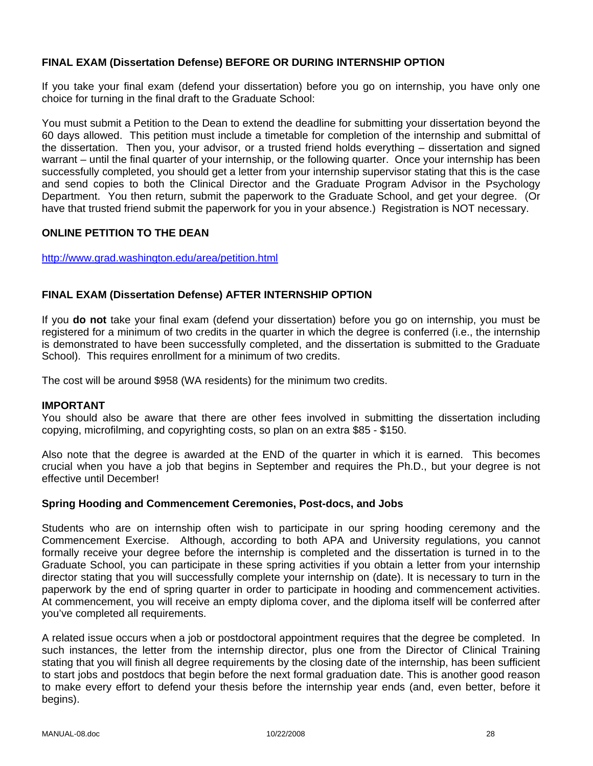### FINAL EXAM (Dissertation Defense) BEFORE OR DURING INTERNSHIP OPTION

If you take your final exam (defend your dissertation) before you go on internship, you have only one choice for turning in the final draft to the Graduate School:

You must submit a Petition to the Dean to extend the deadline for submitting your dissertation beyond the 60 days allowed. This petition must include a timetable for completion of the internship and submittal of the dissertation. Then you, your advisor, or a trusted friend holds everything – dissertation and signed warrant – until the final quarter of your internship, or the following quarter. Once your internship has been successfully completed, you should get a letter from your internship supervisor stating that this is the case and send copies to both the Clinical Director and the Graduate Program Advisor in the Psychology Department. You then return, submit the paperwork to the Graduate School, and get your degree. (Or have that trusted friend submit the paperwork for you in your absence.) Registration is NOT necessary.

### ONLINE PETITION TO THE DEAN

http://www.grad.washington.edu/area/petition.html

### FINAL EXAM (Dissertation Defense) AFTER INTERNSHIP OPTION

If you **do not** take your final exam (defend your dissertation) before you go on internship, you must be registered for a minimum of two credits in the quarter in which the degree is conferred (i.e., the internship is demonstrated to have been successfully completed, and the dissertation is submitted to the Graduate School). This requires enrollment for a minimum of two credits.

The cost will be around $958 (WA residents) for the minimum two credits.

**IMPORTANT**

You should also be aware that there are other fees involved in submitting the dissertation including copying, microfilming, and copyrighting costs, so plan on an extra $85 - $150.

Also note that the degree is awarded at the END of the quarter in which it is earned. This becomes crucial when you have a job that begins in September and requires the Ph.D., but your degree is not effective until December!

### Spring Hooding and Commencement Ceremonies, Post-docs, and Jobs

Students who are on internship often wish to participate in our spring hooding ceremony and the Commencement Exercise. Although, according to both APA and University regulations, you cannot formally receive your degree before the internship is completed and the dissertation is turned in to the Graduate School, you can participate in these spring activities if you obtain a letter from your internship director stating that you will successfully complete your internship on (date). It is necessary to turn in the paperwork by the end of spring quarter in order to participate in hooding and commencement activities. At commencement, you will receive an empty diploma cover, and the diploma itself will be conferred after you've completed all requirements.

A related issue occurs when a job or postdoctoral appointment requires that the degree be completed. In such instances, the letter from the internship director, plus one from the Director of Clinical Training stating that you will finish all degree requirements by the closing date of the internship, has been sufficient to start jobs and postdocs that begin before the next formal graduation date. This is another good reason to make every effort to defend your thesis before the internship year ends (and, even better, before it begins).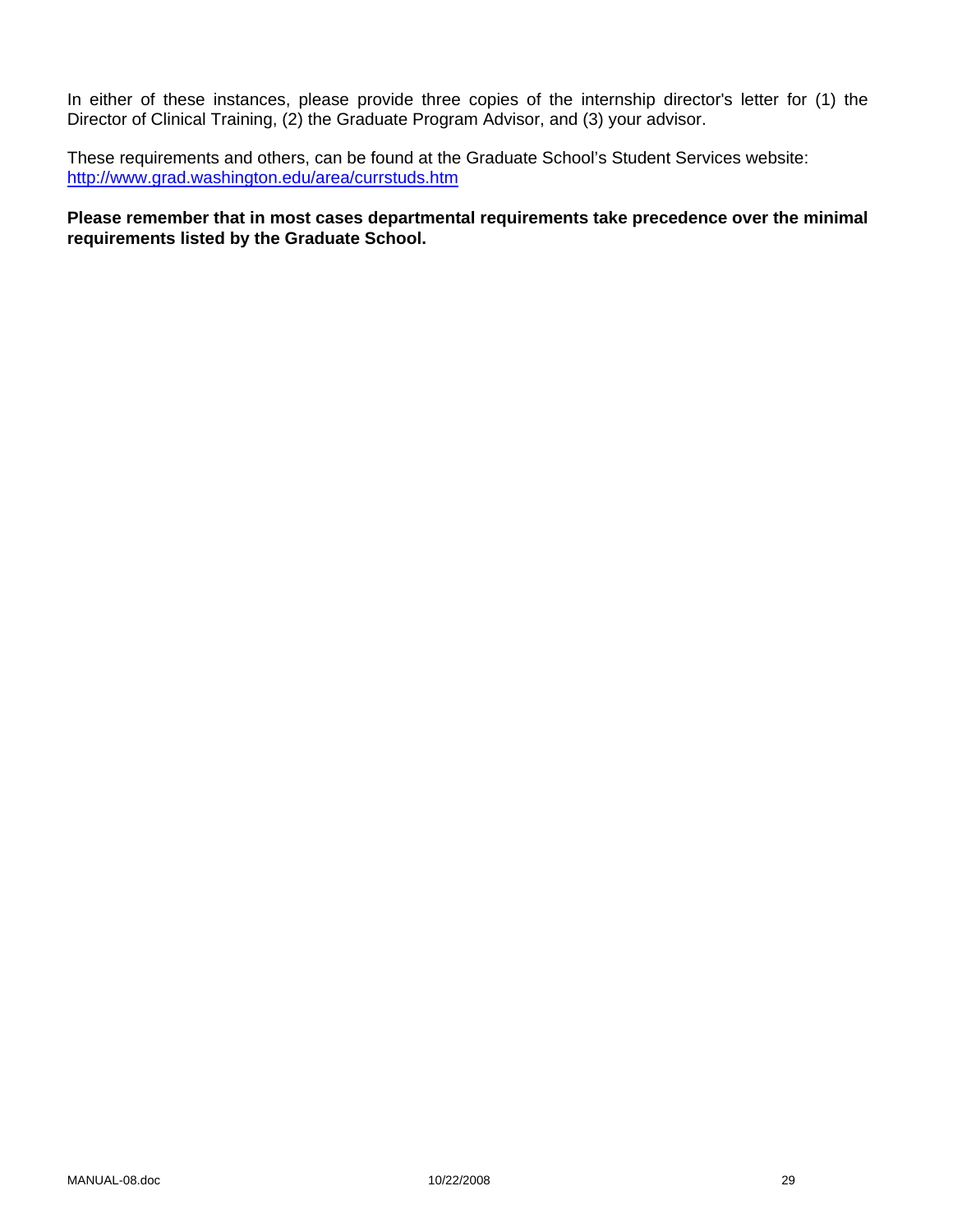In either of these instances, please provide three copies of the internship director's letter for (1) the Director of Clinical Training, (2) the Graduate Program Advisor, and (3) your advisor.

These requirements and others, can be found at the Graduate School's Student Services website: [http://www.grad.washington.edu/area/currstuds.htm](http://www.grad.washington.edu/area/currstuds.htm)

**Please remember that in most cases departmental requirements take precedence over the minimal requirements listed by the Graduate School.**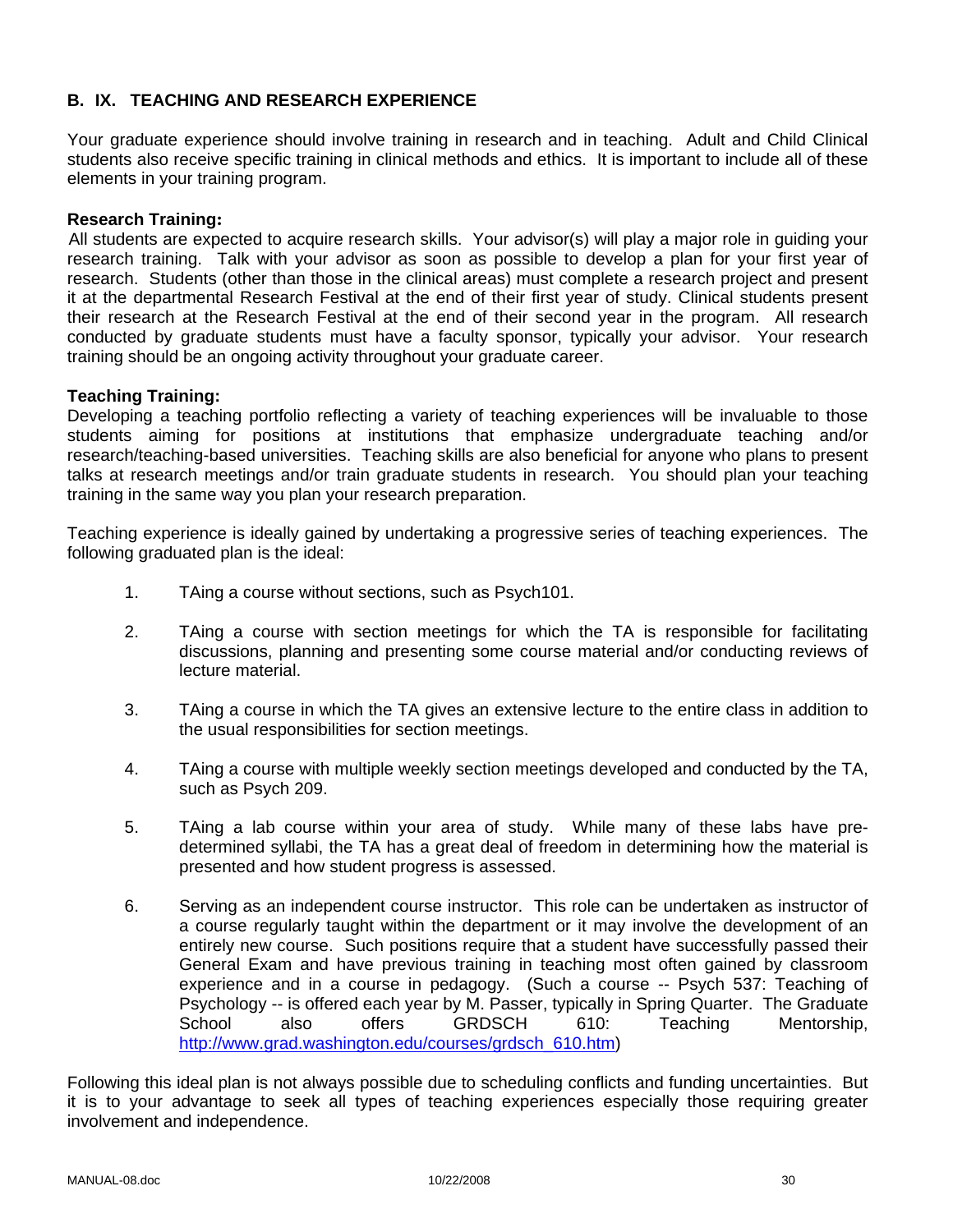## B. IX. TEACHING AND RESEARCH EXPERIENCE

Your graduate experience should involve training in research and in teaching. Adult and Child Clinical students also receive specific training in clinical methods and ethics. It is important to include all of these elements in your training program.

**Research Training:**

All students are expected to acquire research skills. Your advisor(s) will play a major role in guiding your research training. Talk with your advisor as soon as possible to develop a plan for your first year of research. Students (other than those in the clinical areas) must complete a research project and present it at the departmental Research Festival at the end of their first year of study. Clinical students present their research at the Research Festival at the end of their second year in the program. All research conducted by graduate students must have a faculty sponsor, typically your advisor. Your research training should be an ongoing activity throughout your graduate career.

**Teaching Training:**

Developing a teaching portfolio reflecting a variety of teaching experiences will be invaluable to those students aiming for positions at institutions that emphasize undergraduate teaching and/or research/teaching-based universities. Teaching skills are also beneficial for anyone who plans to present talks at research meetings and/or train graduate students in research. You should plan your teaching training in the same way you plan your research preparation.

Teaching experience is ideally gained by undertaking a progressive series of teaching experiences. The following graduated plan is the ideal:

1. TAing a course without sections, such as Psych101.

2. TAing a course with section meetings for which the TA is responsible for facilitating discussions, planning and presenting some course material and/or conducting reviews of lecture material.

3. TAing a course in which the TA gives an extensive lecture to the entire class in addition to the usual responsibilities for section meetings.

4. TAing a course with multiple weekly section meetings developed and conducted by the TA, such as Psych 209.

5. TAing a lab course within your area of study. While many of these labs have pre-determined syllabi, the TA has a great deal of freedom in determining how the material is presented and how student progress is assessed.

6. Serving as an independent course instructor. This role can be undertaken as instructor of a course regularly taught within the department or it may involve the development of an entirely new course. Such positions require that a student have successfully passed their General Exam and have previous training in teaching most often gained by classroom experience and in a course in pedagogy. (Such a course -- Psych 537: Teaching of Psychology -- is offered each year by M. Passer, typically in Spring Quarter. The Graduate School also offers GRDSCH 610: Teaching Mentorship, http://www.grad.washington.edu/courses/grdsch_610.htm)

Following this ideal plan is not always possible due to scheduling conflicts and funding uncertainties. But it is to your advantage to seek all types of teaching experiences especially those requiring greater involvement and independence.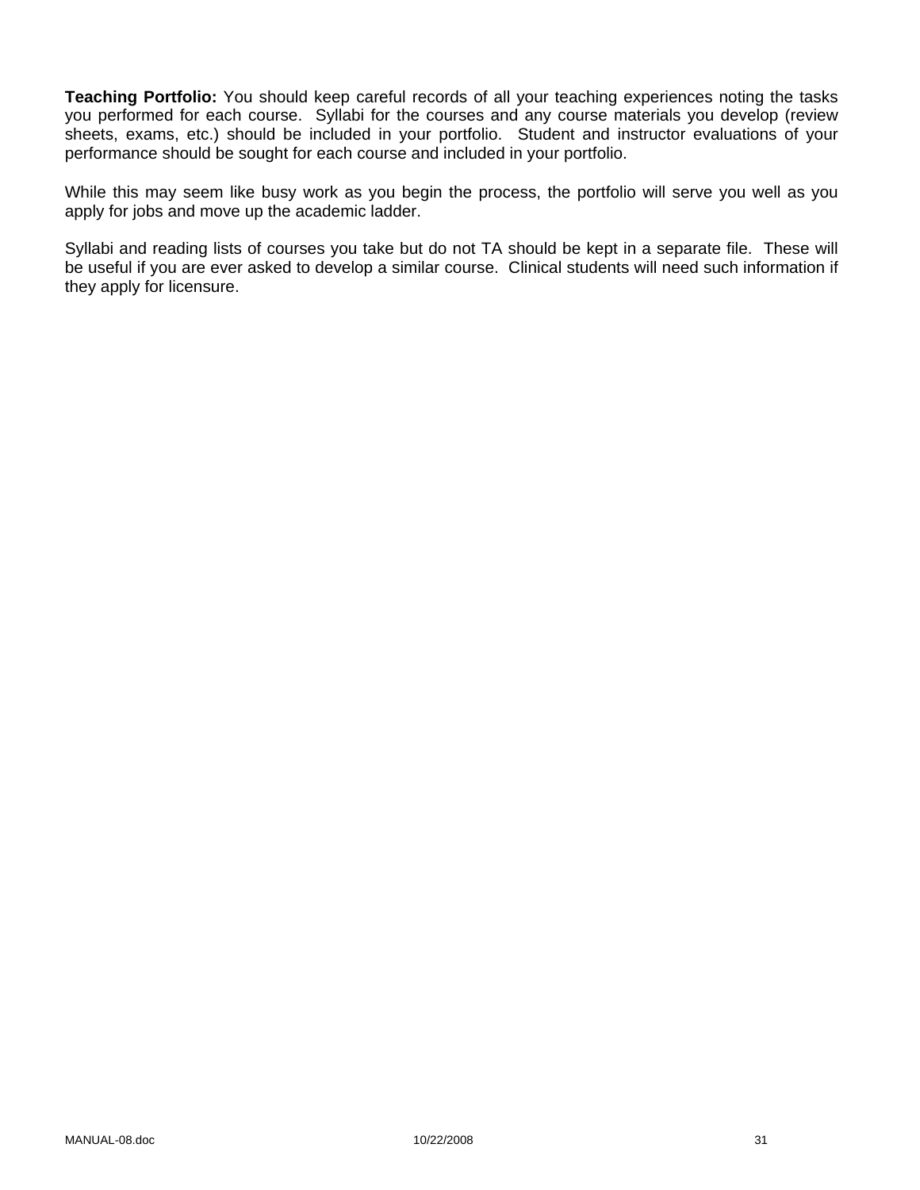**Teaching Portfolio:** You should keep careful records of all your teaching experiences noting the tasks you performed for each course. Syllabi for the courses and any course materials you develop (review sheets, exams, etc.) should be included in your portfolio. Student and instructor evaluations of your performance should be sought for each course and included in your portfolio.

While this may seem like busy work as you begin the process, the portfolio will serve you well as you apply for jobs and move up the academic ladder.

Syllabi and reading lists of courses you take but do not TA should be kept in a separate file. These will be useful if you are ever asked to develop a similar course. Clinical students will need such information if they apply for licensure.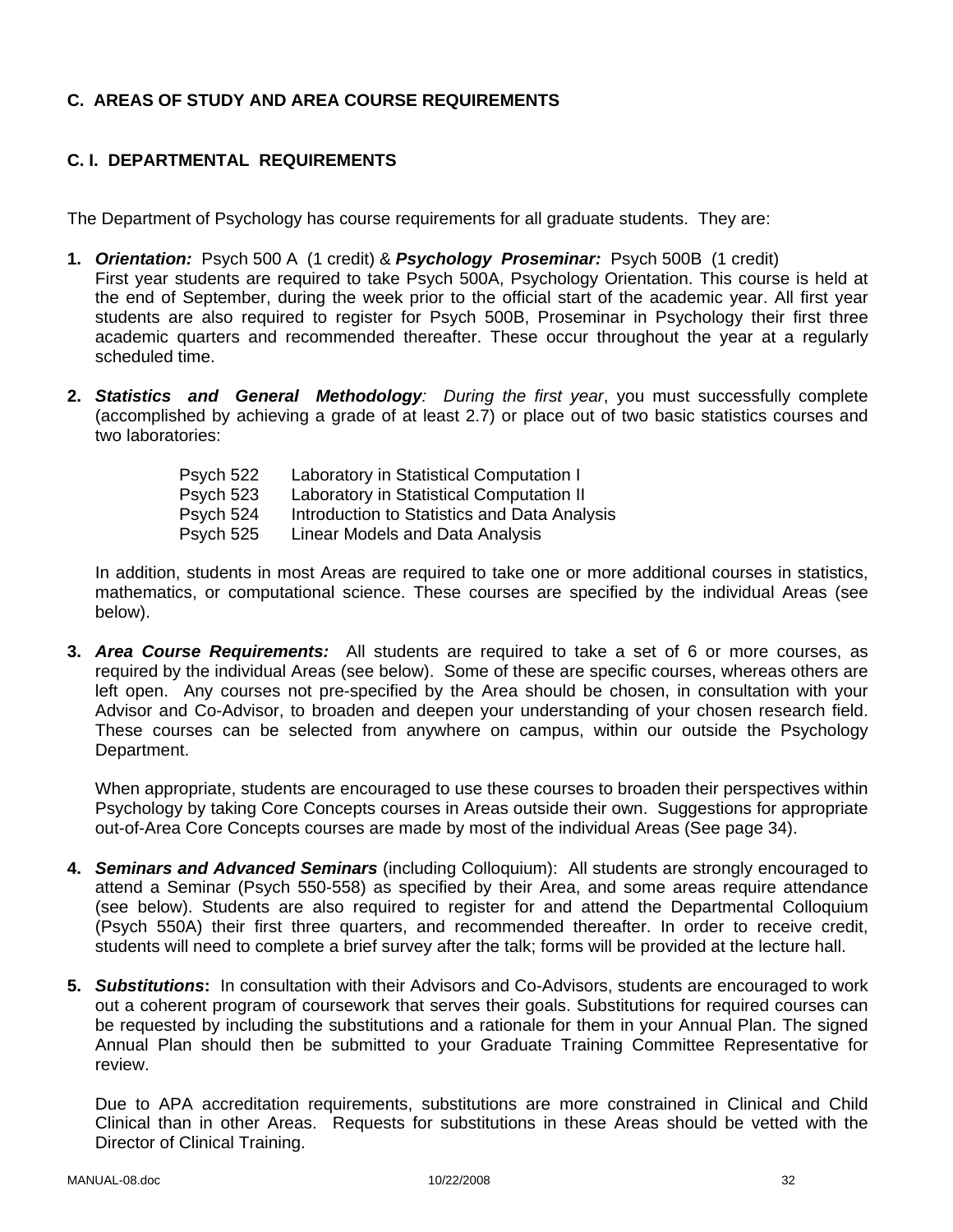## C. AREAS OF STUDY AND AREA COURSE REQUIREMENTS

### C. I. DEPARTMENTAL REQUIREMENTS

The Department of Psychology has course requirements for all graduate students. They are:

1. ***Orientation:*** Psych 500 A (1 credit) & ***Psychology Proseminar:*** Psych 500B (1 credit)
   First year students are required to take Psych 500A, Psychology Orientation. This course is held at the end of September, during the week prior to the official start of the academic year. All first year students are also required to register for Psych 500B, Proseminar in Psychology their first three academic quarters and recommended thereafter. These occur throughout the year at a regularly scheduled time.

2. ***Statistics and General Methodology**: During the first year*, you must successfully complete (accomplished by achieving a grade of at least 2.7) or place out of two basic statistics courses and two laboratories:

   | | |
   |---|---|
   | Psych 522 | Laboratory in Statistical Computation I |
   | Psych 523 | Laboratory in Statistical Computation II |
   | Psych 524 | Introduction to Statistics and Data Analysis |
   | Psych 525 | Linear Models and Data Analysis |

   In addition, students in most Areas are required to take one or more additional courses in statistics, mathematics, or computational science. These courses are specified by the individual Areas (see below).

3. ***Area Course Requirements:*** All students are required to take a set of 6 or more courses, as required by the individual Areas (see below). Some of these are specific courses, whereas others are left open. Any courses not pre-specified by the Area should be chosen, in consultation with your Advisor and Co-Advisor, to broaden and deepen your understanding of your chosen research field. These courses can be selected from anywhere on campus, within our outside the Psychology Department.

   When appropriate, students are encouraged to use these courses to broaden their perspectives within Psychology by taking Core Concepts courses in Areas outside their own. Suggestions for appropriate out-of-Area Core Concepts courses are made by most of the individual Areas (See page 34).

4. ***Seminars and Advanced Seminars*** (including Colloquium): All students are strongly encouraged to attend a Seminar (Psych 550-558) as specified by their Area, and some areas require attendance (see below). Students are also required to register for and attend the Departmental Colloquium (Psych 550A) their first three quarters, and recommended thereafter. In order to receive credit, students will need to complete a brief survey after the talk; forms will be provided at the lecture hall.

5. ***Substitutions*:** In consultation with their Advisors and Co-Advisors, students are encouraged to work out a coherent program of coursework that serves their goals. Substitutions for required courses can be requested by including the substitutions and a rationale for them in your Annual Plan. The signed Annual Plan should then be submitted to your Graduate Training Committee Representative for review.

   Due to APA accreditation requirements, substitutions are more constrained in Clinical and Child Clinical than in other Areas. Requests for substitutions in these Areas should be vetted with the Director of Clinical Training.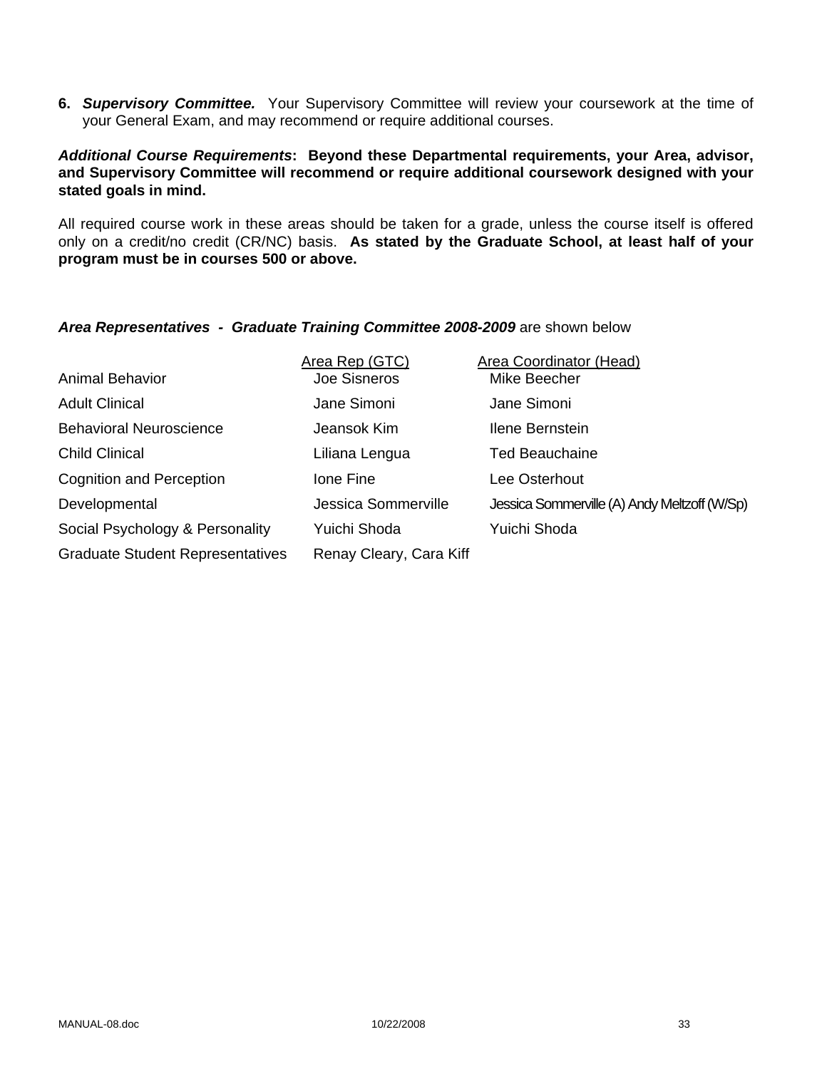6. ***Supervisory Committee.*** Your Supervisory Committee will review your coursework at the time of your General Exam, and may recommend or require additional courses.

***Additional Course Requirements*: Beyond these Departmental requirements, your Area, advisor, and Supervisory Committee will recommend or require additional coursework designed with your stated goals in mind.**

All required course work in these areas should be taken for a grade, unless the course itself is offered only on a credit/no credit (CR/NC) basis. **As stated by the Graduate School, at least half of your program must be in courses 500 or above.**

***Area Representatives - Graduate Training Committee 2008-2009*** are shown below

| | Area Rep (GTC) | Area Coordinator (Head) |
|---|---|---|
| Animal Behavior | Joe Sisneros | Mike Beecher |
| Adult Clinical | Jane Simoni | Jane Simoni |
| Behavioral Neuroscience | Jeansok Kim | Ilene Bernstein |
| Child Clinical | Liliana Lengua | Ted Beauchaine |
| Cognition and Perception | Ione Fine | Lee Osterhout |
| Developmental | Jessica Sommerville | Jessica Sommerville (A) Andy Meltzoff (W/Sp) |
| Social Psychology & Personality | Yuichi Shoda | Yuichi Shoda |
| Graduate Student Representatives | Renay Cleary, Cara Kiff | |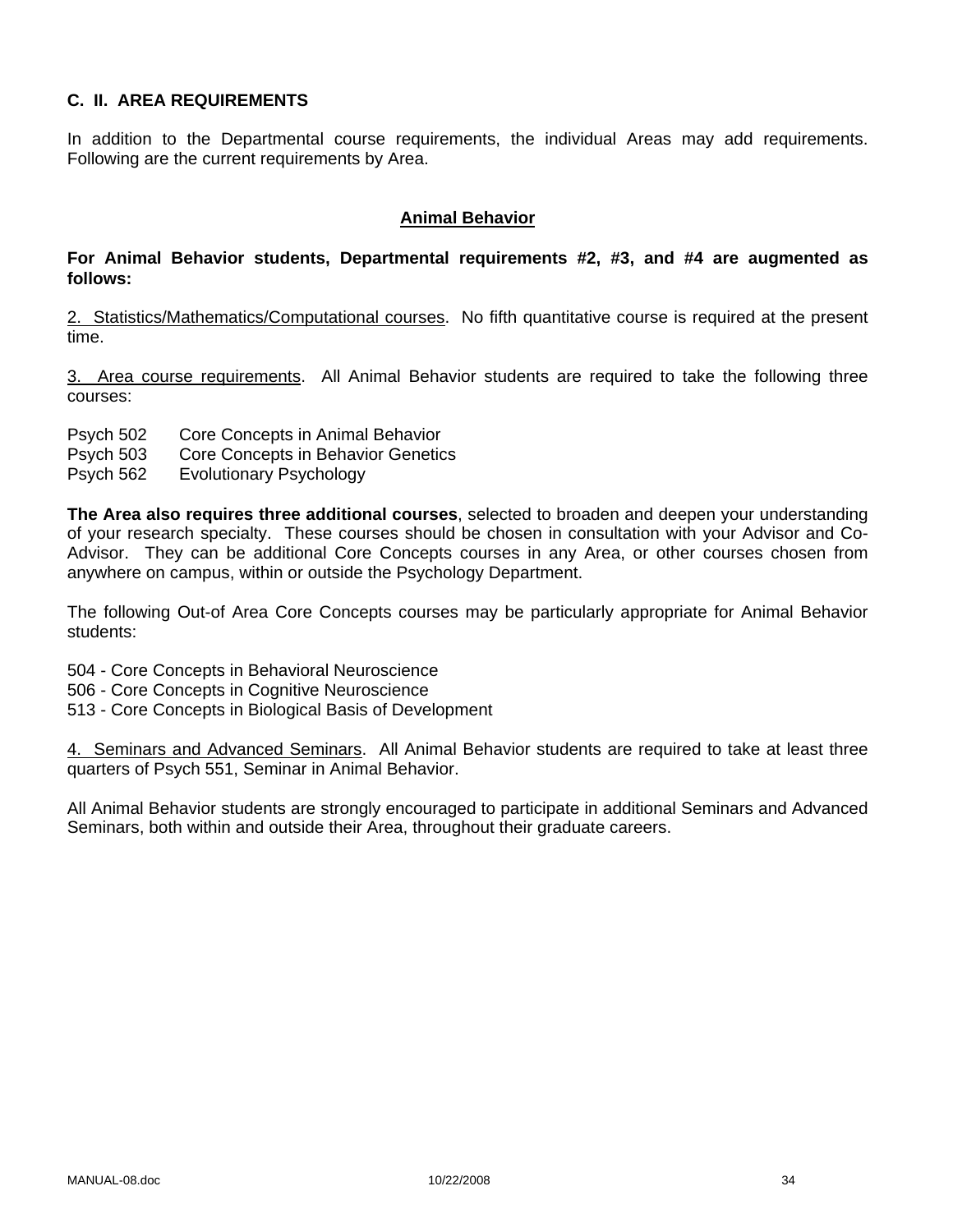## C. II. AREA REQUIREMENTS

In addition to the Departmental course requirements, the individual Areas may add requirements. Following are the current requirements by Area.

### Animal Behavior

**For Animal Behavior students, Departmental requirements #2, #3, and #4 are augmented as follows:**

2. Statistics/Mathematics/Computational courses. No fifth quantitative course is required at the present time.

3. Area course requirements. All Animal Behavior students are required to take the following three courses:

Psych 502 Core Concepts in Animal Behavior
Psych 503 Core Concepts in Behavior Genetics
Psych 562 Evolutionary Psychology

**The Area also requires three additional courses**, selected to broaden and deepen your understanding of your research specialty. These courses should be chosen in consultation with your Advisor and Co-Advisor. They can be additional Core Concepts courses in any Area, or other courses chosen from anywhere on campus, within or outside the Psychology Department.

The following Out-of Area Core Concepts courses may be particularly appropriate for Animal Behavior students:

504 - Core Concepts in Behavioral Neuroscience
506 - Core Concepts in Cognitive Neuroscience
513 - Core Concepts in Biological Basis of Development

4. Seminars and Advanced Seminars. All Animal Behavior students are required to take at least three quarters of Psych 551, Seminar in Animal Behavior.

All Animal Behavior students are strongly encouraged to participate in additional Seminars and Advanced Seminars, both within and outside their Area, throughout their graduate careers.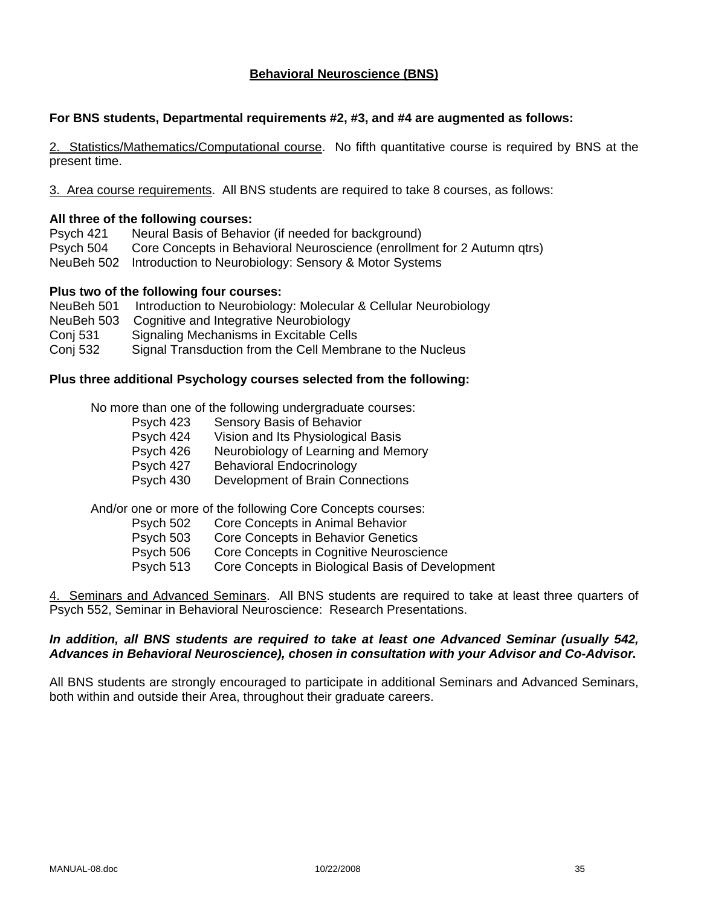## Behavioral Neuroscience (BNS)

**For BNS students, Departmental requirements #2, #3, and #4 are augmented as follows:**

2. Statistics/Mathematics/Computational course. No fifth quantitative course is required by BNS at the present time.

3. Area course requirements. All BNS students are required to take 8 courses, as follows:

**All three of the following courses:**

Psych 421 Neural Basis of Behavior (if needed for background)
Psych 504 Core Concepts in Behavioral Neuroscience (enrollment for 2 Autumn qtrs)
NeuBeh 502 Introduction to Neurobiology: Sensory & Motor Systems

**Plus two of the following four courses:**

NeuBeh 501 Introduction to Neurobiology: Molecular & Cellular Neurobiology
NeuBeh 503 Cognitive and Integrative Neurobiology
Conj 531 Signaling Mechanisms in Excitable Cells
Conj 532 Signal Transduction from the Cell Membrane to the Nucleus

**Plus three additional Psychology courses selected from the following:**

No more than one of the following undergraduate courses:

- Psych 423 Sensory Basis of Behavior
- Psych 424 Vision and Its Physiological Basis
- Psych 426 Neurobiology of Learning and Memory
- Psych 427 Behavioral Endocrinology
- Psych 430 Development of Brain Connections

And/or one or more of the following Core Concepts courses:

- Psych 502 Core Concepts in Animal Behavior
- Psych 503 Core Concepts in Behavior Genetics
- Psych 506 Core Concepts in Cognitive Neuroscience
- Psych 513 Core Concepts in Biological Basis of Development

4. Seminars and Advanced Seminars. All BNS students are required to take at least three quarters of Psych 552, Seminar in Behavioral Neuroscience: Research Presentations.

***In addition, all BNS students are required to take at least one Advanced Seminar (usually 542, Advances in Behavioral Neuroscience), chosen in consultation with your Advisor and Co-Advisor.***

All BNS students are strongly encouraged to participate in additional Seminars and Advanced Seminars, both within and outside their Area, throughout their graduate careers.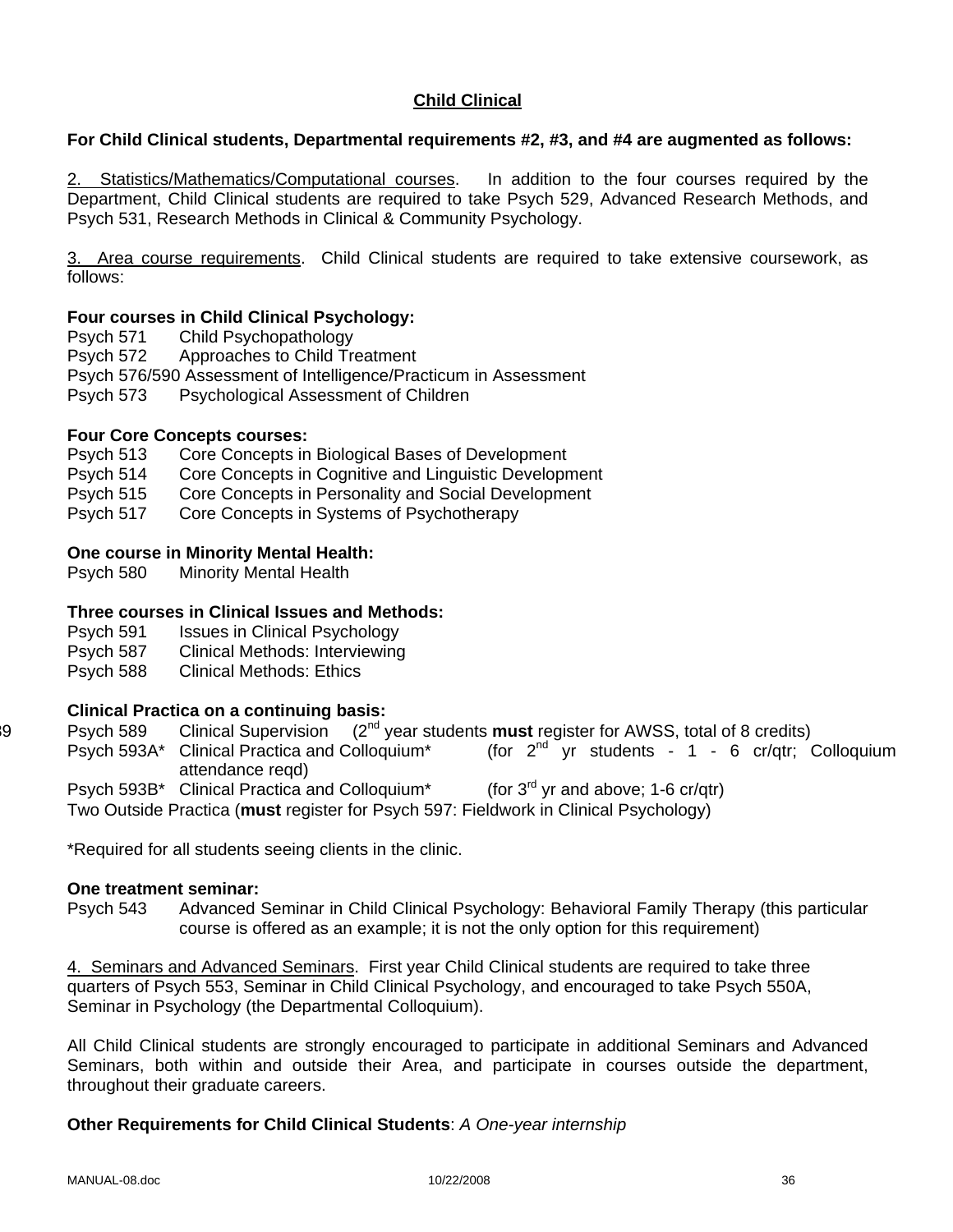## Child Clinical

**For Child Clinical students, Departmental requirements #2, #3, and #4 are augmented as follows:**

2. Statistics/Mathematics/Computational courses. In addition to the four courses required by the Department, Child Clinical students are required to take Psych 529, Advanced Research Methods, and Psych 531, Research Methods in Clinical & Community Psychology.

3. Area course requirements. Child Clinical students are required to take extensive coursework, as follows:

**Four courses in Child Clinical Psychology:**

Psych 571 Child Psychopathology
Psych 572 Approaches to Child Treatment
Psych 576/590 Assessment of Intelligence/Practicum in Assessment
Psych 573 Psychological Assessment of Children

**Four Core Concepts courses:**

Psych 513 Core Concepts in Biological Bases of Development
Psych 514 Core Concepts in Cognitive and Linguistic Development
Psych 515 Core Concepts in Personality and Social Development
Psych 517 Core Concepts in Systems of Psychotherapy

**One course in Minority Mental Health:**

Psych 580 Minority Mental Health

**Three courses in Clinical Issues and Methods:**

Psych 591 Issues in Clinical Psychology
Psych 587 Clinical Methods: Interviewing
Psych 588 Clinical Methods: Ethics

**Clinical Practica on a continuing basis:**

Psych 589 Clinical Supervision (2nd year students **must** register for AWSS, total of 8 credits)
Psych 593A* Clinical Practica and Colloquium* (for 2nd yr students - 1 - 6 cr/qtr; Colloquium attendance reqd)
Psych 593B* Clinical Practica and Colloquium* (for 3rd yr and above; 1-6 cr/qtr)
Two Outside Practica (**must** register for Psych 597: Fieldwork in Clinical Psychology)

*Required for all students seeing clients in the clinic.

**One treatment seminar:**

Psych 543 Advanced Seminar in Child Clinical Psychology: Behavioral Family Therapy (this particular course is offered as an example; it is not the only option for this requirement)

4. Seminars and Advanced Seminars. First year Child Clinical students are required to take three quarters of Psych 553, Seminar in Child Clinical Psychology, and encouraged to take Psych 550A, Seminar in Psychology (the Departmental Colloquium).

All Child Clinical students are strongly encouraged to participate in additional Seminars and Advanced Seminars, both within and outside their Area, and participate in courses outside the department, throughout their graduate careers.

**Other Requirements for Child Clinical Students**: *A One-year internship*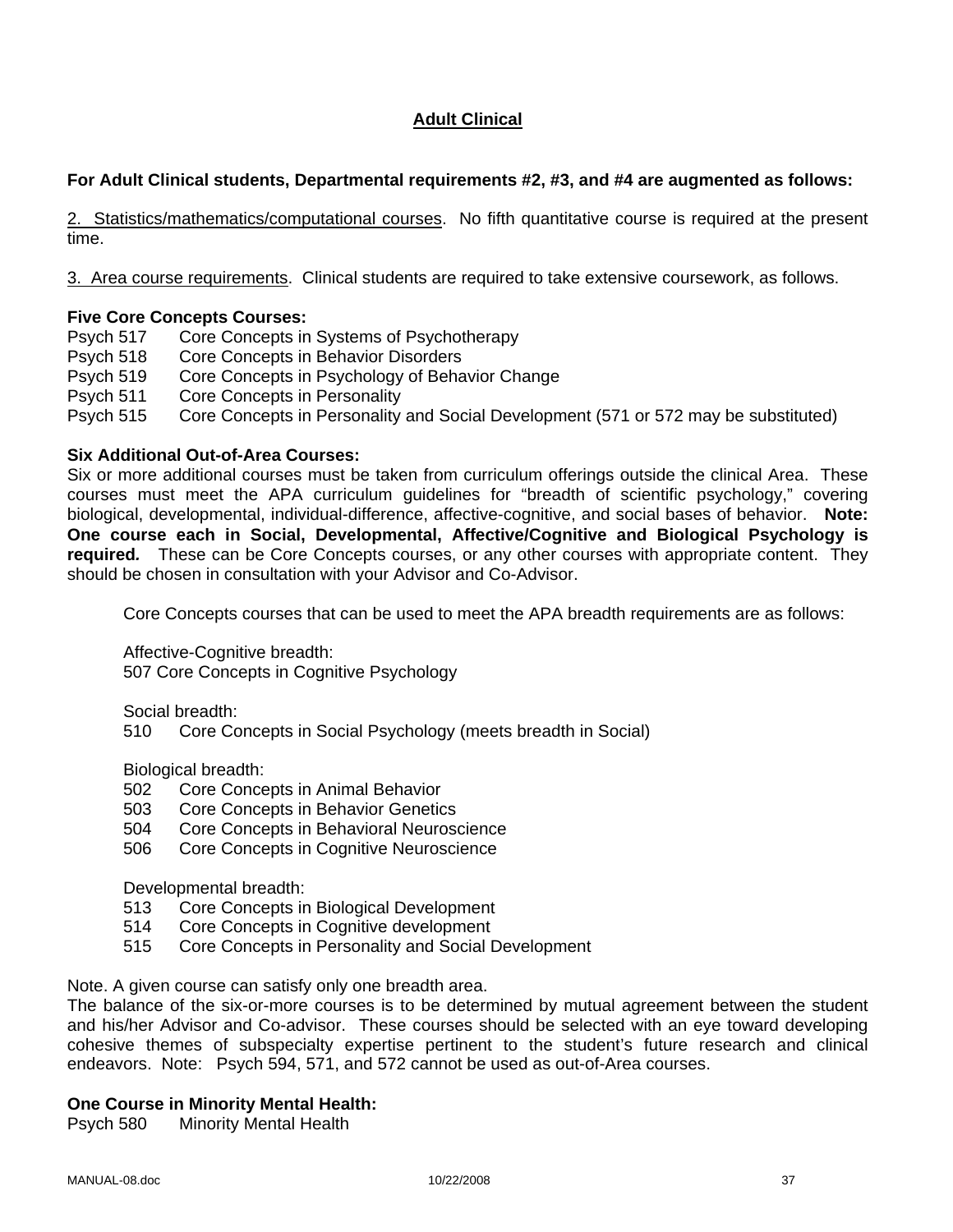## Adult Clinical

**For Adult Clinical students, Departmental requirements #2, #3, and #4 are augmented as follows:**

2. Statistics/mathematics/computational courses. No fifth quantitative course is required at the present time.

3. Area course requirements. Clinical students are required to take extensive coursework, as follows.

**Five Core Concepts Courses:**

Psych 517 Core Concepts in Systems of Psychotherapy
Psych 518 Core Concepts in Behavior Disorders
Psych 519 Core Concepts in Psychology of Behavior Change
Psych 511 Core Concepts in Personality
Psych 515 Core Concepts in Personality and Social Development (571 or 572 may be substituted)

**Six Additional Out-of-Area Courses:**

Six or more additional courses must be taken from curriculum offerings outside the clinical Area. These courses must meet the APA curriculum guidelines for "breadth of scientific psychology," covering biological, developmental, individual-difference, affective-cognitive, and social bases of behavior. **Note: One course each in Social, Developmental, Affective/Cognitive and Biological Psychology is required.** These can be Core Concepts courses, or any other courses with appropriate content. They should be chosen in consultation with your Advisor and Co-Advisor.

Core Concepts courses that can be used to meet the APA breadth requirements are as follows:

Affective-Cognitive breadth:
507 Core Concepts in Cognitive Psychology

Social breadth:
510 Core Concepts in Social Psychology (meets breadth in Social)

Biological breadth:
502 Core Concepts in Animal Behavior
503 Core Concepts in Behavior Genetics
504 Core Concepts in Behavioral Neuroscience
506 Core Concepts in Cognitive Neuroscience

Developmental breadth:
513 Core Concepts in Biological Development
514 Core Concepts in Cognitive development
515 Core Concepts in Personality and Social Development

Note. A given course can satisfy only one breadth area.
The balance of the six-or-more courses is to be determined by mutual agreement between the student and his/her Advisor and Co-advisor. These courses should be selected with an eye toward developing cohesive themes of subspecialty expertise pertinent to the student's future research and clinical endeavors. Note: Psych 594, 571, and 572 cannot be used as out-of-Area courses.

**One Course in Minority Mental Health:**

Psych 580 Minority Mental Health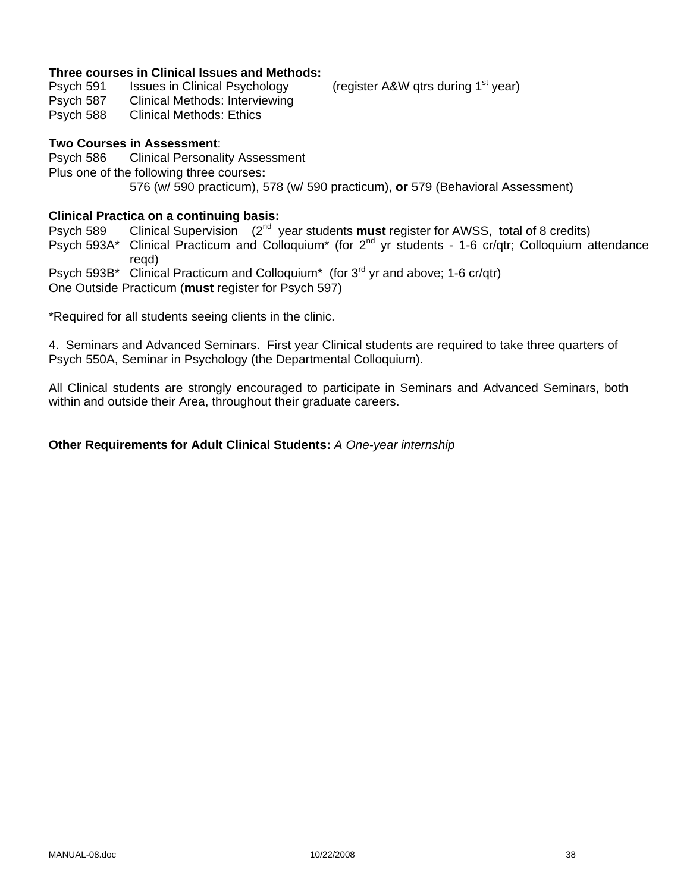**Three courses in Clinical Issues and Methods:**

Psych 591 Issues in Clinical Psychology (register A&W qtrs during 1st year)
Psych 587 Clinical Methods: Interviewing
Psych 588 Clinical Methods: Ethics

**Two Courses in Assessment**:

Psych 586 Clinical Personality Assessment
Plus one of the following three courses**:**
576 (w/ 590 practicum), 578 (w/ 590 practicum), **or** 579 (Behavioral Assessment)

**Clinical Practica on a continuing basis:**

Psych 589 Clinical Supervision (2nd year students **must** register for AWSS, total of 8 credits)
Psych 593A* Clinical Practicum and Colloquium* (for 2nd yr students - 1-6 cr/qtr; Colloquium attendance reqd)
Psych 593B* Clinical Practicum and Colloquium* (for 3rd yr and above; 1-6 cr/qtr)
One Outside Practicum (**must** register for Psych 597)

*Required for all students seeing clients in the clinic.

4. Seminars and Advanced Seminars. First year Clinical students are required to take three quarters of Psych 550A, Seminar in Psychology (the Departmental Colloquium).

All Clinical students are strongly encouraged to participate in Seminars and Advanced Seminars, both within and outside their Area, throughout their graduate careers.

**Other Requirements for Adult Clinical Students:** *A One-year internship*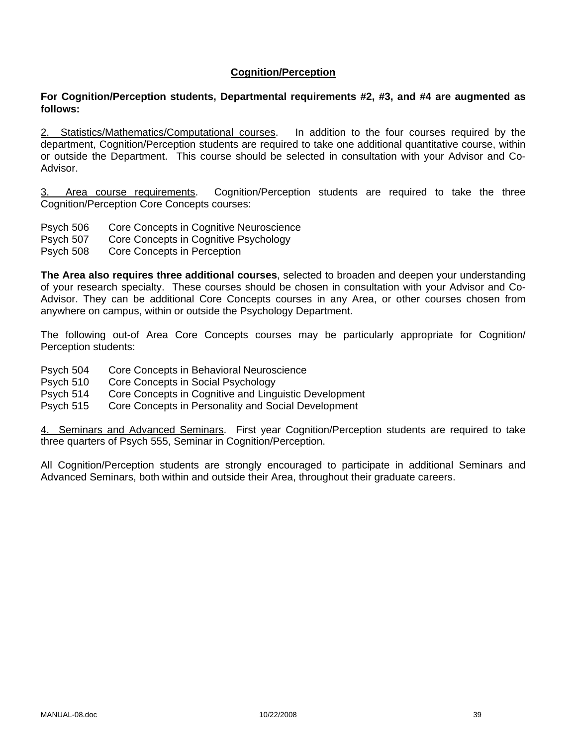## Cognition/Perception

**For Cognition/Perception students, Departmental requirements #2, #3, and #4 are augmented as follows:**

2. Statistics/Mathematics/Computational courses. In addition to the four courses required by the department, Cognition/Perception students are required to take one additional quantitative course, within or outside the Department. This course should be selected in consultation with your Advisor and Co-Advisor.

3. Area course requirements. Cognition/Perception students are required to take the three Cognition/Perception Core Concepts courses:

Psych 506 Core Concepts in Cognitive Neuroscience
Psych 507 Core Concepts in Cognitive Psychology
Psych 508 Core Concepts in Perception

**The Area also requires three additional courses**, selected to broaden and deepen your understanding of your research specialty. These courses should be chosen in consultation with your Advisor and Co-Advisor. They can be additional Core Concepts courses in any Area, or other courses chosen from anywhere on campus, within or outside the Psychology Department.

The following out-of Area Core Concepts courses may be particularly appropriate for Cognition/ Perception students:

Psych 504 Core Concepts in Behavioral Neuroscience
Psych 510 Core Concepts in Social Psychology
Psych 514 Core Concepts in Cognitive and Linguistic Development
Psych 515 Core Concepts in Personality and Social Development

4. Seminars and Advanced Seminars. First year Cognition/Perception students are required to take three quarters of Psych 555, Seminar in Cognition/Perception.

All Cognition/Perception students are strongly encouraged to participate in additional Seminars and Advanced Seminars, both within and outside their Area, throughout their graduate careers.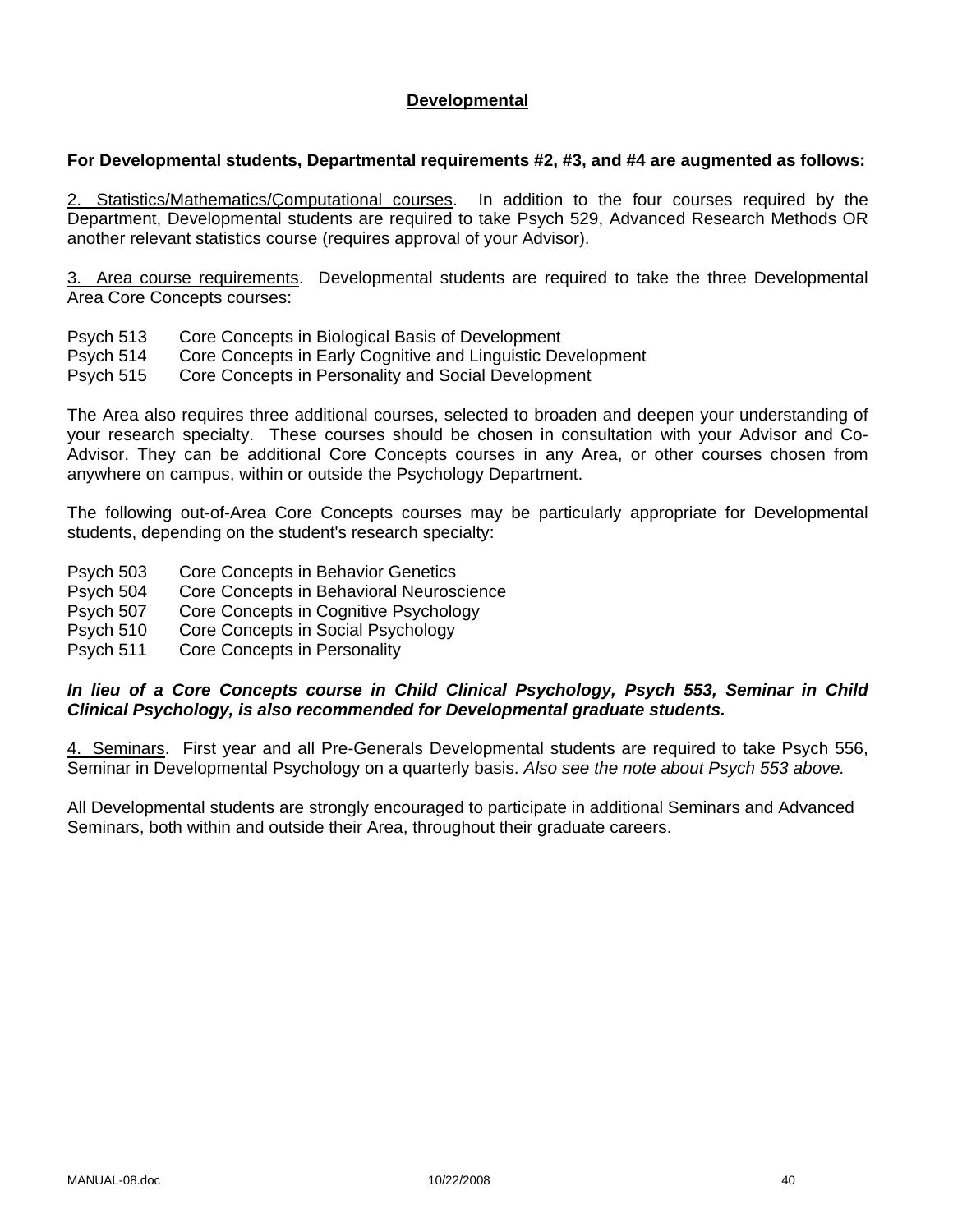## Developmental

**For Developmental students, Departmental requirements #2, #3, and #4 are augmented as follows:**

2. Statistics/Mathematics/Computational courses. In addition to the four courses required by the Department, Developmental students are required to take Psych 529, Advanced Research Methods OR another relevant statistics course (requires approval of your Advisor).

3. Area course requirements. Developmental students are required to take the three Developmental Area Core Concepts courses:

Psych 513 Core Concepts in Biological Basis of Development
Psych 514 Core Concepts in Early Cognitive and Linguistic Development
Psych 515 Core Concepts in Personality and Social Development

The Area also requires three additional courses, selected to broaden and deepen your understanding of your research specialty. These courses should be chosen in consultation with your Advisor and Co-Advisor. They can be additional Core Concepts courses in any Area, or other courses chosen from anywhere on campus, within or outside the Psychology Department.

The following out-of-Area Core Concepts courses may be particularly appropriate for Developmental students, depending on the student's research specialty:

Psych 503 Core Concepts in Behavior Genetics
Psych 504 Core Concepts in Behavioral Neuroscience
Psych 507 Core Concepts in Cognitive Psychology
Psych 510 Core Concepts in Social Psychology
Psych 511 Core Concepts in Personality

***In lieu of a Core Concepts course in Child Clinical Psychology, Psych 553, Seminar in Child Clinical Psychology, is also recommended for Developmental graduate students.***

4. Seminars. First year and all Pre-Generals Developmental students are required to take Psych 556, Seminar in Developmental Psychology on a quarterly basis. *Also see the note about Psych 553 above.*

All Developmental students are strongly encouraged to participate in additional Seminars and Advanced Seminars, both within and outside their Area, throughout their graduate careers.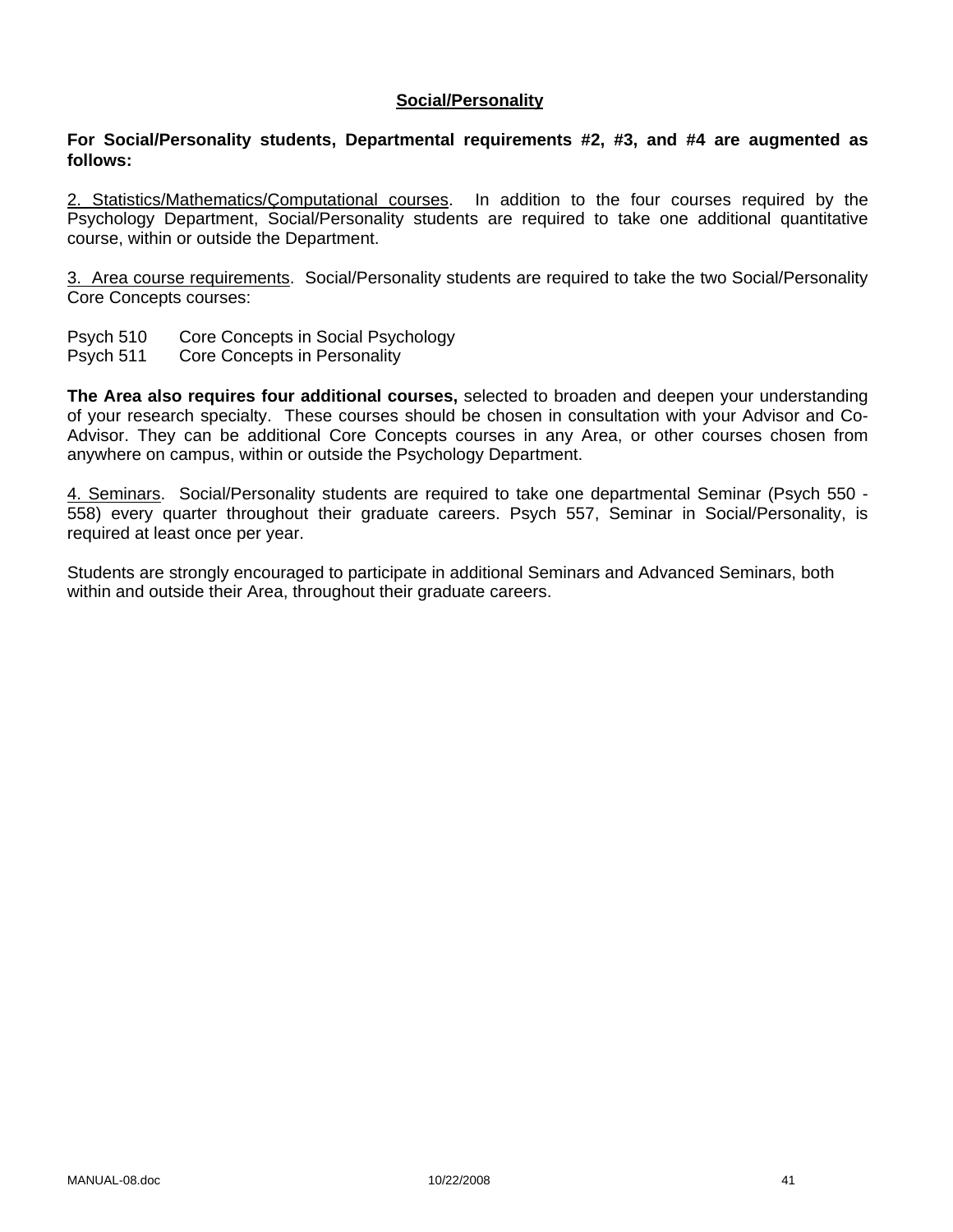## Social/Personality

**For Social/Personality students, Departmental requirements #2, #3, and #4 are augmented as follows:**

2. Statistics/Mathematics/Çomputational courses. In addition to the four courses required by the Psychology Department, Social/Personality students are required to take one additional quantitative course, within or outside the Department.

3. Area course requirements. Social/Personality students are required to take the two Social/Personality Core Concepts courses:

Psych 510 Core Concepts in Social Psychology
Psych 511 Core Concepts in Personality

**The Area also requires four additional courses,** selected to broaden and deepen your understanding of your research specialty. These courses should be chosen in consultation with your Advisor and Co-Advisor. They can be additional Core Concepts courses in any Area, or other courses chosen from anywhere on campus, within or outside the Psychology Department.

4. Seminars. Social/Personality students are required to take one departmental Seminar (Psych 550 - 558) every quarter throughout their graduate careers. Psych 557, Seminar in Social/Personality, is required at least once per year.

Students are strongly encouraged to participate in additional Seminars and Advanced Seminars, both within and outside their Area, throughout their graduate careers.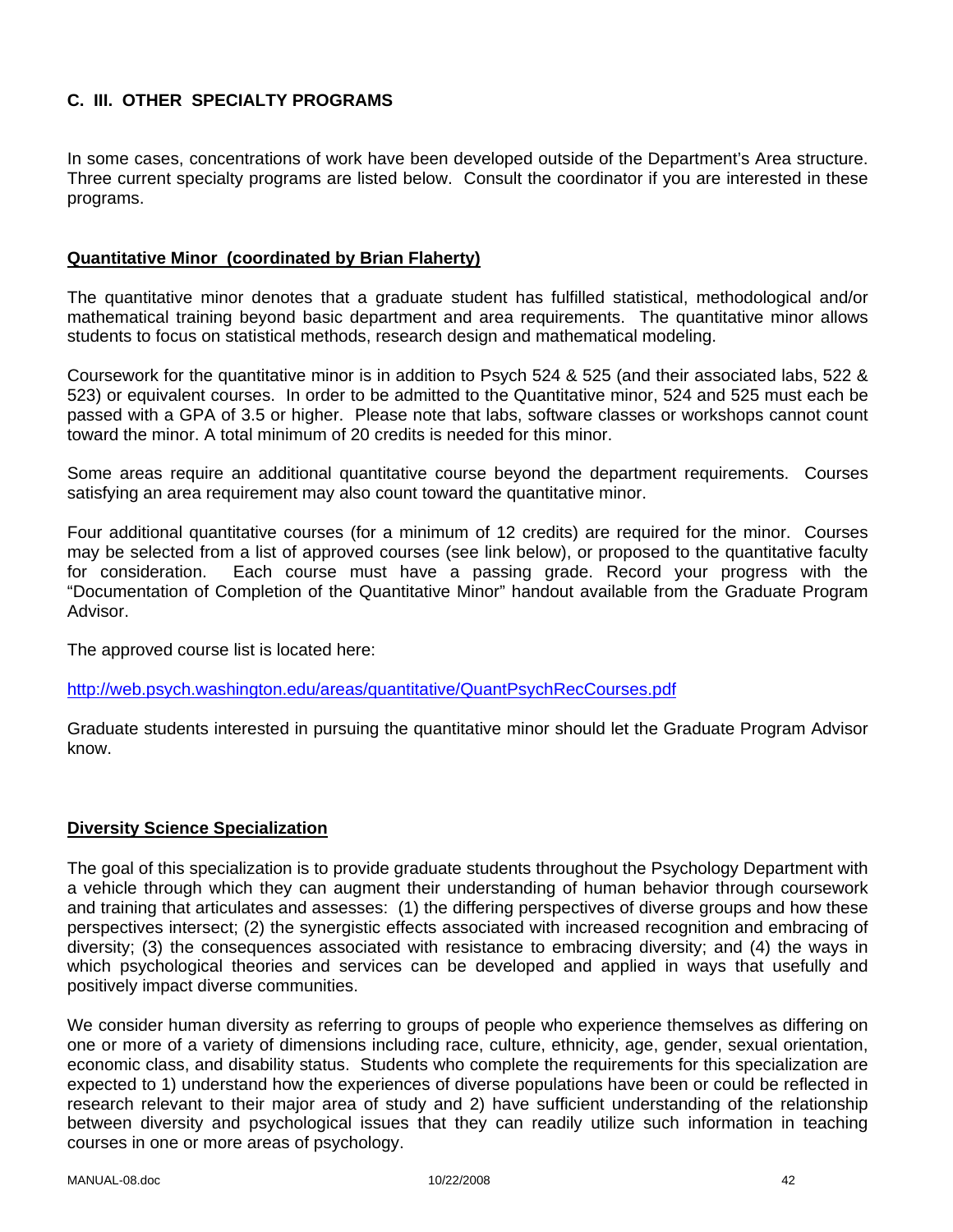## C. III. OTHER SPECIALTY PROGRAMS

In some cases, concentrations of work have been developed outside of the Department's Area structure. Three current specialty programs are listed below. Consult the coordinator if you are interested in these programs.

### Quantitative Minor (coordinated by Brian Flaherty)

The quantitative minor denotes that a graduate student has fulfilled statistical, methodological and/or mathematical training beyond basic department and area requirements. The quantitative minor allows students to focus on statistical methods, research design and mathematical modeling.

Coursework for the quantitative minor is in addition to Psych 524 & 525 (and their associated labs, 522 & 523) or equivalent courses. In order to be admitted to the Quantitative minor, 524 and 525 must each be passed with a GPA of 3.5 or higher. Please note that labs, software classes or workshops cannot count toward the minor. A total minimum of 20 credits is needed for this minor.

Some areas require an additional quantitative course beyond the department requirements. Courses satisfying an area requirement may also count toward the quantitative minor.

Four additional quantitative courses (for a minimum of 12 credits) are required for the minor. Courses may be selected from a list of approved courses (see link below), or proposed to the quantitative faculty for consideration. Each course must have a passing grade. Record your progress with the "Documentation of Completion of the Quantitative Minor" handout available from the Graduate Program Advisor.

The approved course list is located here:

http://web.psych.washington.edu/areas/quantitative/QuantPsychRecCourses.pdf

Graduate students interested in pursuing the quantitative minor should let the Graduate Program Advisor know.

### Diversity Science Specialization

The goal of this specialization is to provide graduate students throughout the Psychology Department with a vehicle through which they can augment their understanding of human behavior through coursework and training that articulates and assesses: (1) the differing perspectives of diverse groups and how these perspectives intersect; (2) the synergistic effects associated with increased recognition and embracing of diversity; (3) the consequences associated with resistance to embracing diversity; and (4) the ways in which psychological theories and services can be developed and applied in ways that usefully and positively impact diverse communities.

We consider human diversity as referring to groups of people who experience themselves as differing on one or more of a variety of dimensions including race, culture, ethnicity, age, gender, sexual orientation, economic class, and disability status. Students who complete the requirements for this specialization are expected to 1) understand how the experiences of diverse populations have been or could be reflected in research relevant to their major area of study and 2) have sufficient understanding of the relationship between diversity and psychological issues that they can readily utilize such information in teaching courses in one or more areas of psychology.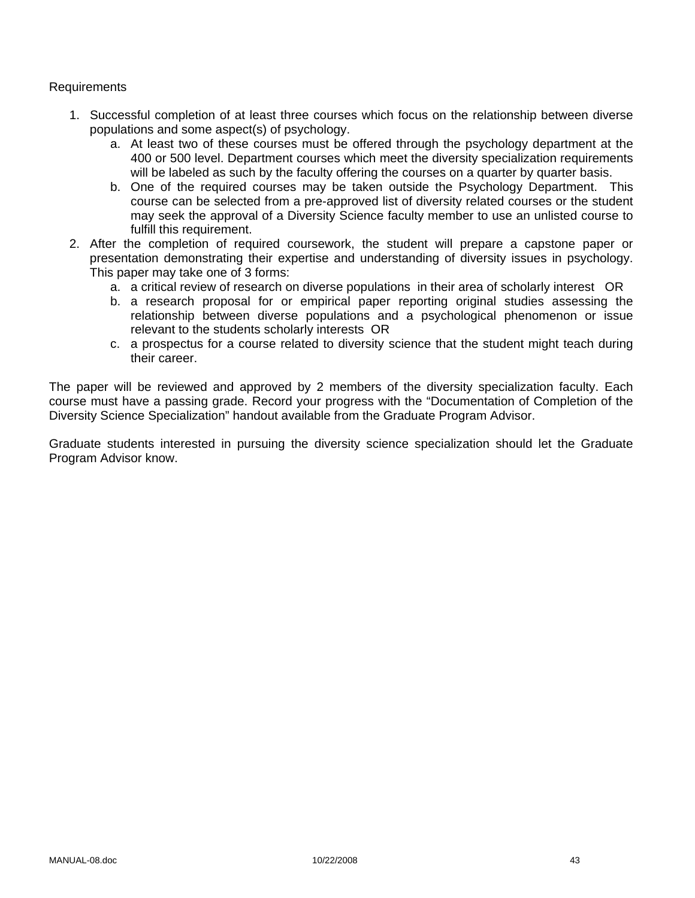Requirements

1. Successful completion of at least three courses which focus on the relationship between diverse populations and some aspect(s) of psychology.
   a. At least two of these courses must be offered through the psychology department at the 400 or 500 level. Department courses which meet the diversity specialization requirements will be labeled as such by the faculty offering the courses on a quarter by quarter basis.
   b. One of the required courses may be taken outside the Psychology Department. This course can be selected from a pre-approved list of diversity related courses or the student may seek the approval of a Diversity Science faculty member to use an unlisted course to fulfill this requirement.
2. After the completion of required coursework, the student will prepare a capstone paper or presentation demonstrating their expertise and understanding of diversity issues in psychology. This paper may take one of 3 forms:
   a. a critical review of research on diverse populations in their area of scholarly interest OR
   b. a research proposal for or empirical paper reporting original studies assessing the relationship between diverse populations and a psychological phenomenon or issue relevant to the students scholarly interests OR
   c. a prospectus for a course related to diversity science that the student might teach during their career.

The paper will be reviewed and approved by 2 members of the diversity specialization faculty. Each course must have a passing grade. Record your progress with the “Documentation of Completion of the Diversity Science Specialization” handout available from the Graduate Program Advisor.

Graduate students interested in pursuing the diversity science specialization should let the Graduate Program Advisor know.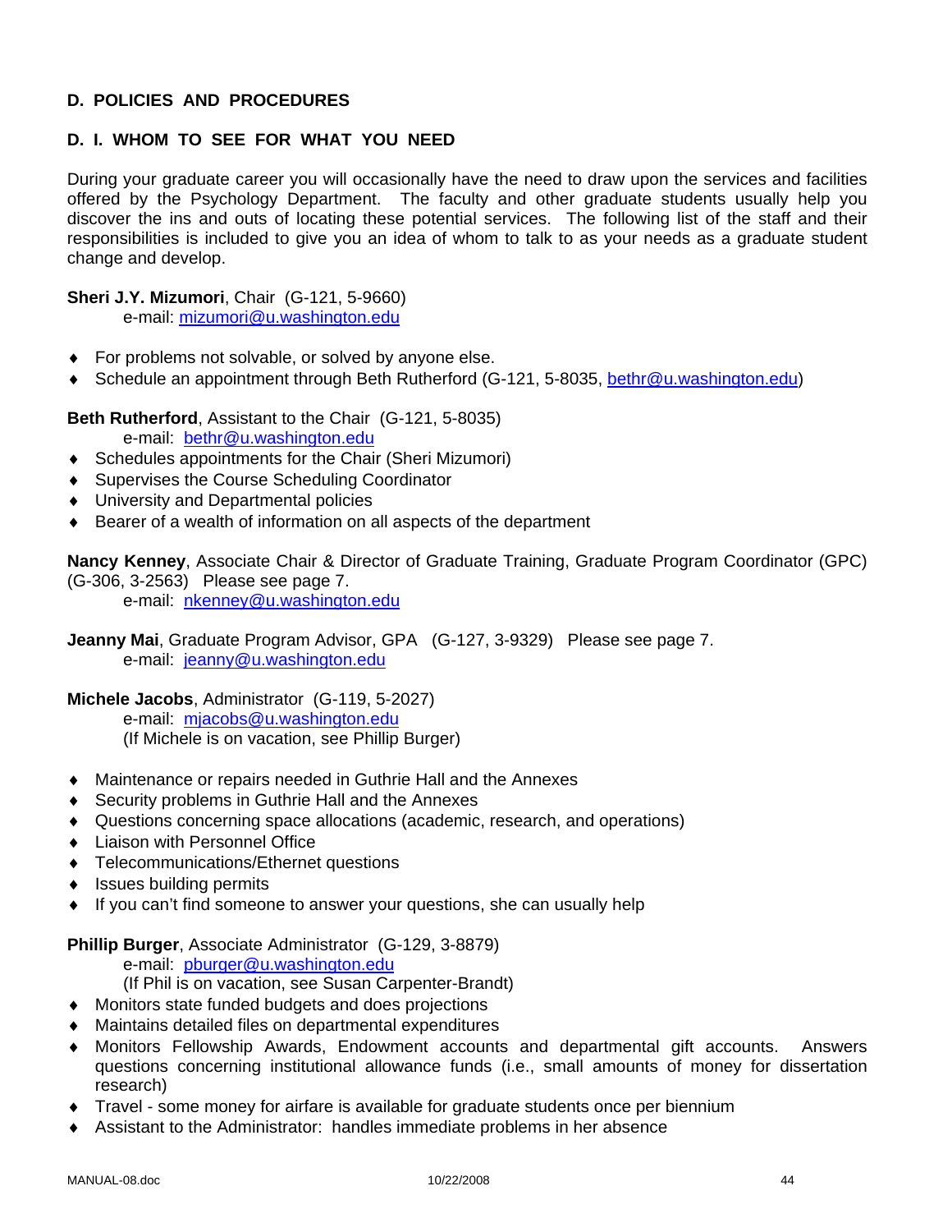## D. POLICIES AND PROCEDURES

### D. I. WHOM TO SEE FOR WHAT YOU NEED

During your graduate career you will occasionally have the need to draw upon the services and facilities offered by the Psychology Department. The faculty and other graduate students usually help you discover the ins and outs of locating these potential services. The following list of the staff and their responsibilities is included to give you an idea of whom to talk to as your needs as a graduate student change and develop.

**Sheri J.Y. Mizumori**, Chair (G-121, 5-9660)
e-mail: mizumori@u.washington.edu

- For problems not solvable, or solved by anyone else.
- Schedule an appointment through Beth Rutherford (G-121, 5-8035, bethr@u.washington.edu)

**Beth Rutherford**, Assistant to the Chair (G-121, 5-8035)
e-mail: bethr@u.washington.edu

- Schedules appointments for the Chair (Sheri Mizumori)
- Supervises the Course Scheduling Coordinator
- University and Departmental policies
- Bearer of a wealth of information on all aspects of the department

**Nancy Kenney**, Associate Chair & Director of Graduate Training, Graduate Program Coordinator (GPC) (G-306, 3-2563) Please see page 7.
e-mail: nkenney@u.washington.edu

**Jeanny Mai**, Graduate Program Advisor, GPA (G-127, 3-9329) Please see page 7.
e-mail: jeanny@u.washington.edu

**Michele Jacobs**, Administrator (G-119, 5-2027)
e-mail: mjacobs@u.washington.edu
(If Michele is on vacation, see Phillip Burger)

- Maintenance or repairs needed in Guthrie Hall and the Annexes
- Security problems in Guthrie Hall and the Annexes
- Questions concerning space allocations (academic, research, and operations)
- Liaison with Personnel Office
- Telecommunications/Ethernet questions
- Issues building permits
- If you can't find someone to answer your questions, she can usually help

**Phillip Burger**, Associate Administrator (G-129, 3-8879)
e-mail: pburger@u.washington.edu
(If Phil is on vacation, see Susan Carpenter-Brandt)

- Monitors state funded budgets and does projections
- Maintains detailed files on departmental expenditures
- Monitors Fellowship Awards, Endowment accounts and departmental gift accounts. Answers questions concerning institutional allowance funds (i.e., small amounts of money for dissertation research)
- Travel - some money for airfare is available for graduate students once per biennium
- Assistant to the Administrator: handles immediate problems in her absence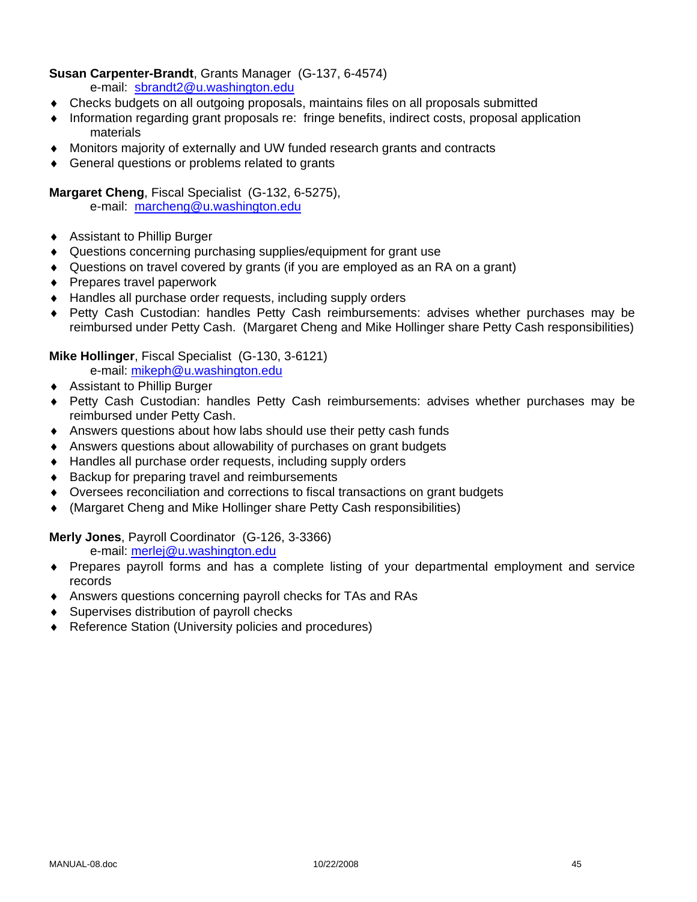**Susan Carpenter-Brandt**, Grants Manager (G-137, 6-4574)
e-mail: sbrandt2@u.washington.edu

- Checks budgets on all outgoing proposals, maintains files on all proposals submitted
- Information regarding grant proposals re: fringe benefits, indirect costs, proposal application materials
- Monitors majority of externally and UW funded research grants and contracts
- General questions or problems related to grants

**Margaret Cheng**, Fiscal Specialist (G-132, 6-5275),
e-mail: marcheng@u.washington.edu

- Assistant to Phillip Burger
- Questions concerning purchasing supplies/equipment for grant use
- Questions on travel covered by grants (if you are employed as an RA on a grant)
- Prepares travel paperwork
- Handles all purchase order requests, including supply orders
- Petty Cash Custodian: handles Petty Cash reimbursements: advises whether purchases may be reimbursed under Petty Cash. (Margaret Cheng and Mike Hollinger share Petty Cash responsibilities)

**Mike Hollinger**, Fiscal Specialist (G-130, 3-6121)
e-mail: mikeph@u.washington.edu

- Assistant to Phillip Burger
- Petty Cash Custodian: handles Petty Cash reimbursements: advises whether purchases may be reimbursed under Petty Cash.
- Answers questions about how labs should use their petty cash funds
- Answers questions about allowability of purchases on grant budgets
- Handles all purchase order requests, including supply orders
- Backup for preparing travel and reimbursements
- Oversees reconciliation and corrections to fiscal transactions on grant budgets
- (Margaret Cheng and Mike Hollinger share Petty Cash responsibilities)

**Merly Jones**, Payroll Coordinator (G-126, 3-3366)
e-mail: merlej@u.washington.edu

- Prepares payroll forms and has a complete listing of your departmental employment and service records
- Answers questions concerning payroll checks for TAs and RAs
- Supervises distribution of payroll checks
- Reference Station (University policies and procedures)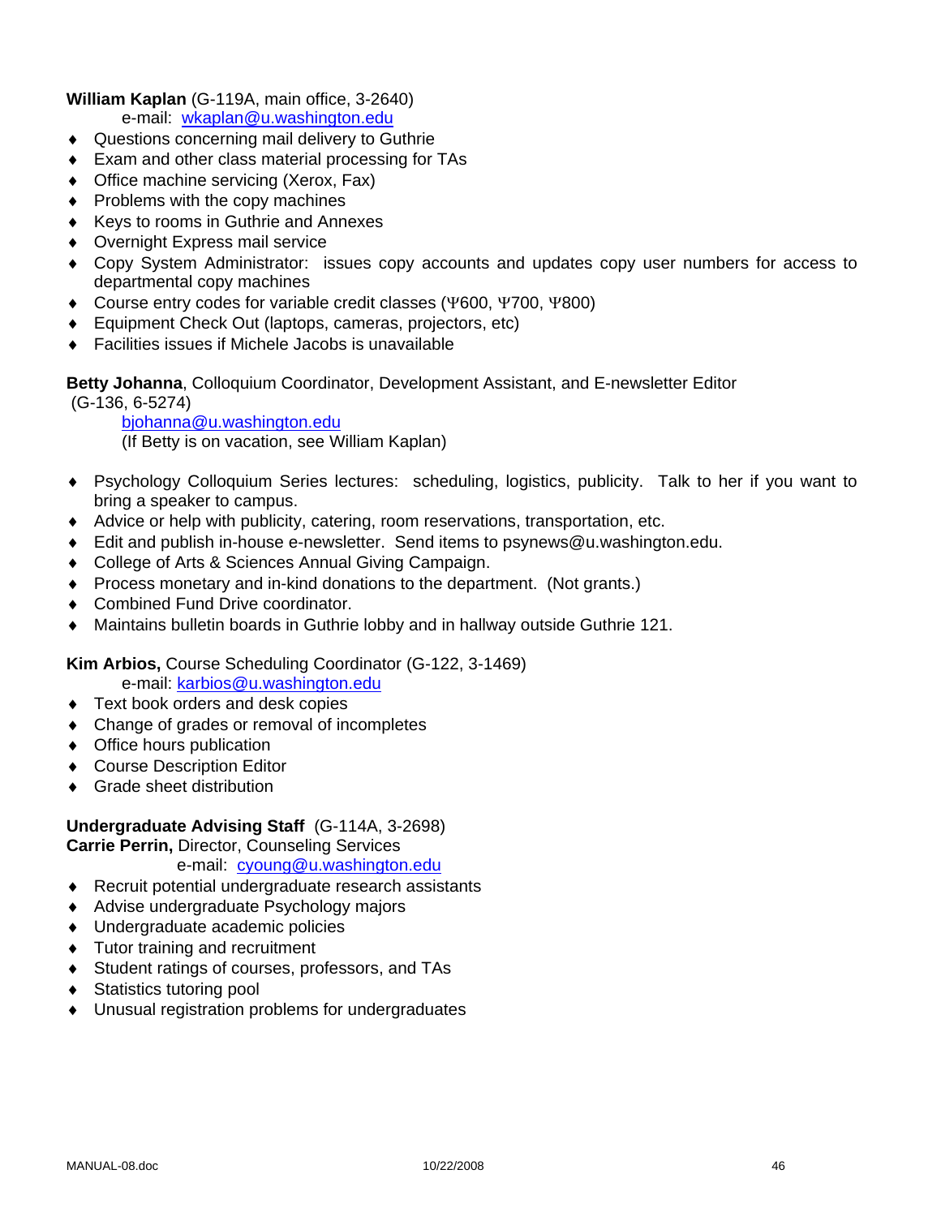**William Kaplan** (G-119A, main office, 3-2640)
e-mail: wkaplan@u.washington.edu

- Questions concerning mail delivery to Guthrie
- Exam and other class material processing for TAs
- Office machine servicing (Xerox, Fax)
- Problems with the copy machines
- Keys to rooms in Guthrie and Annexes
- Overnight Express mail service
- Copy System Administrator: issues copy accounts and updates copy user numbers for access to departmental copy machines
- Course entry codes for variable credit classes (Ψ600, Ψ700, Ψ800)
- Equipment Check Out (laptops, cameras, projectors, etc)
- Facilities issues if Michele Jacobs is unavailable

**Betty Johanna**, Colloquium Coordinator, Development Assistant, and E-newsletter Editor (G-136, 6-5274)
bjohanna@u.washington.edu
(If Betty is on vacation, see William Kaplan)

- Psychology Colloquium Series lectures: scheduling, logistics, publicity. Talk to her if you want to bring a speaker to campus.
- Advice or help with publicity, catering, room reservations, transportation, etc.
- Edit and publish in-house e-newsletter. Send items to psynews@u.washington.edu.
- College of Arts & Sciences Annual Giving Campaign.
- Process monetary and in-kind donations to the department. (Not grants.)
- Combined Fund Drive coordinator.
- Maintains bulletin boards in Guthrie lobby and in hallway outside Guthrie 121.

**Kim Arbios,** Course Scheduling Coordinator (G-122, 3-1469)
e-mail: karbios@u.washington.edu

- Text book orders and desk copies
- Change of grades or removal of incompletes
- Office hours publication
- Course Description Editor
- Grade sheet distribution

**Undergraduate Advising Staff** (G-114A, 3-2698)
**Carrie Perrin,** Director, Counseling Services
e-mail: cyoung@u.washington.edu

- Recruit potential undergraduate research assistants
- Advise undergraduate Psychology majors
- Undergraduate academic policies
- Tutor training and recruitment
- Student ratings of courses, professors, and TAs
- Statistics tutoring pool
- Unusual registration problems for undergraduates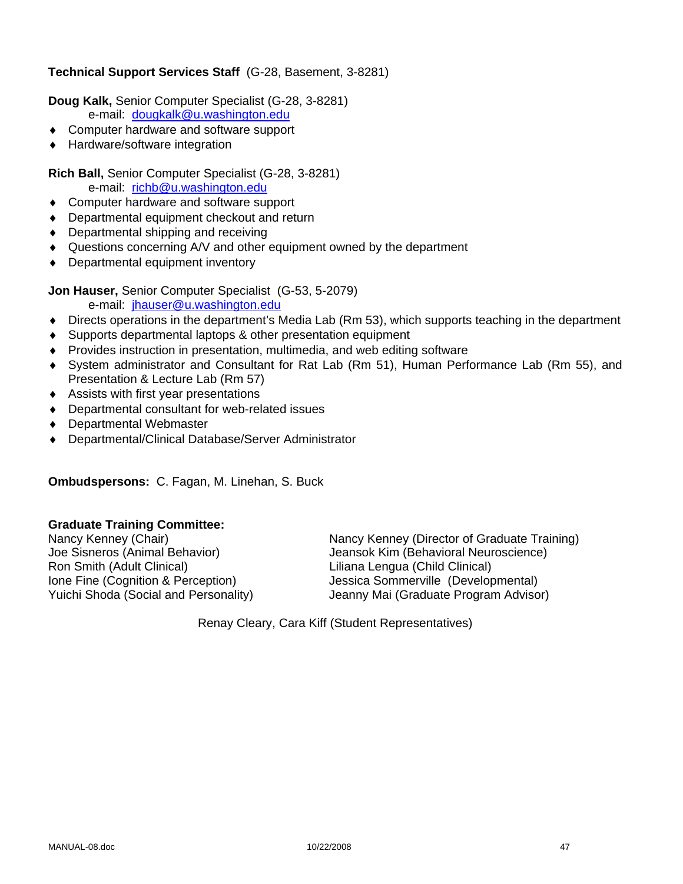**Technical Support Services Staff** (G-28, Basement, 3-8281)

**Doug Kalk,** Senior Computer Specialist (G-28, 3-8281)
e-mail: dougkalk@u.washington.edu

- Computer hardware and software support
- Hardware/software integration

**Rich Ball,** Senior Computer Specialist (G-28, 3-8281)
e-mail: richb@u.washington.edu

- Computer hardware and software support
- Departmental equipment checkout and return
- Departmental shipping and receiving
- Questions concerning A/V and other equipment owned by the department
- Departmental equipment inventory

**Jon Hauser,** Senior Computer Specialist (G-53, 5-2079)
e-mail: jhauser@u.washington.edu

- Directs operations in the department's Media Lab (Rm 53), which supports teaching in the department
- Supports departmental laptops & other presentation equipment
- Provides instruction in presentation, multimedia, and web editing software
- System administrator and Consultant for Rat Lab (Rm 51), Human Performance Lab (Rm 55), and Presentation & Lecture Lab (Rm 57)
- Assists with first year presentations
- Departmental consultant for web-related issues
- Departmental Webmaster
- Departmental/Clinical Database/Server Administrator

**Ombudspersons:** C. Fagan, M. Linehan, S. Buck

**Graduate Training Committee:**

Nancy Kenney (Chair)
Joe Sisneros (Animal Behavior)
Ron Smith (Adult Clinical)
Ione Fine (Cognition & Perception)
Yuichi Shoda (Social and Personality)

Nancy Kenney (Director of Graduate Training)
Jeansok Kim (Behavioral Neuroscience)
Liliana Lengua (Child Clinical)
Jessica Sommerville (Developmental)
Jeanny Mai (Graduate Program Advisor)

Renay Cleary, Cara Kiff (Student Representatives)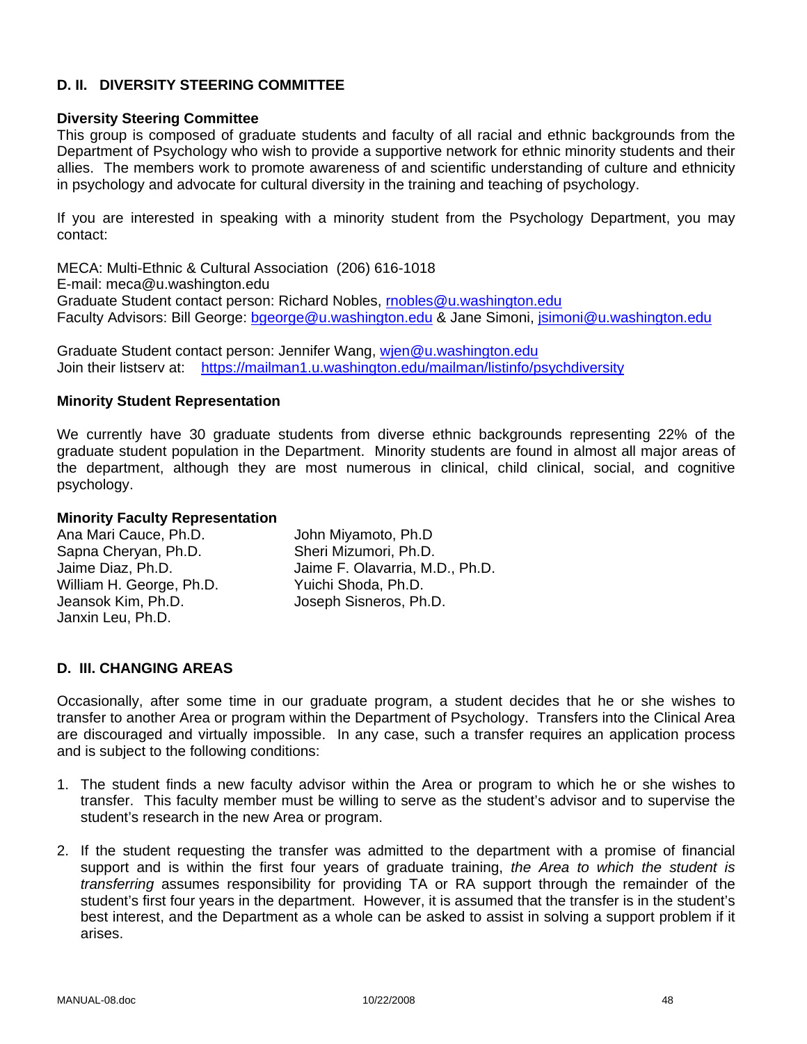## D. II. DIVERSITY STEERING COMMITTEE

### Diversity Steering Committee

This group is composed of graduate students and faculty of all racial and ethnic backgrounds from the Department of Psychology who wish to provide a supportive network for ethnic minority students and their allies. The members work to promote awareness of and scientific understanding of culture and ethnicity in psychology and advocate for cultural diversity in the training and teaching of psychology.

If you are interested in speaking with a minority student from the Psychology Department, you may contact:

MECA: Multi-Ethnic & Cultural Association (206) 616-1018
E-mail: meca@u.washington.edu
Graduate Student contact person: Richard Nobles, rnobles@u.washington.edu
Faculty Advisors: Bill George: bgeorge@u.washington.edu & Jane Simoni, jsimoni@u.washington.edu

Graduate Student contact person: Jennifer Wang, wjen@u.washington.edu
Join their listserv at: https://mailman1.u.washington.edu/mailman/listinfo/psychdiversity

### Minority Student Representation

We currently have 30 graduate students from diverse ethnic backgrounds representing 22% of the graduate student population in the Department. Minority students are found in almost all major areas of the department, although they are most numerous in clinical, child clinical, social, and cognitive psychology.

### Minority Faculty Representation

Ana Mari Cauce, Ph.D.
Sapna Cheryan, Ph.D.
Jaime Diaz, Ph.D.
William H. George, Ph.D.
Jeansok Kim, Ph.D.
Janxin Leu, Ph.D.
John Miyamoto, Ph.D
Sheri Mizumori, Ph.D.
Jaime F. Olavarria, M.D., Ph.D.
Yuichi Shoda, Ph.D.
Joseph Sisneros, Ph.D.

## D. III. CHANGING AREAS

Occasionally, after some time in our graduate program, a student decides that he or she wishes to transfer to another Area or program within the Department of Psychology. Transfers into the Clinical Area are discouraged and virtually impossible. In any case, such a transfer requires an application process and is subject to the following conditions:

1. The student finds a new faculty advisor within the Area or program to which he or she wishes to transfer. This faculty member must be willing to serve as the student's advisor and to supervise the student's research in the new Area or program.

2. If the student requesting the transfer was admitted to the department with a promise of financial support and is within the first four years of graduate training, *the Area to which the student is transferring* assumes responsibility for providing TA or RA support through the remainder of the student's first four years in the department. However, it is assumed that the transfer is in the student's best interest, and the Department as a whole can be asked to assist in solving a support problem if it arises.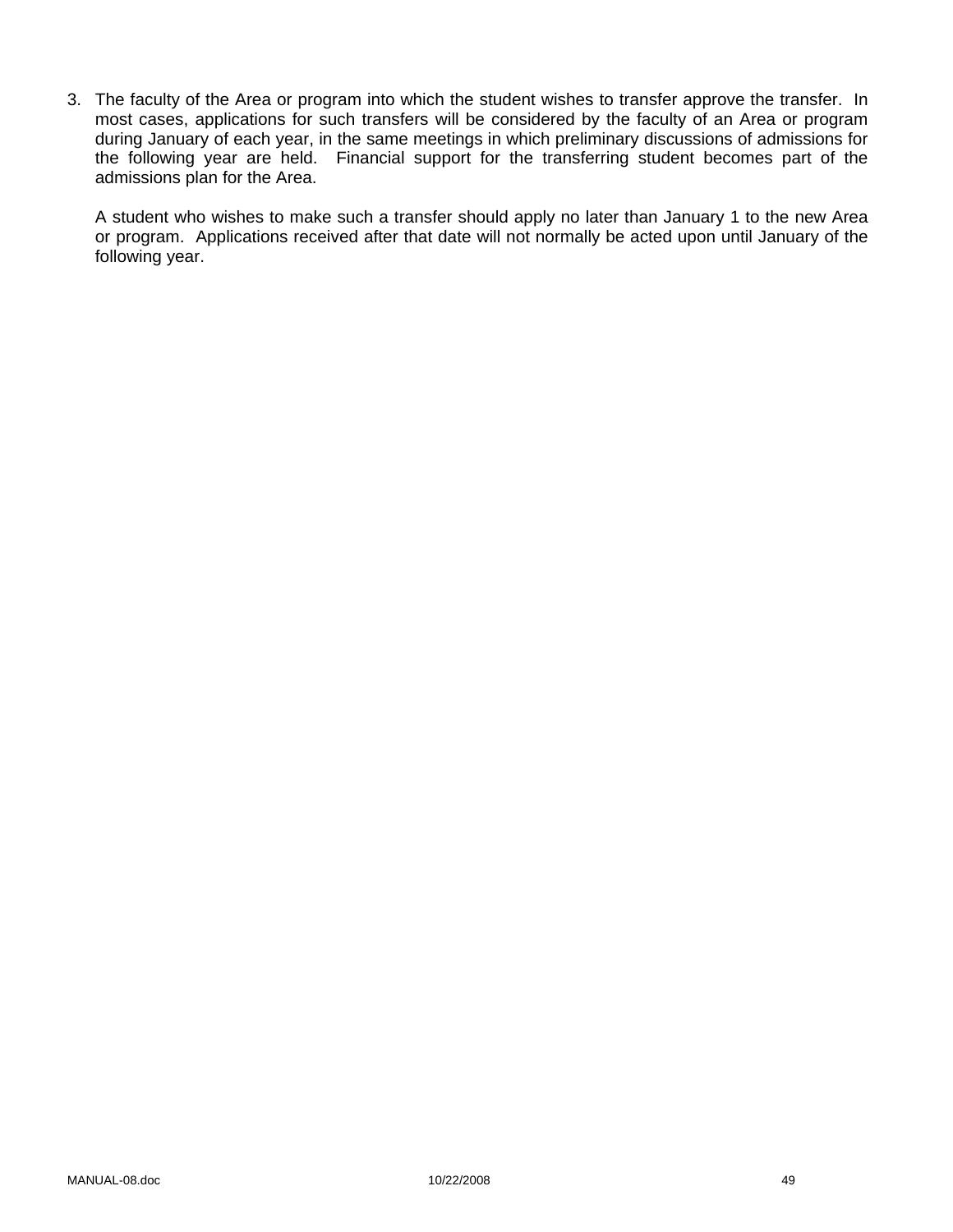3. The faculty of the Area or program into which the student wishes to transfer approve the transfer. In most cases, applications for such transfers will be considered by the faculty of an Area or program during January of each year, in the same meetings in which preliminary discussions of admissions for the following year are held. Financial support for the transferring student becomes part of the admissions plan for the Area.

   A student who wishes to make such a transfer should apply no later than January 1 to the new Area or program. Applications received after that date will not normally be acted upon until January of the following year.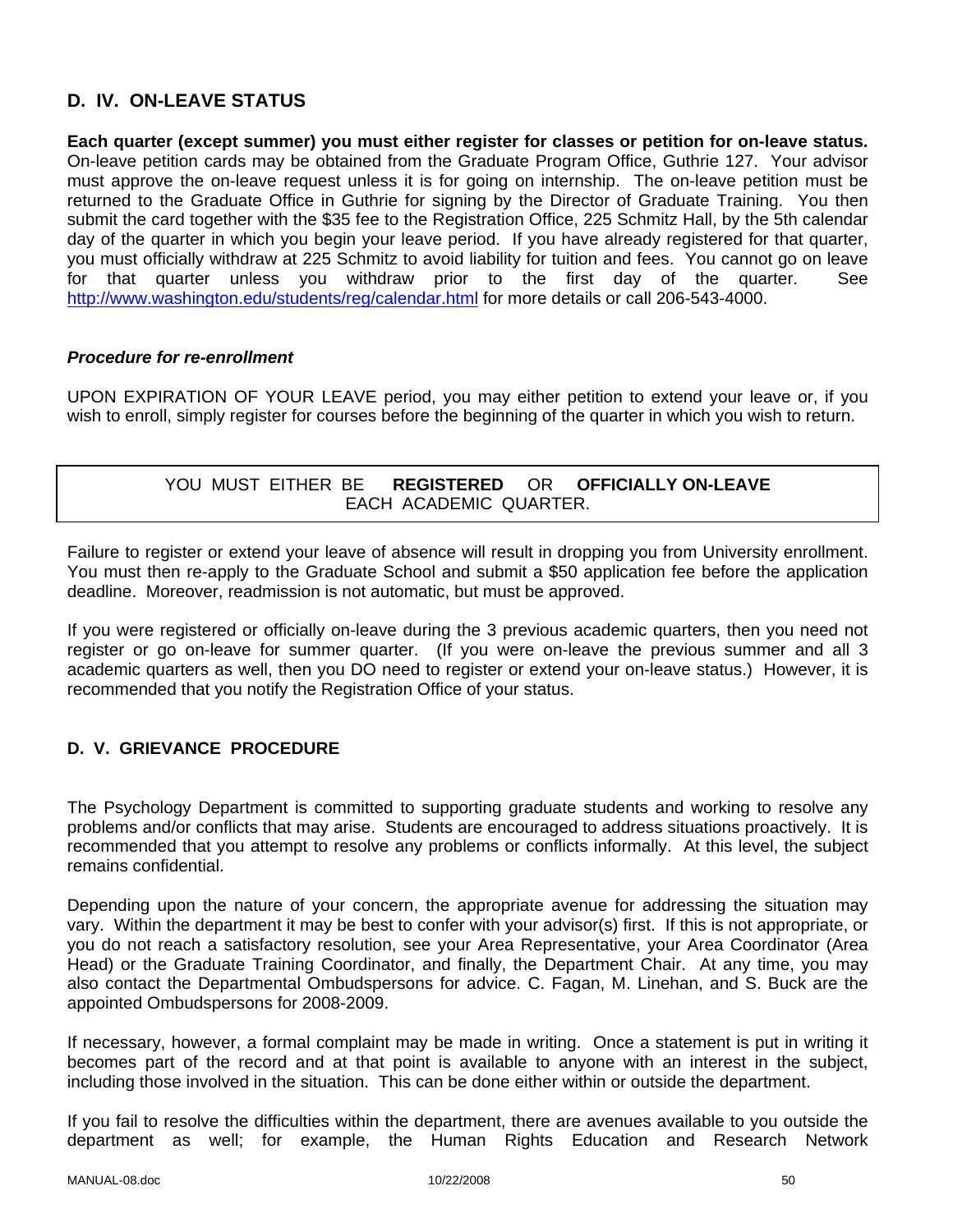## D. IV. ON-LEAVE STATUS

**Each quarter (except summer) you must either register for classes or petition for on-leave status.** On-leave petition cards may be obtained from the Graduate Program Office, Guthrie 127. Your advisor must approve the on-leave request unless it is for going on internship. The on-leave petition must be returned to the Graduate Office in Guthrie for signing by the Director of Graduate Training. You then submit the card together with the $35 fee to the Registration Office, 225 Schmitz Hall, by the 5th calendar day of the quarter in which you begin your leave period. If you have already registered for that quarter, you must officially withdraw at 225 Schmitz to avoid liability for tuition and fees. You cannot go on leave for that quarter unless you withdraw prior to the first day of the quarter. See http://www.washington.edu/students/reg/calendar.html for more details or call 206-543-4000.

***Procedure for re-enrollment***

UPON EXPIRATION OF YOUR LEAVE period, you may either petition to extend your leave or, if you wish to enroll, simply register for courses before the beginning of the quarter in which you wish to return.

YOU MUST EITHER BE **REGISTERED** OR **OFFICIALLY ON-LEAVE** EACH ACADEMIC QUARTER.

Failure to register or extend your leave of absence will result in dropping you from University enrollment. You must then re-apply to the Graduate School and submit a $50 application fee before the application deadline. Moreover, readmission is not automatic, but must be approved.

If you were registered or officially on-leave during the 3 previous academic quarters, then you need not register or go on-leave for summer quarter. (If you were on-leave the previous summer and all 3 academic quarters as well, then you DO need to register or extend your on-leave status.) However, it is recommended that you notify the Registration Office of your status.

## D. V. GRIEVANCE PROCEDURE

The Psychology Department is committed to supporting graduate students and working to resolve any problems and/or conflicts that may arise. Students are encouraged to address situations proactively. It is recommended that you attempt to resolve any problems or conflicts informally. At this level, the subject remains confidential.

Depending upon the nature of your concern, the appropriate avenue for addressing the situation may vary. Within the department it may be best to confer with your advisor(s) first. If this is not appropriate, or you do not reach a satisfactory resolution, see your Area Representative, your Area Coordinator (Area Head) or the Graduate Training Coordinator, and finally, the Department Chair. At any time, you may also contact the Departmental Ombudspersons for advice. C. Fagan, M. Linehan, and S. Buck are the appointed Ombudspersons for 2008-2009.

If necessary, however, a formal complaint may be made in writing. Once a statement is put in writing it becomes part of the record and at that point is available to anyone with an interest in the subject, including those involved in the situation. This can be done either within or outside the department.

If you fail to resolve the difficulties within the department, there are avenues available to you outside the department as well; for example, the Human Rights Education and Research Network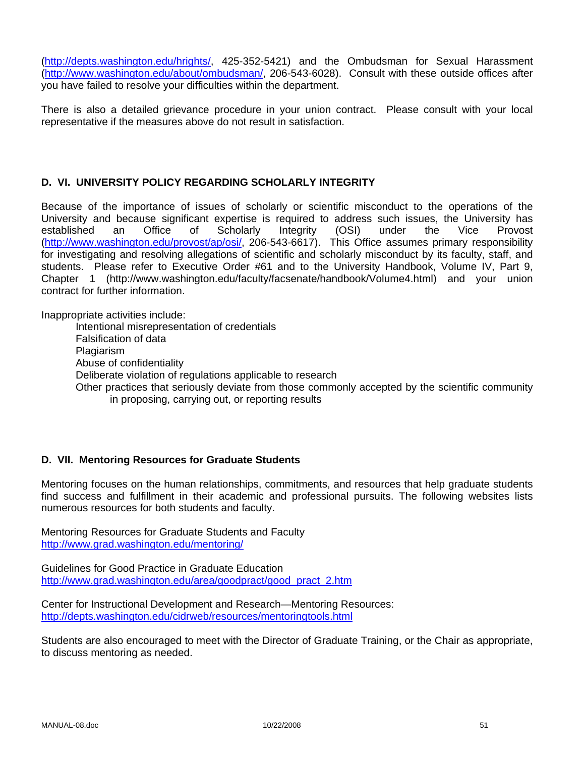(http://depts.washington.edu/hrights/, 425-352-5421) and the Ombudsman for Sexual Harassment (http://www.washington.edu/about/ombudsman/, 206-543-6028). Consult with these outside offices after you have failed to resolve your difficulties within the department.

There is also a detailed grievance procedure in your union contract. Please consult with your local representative if the measures above do not result in satisfaction.

## D. VI. UNIVERSITY POLICY REGARDING SCHOLARLY INTEGRITY

Because of the importance of issues of scholarly or scientific misconduct to the operations of the University and because significant expertise is required to address such issues, the University has established an Office of Scholarly Integrity (OSI) under the Vice Provost (http://www.washington.edu/provost/ap/osi/, 206-543-6617). This Office assumes primary responsibility for investigating and resolving allegations of scientific and scholarly misconduct by its faculty, staff, and students. Please refer to Executive Order #61 and to the University Handbook, Volume IV, Part 9, Chapter 1 (http://www.washington.edu/faculty/facsenate/handbook/Volume4.html) and your union contract for further information.

Inappropriate activities include:

- Intentional misrepresentation of credentials
- Falsification of data
- Plagiarism
- Abuse of confidentiality
- Deliberate violation of regulations applicable to research
- Other practices that seriously deviate from those commonly accepted by the scientific community in proposing, carrying out, or reporting results

## D. VII. Mentoring Resources for Graduate Students

Mentoring focuses on the human relationships, commitments, and resources that help graduate students find success and fulfillment in their academic and professional pursuits. The following websites lists numerous resources for both students and faculty.

Mentoring Resources for Graduate Students and Faculty
http://www.grad.washington.edu/mentoring/

Guidelines for Good Practice in Graduate Education
http://www.grad.washington.edu/area/goodpract/good_pract_2.htm

Center for Instructional Development and Research—Mentoring Resources:
http://depts.washington.edu/cidrweb/resources/mentoringtools.html

Students are also encouraged to meet with the Director of Graduate Training, or the Chair as appropriate, to discuss mentoring as needed.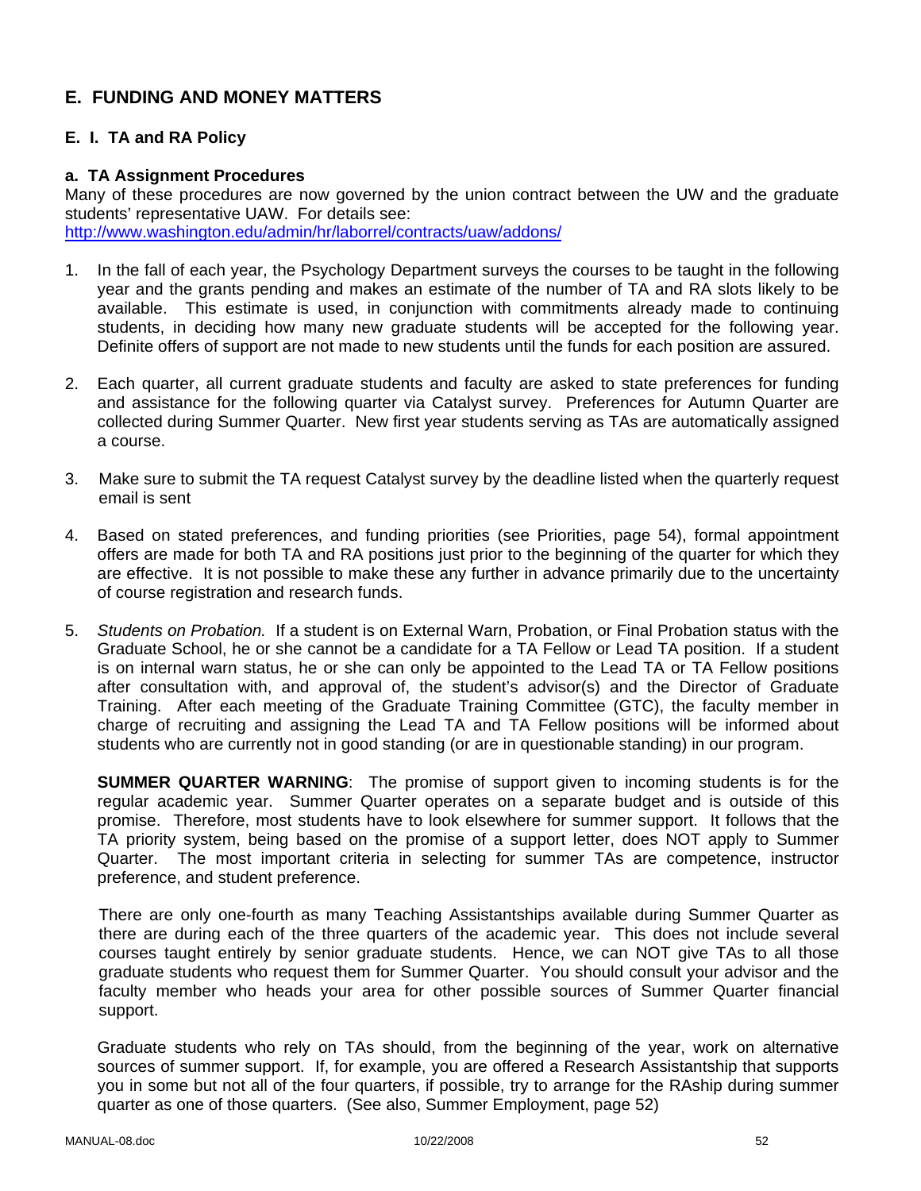## E. FUNDING AND MONEY MATTERS

### E. I. TA and RA Policy

#### a. TA Assignment Procedures

Many of these procedures are now governed by the union contract between the UW and the graduate students' representative UAW. For details see: http://www.washington.edu/admin/hr/laborrel/contracts/uaw/addons/

1. In the fall of each year, the Psychology Department surveys the courses to be taught in the following year and the grants pending and makes an estimate of the number of TA and RA slots likely to be available. This estimate is used, in conjunction with commitments already made to continuing students, in deciding how many new graduate students will be accepted for the following year. Definite offers of support are not made to new students until the funds for each position are assured.

2. Each quarter, all current graduate students and faculty are asked to state preferences for funding and assistance for the following quarter via Catalyst survey. Preferences for Autumn Quarter are collected during Summer Quarter. New first year students serving as TAs are automatically assigned a course.

3. Make sure to submit the TA request Catalyst survey by the deadline listed when the quarterly request email is sent

4. Based on stated preferences, and funding priorities (see Priorities, page 54), formal appointment offers are made for both TA and RA positions just prior to the beginning of the quarter for which they are effective. It is not possible to make these any further in advance primarily due to the uncertainty of course registration and research funds.

5. *Students on Probation.* If a student is on External Warn, Probation, or Final Probation status with the Graduate School, he or she cannot be a candidate for a TA Fellow or Lead TA position. If a student is on internal warn status, he or she can only be appointed to the Lead TA or TA Fellow positions after consultation with, and approval of, the student's advisor(s) and the Director of Graduate Training. After each meeting of the Graduate Training Committee (GTC), the faculty member in charge of recruiting and assigning the Lead TA and TA Fellow positions will be informed about students who are currently not in good standing (or are in questionable standing) in our program.

   **SUMMER QUARTER WARNING**: The promise of support given to incoming students is for the regular academic year. Summer Quarter operates on a separate budget and is outside of this promise. Therefore, most students have to look elsewhere for summer support. It follows that the TA priority system, being based on the promise of a support letter, does NOT apply to Summer Quarter. The most important criteria in selecting for summer TAs are competence, instructor preference, and student preference.

   There are only one-fourth as many Teaching Assistantships available during Summer Quarter as there are during each of the three quarters of the academic year. This does not include several courses taught entirely by senior graduate students. Hence, we can NOT give TAs to all those graduate students who request them for Summer Quarter. You should consult your advisor and the faculty member who heads your area for other possible sources of Summer Quarter financial support.

   Graduate students who rely on TAs should, from the beginning of the year, work on alternative sources of summer support. If, for example, you are offered a Research Assistantship that supports you in some but not all of the four quarters, if possible, try to arrange for the RAship during summer quarter as one of those quarters. (See also, Summer Employment, page 52)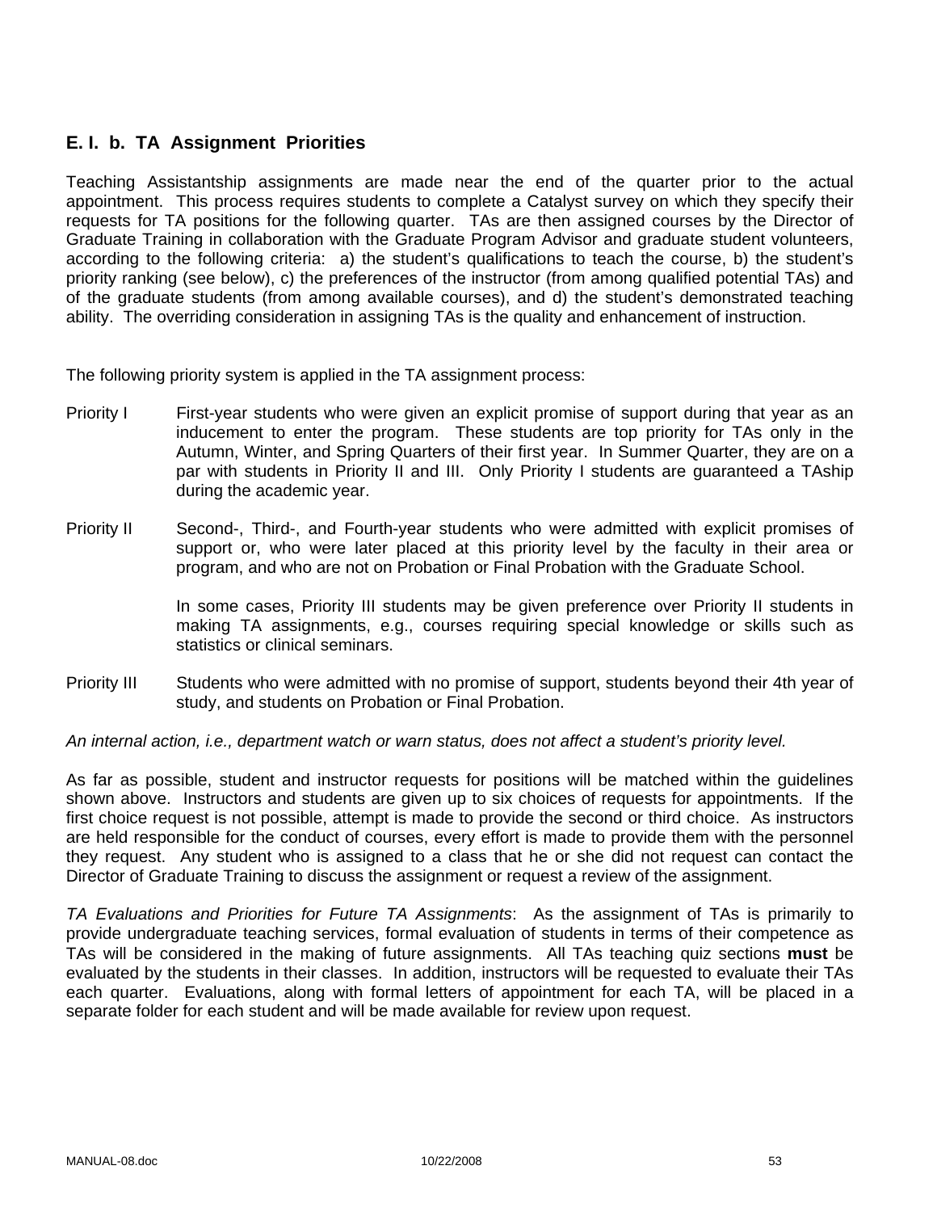### E. I. b. TA Assignment Priorities

Teaching Assistantship assignments are made near the end of the quarter prior to the actual appointment. This process requires students to complete a Catalyst survey on which they specify their requests for TA positions for the following quarter. TAs are then assigned courses by the Director of Graduate Training in collaboration with the Graduate Program Advisor and graduate student volunteers, according to the following criteria: a) the student's qualifications to teach the course, b) the student's priority ranking (see below), c) the preferences of the instructor (from among qualified potential TAs) and of the graduate students (from among available courses), and d) the student's demonstrated teaching ability. The overriding consideration in assigning TAs is the quality and enhancement of instruction.

The following priority system is applied in the TA assignment process:

Priority I — First-year students who were given an explicit promise of support during that year as an inducement to enter the program. These students are top priority for TAs only in the Autumn, Winter, and Spring Quarters of their first year. In Summer Quarter, they are on a par with students in Priority II and III. Only Priority I students are guaranteed a TAship during the academic year.

Priority II — Second-, Third-, and Fourth-year students who were admitted with explicit promises of support or, who were later placed at this priority level by the faculty in their area or program, and who are not on Probation or Final Probation with the Graduate School.

In some cases, Priority III students may be given preference over Priority II students in making TA assignments, e.g., courses requiring special knowledge or skills such as statistics or clinical seminars.

Priority III — Students who were admitted with no promise of support, students beyond their 4th year of study, and students on Probation or Final Probation.

*An internal action, i.e., department watch or warn status, does not affect a student's priority level.*

As far as possible, student and instructor requests for positions will be matched within the guidelines shown above. Instructors and students are given up to six choices of requests for appointments. If the first choice request is not possible, attempt is made to provide the second or third choice. As instructors are held responsible for the conduct of courses, every effort is made to provide them with the personnel they request. Any student who is assigned to a class that he or she did not request can contact the Director of Graduate Training to discuss the assignment or request a review of the assignment.

*TA Evaluations and Priorities for Future TA Assignments*: As the assignment of TAs is primarily to provide undergraduate teaching services, formal evaluation of students in terms of their competence as TAs will be considered in the making of future assignments. All TAs teaching quiz sections **must** be evaluated by the students in their classes. In addition, instructors will be requested to evaluate their TAs each quarter. Evaluations, along with formal letters of appointment for each TA, will be placed in a separate folder for each student and will be made available for review upon request.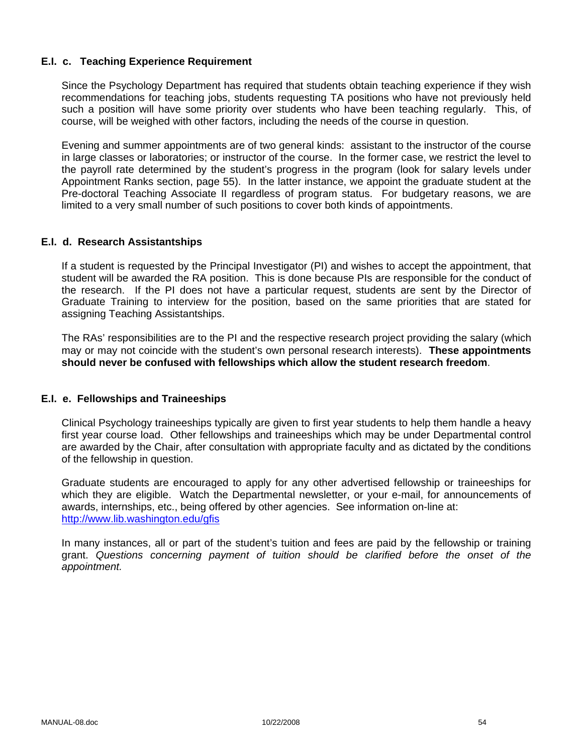### E.I. c. Teaching Experience Requirement

Since the Psychology Department has required that students obtain teaching experience if they wish recommendations for teaching jobs, students requesting TA positions who have not previously held such a position will have some priority over students who have been teaching regularly. This, of course, will be weighed with other factors, including the needs of the course in question.

Evening and summer appointments are of two general kinds: assistant to the instructor of the course in large classes or laboratories; or instructor of the course. In the former case, we restrict the level to the payroll rate determined by the student's progress in the program (look for salary levels under Appointment Ranks section, page 55). In the latter instance, we appoint the graduate student at the Pre-doctoral Teaching Associate II regardless of program status. For budgetary reasons, we are limited to a very small number of such positions to cover both kinds of appointments.

### E.I. d. Research Assistantships

If a student is requested by the Principal Investigator (PI) and wishes to accept the appointment, that student will be awarded the RA position. This is done because PIs are responsible for the conduct of the research. If the PI does not have a particular request, students are sent by the Director of Graduate Training to interview for the position, based on the same priorities that are stated for assigning Teaching Assistantships.

The RAs' responsibilities are to the PI and the respective research project providing the salary (which may or may not coincide with the student's own personal research interests). **These appointments should never be confused with fellowships which allow the student research freedom**.

### E.I. e. Fellowships and Traineeships

Clinical Psychology traineeships typically are given to first year students to help them handle a heavy first year course load. Other fellowships and traineeships which may be under Departmental control are awarded by the Chair, after consultation with appropriate faculty and as dictated by the conditions of the fellowship in question.

Graduate students are encouraged to apply for any other advertised fellowship or traineeships for which they are eligible. Watch the Departmental newsletter, or your e-mail, for announcements of awards, internships, etc., being offered by other agencies. See information on-line at: http://www.lib.washington.edu/gfis

In many instances, all or part of the student's tuition and fees are paid by the fellowship or training grant. *Questions concerning payment of tuition should be clarified before the onset of the appointment.*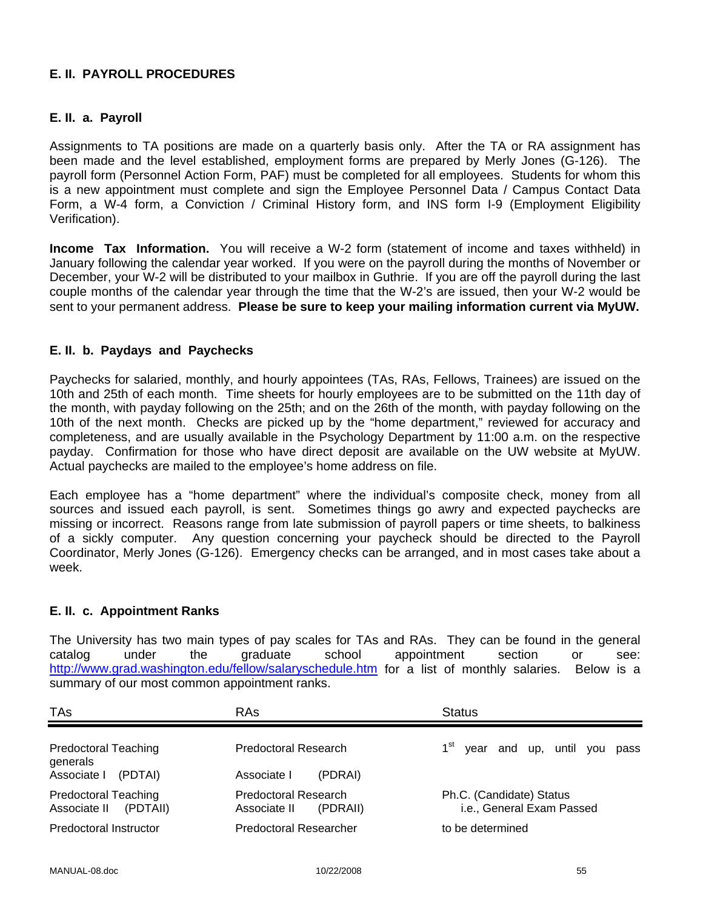## E. II. PAYROLL PROCEDURES

### E. II. a. Payroll

Assignments to TA positions are made on a quarterly basis only. After the TA or RA assignment has been made and the level established, employment forms are prepared by Merly Jones (G-126). The payroll form (Personnel Action Form, PAF) must be completed for all employees. Students for whom this is a new appointment must complete and sign the Employee Personnel Data / Campus Contact Data Form, a W-4 form, a Conviction / Criminal History form, and INS form I-9 (Employment Eligibility Verification).

**Income Tax Information.** You will receive a W-2 form (statement of income and taxes withheld) in January following the calendar year worked. If you were on the payroll during the months of November or December, your W-2 will be distributed to your mailbox in Guthrie. If you are off the payroll during the last couple months of the calendar year through the time that the W-2's are issued, then your W-2 would be sent to your permanent address. **Please be sure to keep your mailing information current via MyUW.**

### E. II. b. Paydays and Paychecks

Paychecks for salaried, monthly, and hourly appointees (TAs, RAs, Fellows, Trainees) are issued on the 10th and 25th of each month. Time sheets for hourly employees are to be submitted on the 11th day of the month, with payday following on the 25th; and on the 26th of the month, with payday following on the 10th of the next month. Checks are picked up by the "home department," reviewed for accuracy and completeness, and are usually available in the Psychology Department by 11:00 a.m. on the respective payday. Confirmation for those who have direct deposit are available on the UW website at MyUW. Actual paychecks are mailed to the employee's home address on file.

Each employee has a "home department" where the individual's composite check, money from all sources and issued each payroll, is sent. Sometimes things go awry and expected paychecks are missing or incorrect. Reasons range from late submission of payroll papers or time sheets, to balkiness of a sickly computer. Any question concerning your paycheck should be directed to the Payroll Coordinator, Merly Jones (G-126). Emergency checks can be arranged, and in most cases take about a week.

### E. II. c. Appointment Ranks

The University has two main types of pay scales for TAs and RAs. They can be found in the general catalog under the graduate school appointment section or see: http://www.grad.washington.edu/fellow/salaryschedule.htm for a list of monthly salaries. Below is a summary of our most common appointment ranks.

| TAs | RAs | Status |
|---|---|---|
| Predoctoral Teaching Associate I (PDTAI) | Predoctoral Research Associate I (PDRAI) | 1st year and up, until you pass generals |
| Predoctoral Teaching Associate II (PDTAII) | Predoctoral Research Associate II (PDRAII) | Ph.C. (Candidate) Status i.e., General Exam Passed |
| Predoctoral Instructor | Predoctoral Researcher | to be determined |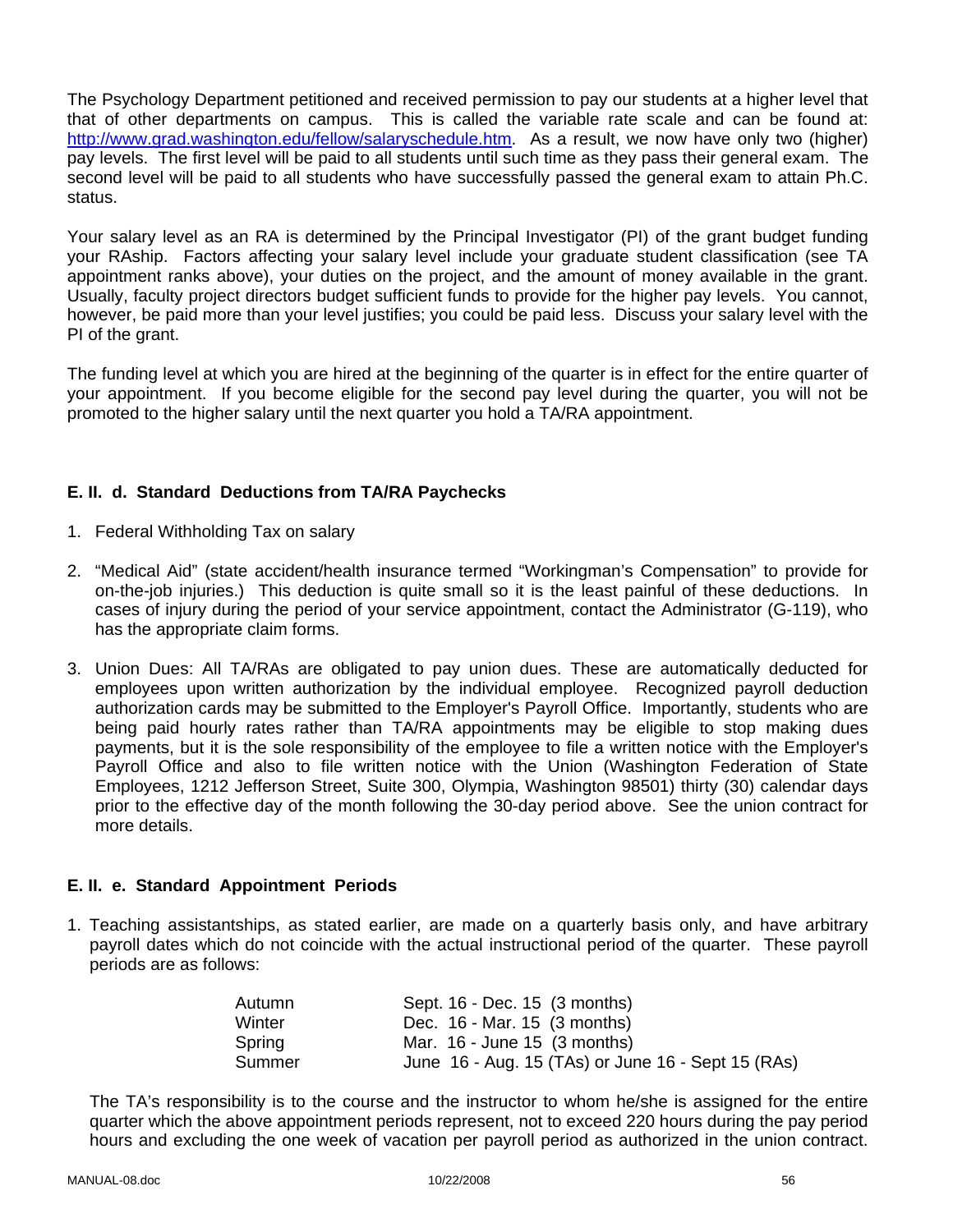The Psychology Department petitioned and received permission to pay our students at a higher level that that of other departments on campus. This is called the variable rate scale and can be found at: http://www.grad.washington.edu/fellow/salaryschedule.htm. As a result, we now have only two (higher) pay levels. The first level will be paid to all students until such time as they pass their general exam. The second level will be paid to all students who have successfully passed the general exam to attain Ph.C. status.

Your salary level as an RA is determined by the Principal Investigator (PI) of the grant budget funding your RAship. Factors affecting your salary level include your graduate student classification (see TA appointment ranks above), your duties on the project, and the amount of money available in the grant. Usually, faculty project directors budget sufficient funds to provide for the higher pay levels. You cannot, however, be paid more than your level justifies; you could be paid less. Discuss your salary level with the PI of the grant.

The funding level at which you are hired at the beginning of the quarter is in effect for the entire quarter of your appointment. If you become eligible for the second pay level during the quarter, you will not be promoted to the higher salary until the next quarter you hold a TA/RA appointment.

### E. II. d. Standard Deductions from TA/RA Paychecks

1. Federal Withholding Tax on salary
2. "Medical Aid" (state accident/health insurance termed "Workingman's Compensation" to provide for on-the-job injuries.) This deduction is quite small so it is the least painful of these deductions. In cases of injury during the period of your service appointment, contact the Administrator (G-119), who has the appropriate claim forms.
3. Union Dues: All TA/RAs are obligated to pay union dues. These are automatically deducted for employees upon written authorization by the individual employee. Recognized payroll deduction authorization cards may be submitted to the Employer's Payroll Office. Importantly, students who are being paid hourly rates rather than TA/RA appointments may be eligible to stop making dues payments, but it is the sole responsibility of the employee to file a written notice with the Employer's Payroll Office and also to file written notice with the Union (Washington Federation of State Employees, 1212 Jefferson Street, Suite 300, Olympia, Washington 98501) thirty (30) calendar days prior to the effective day of the month following the 30-day period above. See the union contract for more details.

### E. II. e. Standard Appointment Periods

1. Teaching assistantships, as stated earlier, are made on a quarterly basis only, and have arbitrary payroll dates which do not coincide with the actual instructional period of the quarter. These payroll periods are as follows:

| | |
|---|---|
| Autumn | Sept. 16 - Dec. 15 (3 months) |
| Winter | Dec. 16 - Mar. 15 (3 months) |
| Spring | Mar. 16 - June 15 (3 months) |
| Summer | June 16 - Aug. 15 (TAs) or June 16 - Sept 15 (RAs) |

The TA's responsibility is to the course and the instructor to whom he/she is assigned for the entire quarter which the above appointment periods represent, not to exceed 220 hours during the pay period hours and excluding the one week of vacation per payroll period as authorized in the union contract.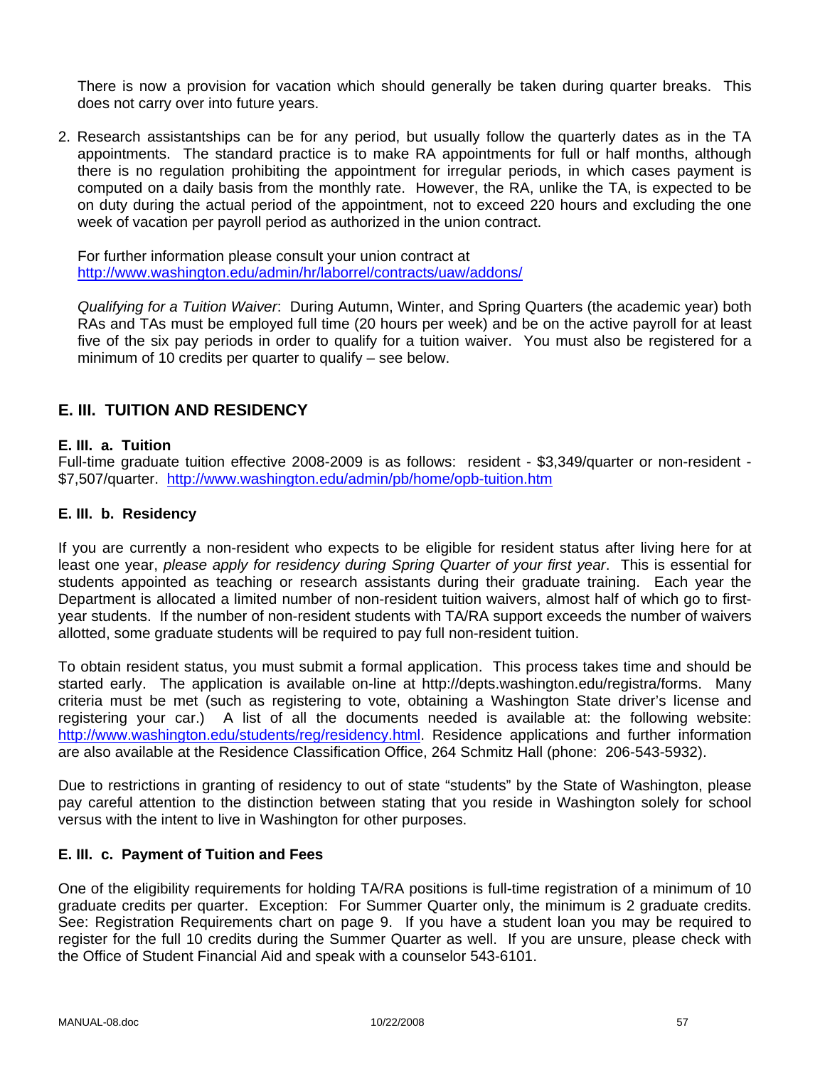There is now a provision for vacation which should generally be taken during quarter breaks. This does not carry over into future years.

2. Research assistantships can be for any period, but usually follow the quarterly dates as in the TA appointments. The standard practice is to make RA appointments for full or half months, although there is no regulation prohibiting the appointment for irregular periods, in which cases payment is computed on a daily basis from the monthly rate. However, the RA, unlike the TA, is expected to be on duty during the actual period of the appointment, not to exceed 220 hours and excluding the one week of vacation per payroll period as authorized in the union contract.

   For further information please consult your union contract at http://www.washington.edu/admin/hr/laborrel/contracts/uaw/addons/

   *Qualifying for a Tuition Waiver*: During Autumn, Winter, and Spring Quarters (the academic year) both RAs and TAs must be employed full time (20 hours per week) and be on the active payroll for at least five of the six pay periods in order to qualify for a tuition waiver. You must also be registered for a minimum of 10 credits per quarter to qualify – see below.

## E. III. TUITION AND RESIDENCY

### E. III. a. Tuition

Full-time graduate tuition effective 2008-2009 is as follows: resident - $3,349/quarter or non-resident - $7,507/quarter. http://www.washington.edu/admin/pb/home/opb-tuition.htm

### E. III. b. Residency

If you are currently a non-resident who expects to be eligible for resident status after living here for at least one year, *please apply for residency during Spring Quarter of your first year*. This is essential for students appointed as teaching or research assistants during their graduate training. Each year the Department is allocated a limited number of non-resident tuition waivers, almost half of which go to first-year students. If the number of non-resident students with TA/RA support exceeds the number of waivers allotted, some graduate students will be required to pay full non-resident tuition.

To obtain resident status, you must submit a formal application. This process takes time and should be started early. The application is available on-line at http://depts.washington.edu/registra/forms. Many criteria must be met (such as registering to vote, obtaining a Washington State driver's license and registering your car.) A list of all the documents needed is available at: the following website: http://www.washington.edu/students/reg/residency.html. Residence applications and further information are also available at the Residence Classification Office, 264 Schmitz Hall (phone: 206-543-5932).

Due to restrictions in granting of residency to out of state "students" by the State of Washington, please pay careful attention to the distinction between stating that you reside in Washington solely for school versus with the intent to live in Washington for other purposes.

### E. III. c. Payment of Tuition and Fees

One of the eligibility requirements for holding TA/RA positions is full-time registration of a minimum of 10 graduate credits per quarter. Exception: For Summer Quarter only, the minimum is 2 graduate credits. See: Registration Requirements chart on page 9. If you have a student loan you may be required to register for the full 10 credits during the Summer Quarter as well. If you are unsure, please check with the Office of Student Financial Aid and speak with a counselor 543-6101.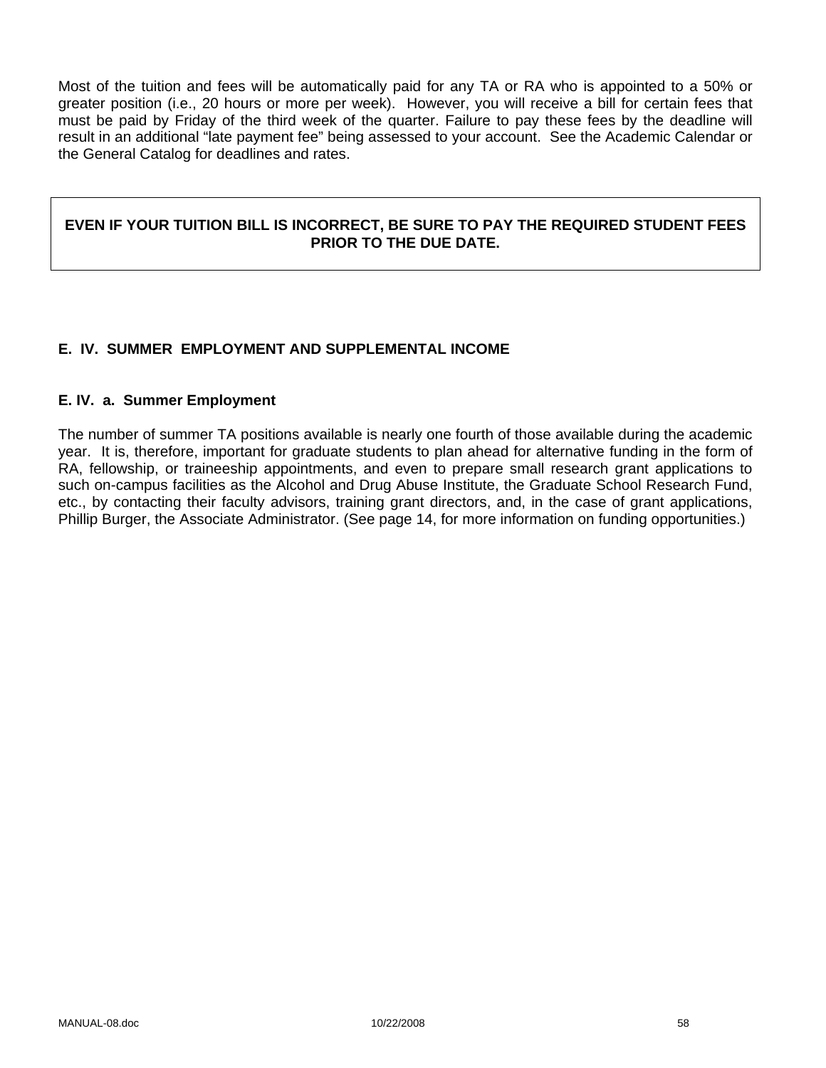Most of the tuition and fees will be automatically paid for any TA or RA who is appointed to a 50% or greater position (i.e., 20 hours or more per week). However, you will receive a bill for certain fees that must be paid by Friday of the third week of the quarter. Failure to pay these fees by the deadline will result in an additional "late payment fee" being assessed to your account. See the Academic Calendar or the General Catalog for deadlines and rates.

**EVEN IF YOUR TUITION BILL IS INCORRECT, BE SURE TO PAY THE REQUIRED STUDENT FEES PRIOR TO THE DUE DATE.**

## E. IV. SUMMER EMPLOYMENT AND SUPPLEMENTAL INCOME

### E. IV. a. Summer Employment

The number of summer TA positions available is nearly one fourth of those available during the academic year. It is, therefore, important for graduate students to plan ahead for alternative funding in the form of RA, fellowship, or traineeship appointments, and even to prepare small research grant applications to such on-campus facilities as the Alcohol and Drug Abuse Institute, the Graduate School Research Fund, etc., by contacting their faculty advisors, training grant directors, and, in the case of grant applications, Phillip Burger, the Associate Administrator. (See page 14, for more information on funding opportunities.)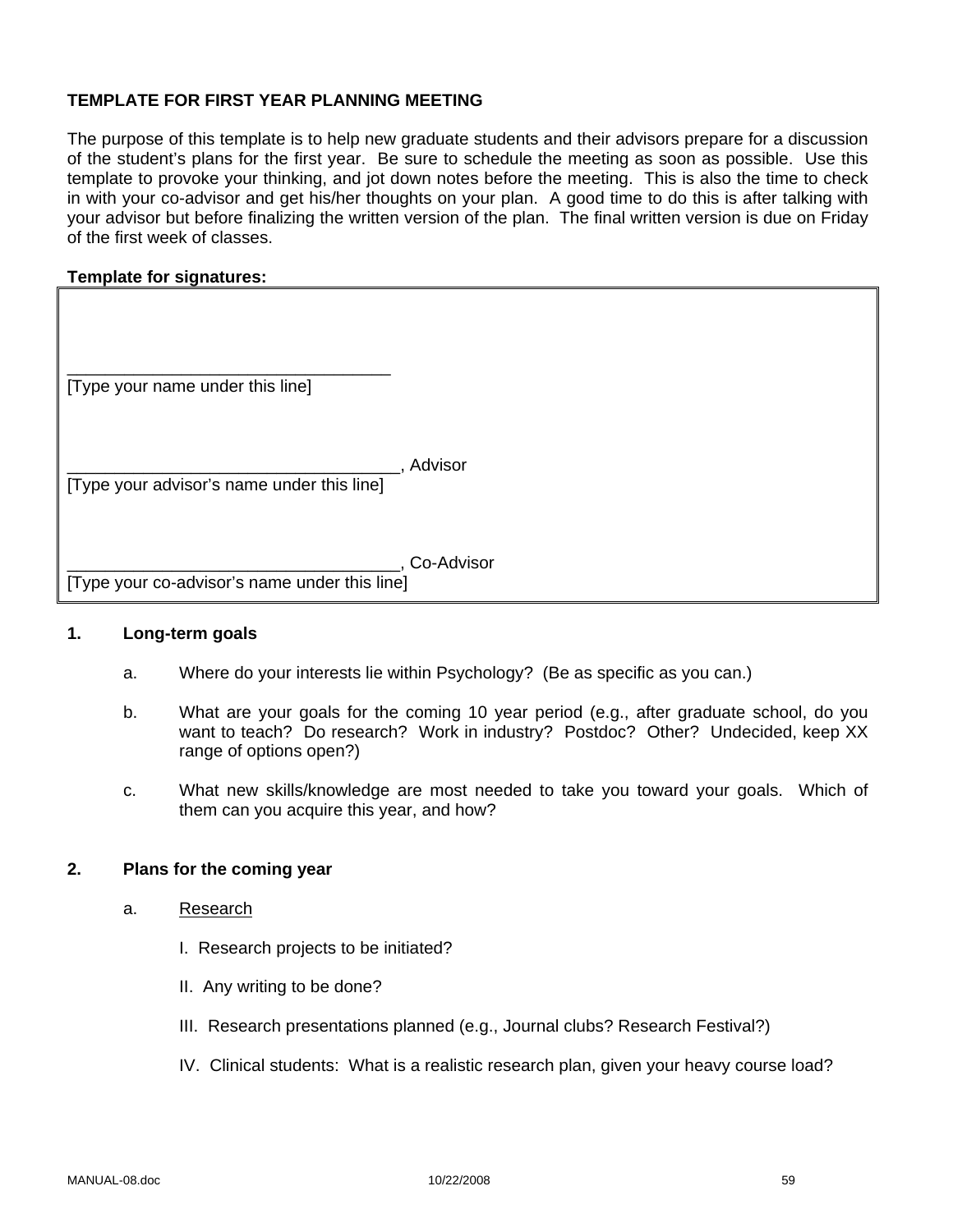**TEMPLATE FOR FIRST YEAR PLANNING MEETING**

The purpose of this template is to help new graduate students and their advisors prepare for a discussion of the student's plans for the first year. Be sure to schedule the meeting as soon as possible. Use this template to provoke your thinking, and jot down notes before the meeting. This is also the time to check in with your co-advisor and get his/her thoughts on your plan. A good time to do this is after talking with your advisor but before finalizing the written version of the plan. The final written version is due on Friday of the first week of classes.

**Template for signatures:**

___________________________________
[Type your name under this line]

____________________________________, Advisor
[Type your advisor's name under this line]

____________________________________, Co-Advisor
[Type your co-advisor's name under this line]

**1. Long-term goals**

a. Where do your interests lie within Psychology? (Be as specific as you can.)

b. What are your goals for the coming 10 year period (e.g., after graduate school, do you want to teach? Do research? Work in industry? Postdoc? Other? Undecided, keep XX range of options open?)

c. What new skills/knowledge are most needed to take you toward your goals. Which of them can you acquire this year, and how?

**2. Plans for the coming year**

a. <u>Research</u>

I. Research projects to be initiated?

II. Any writing to be done?

III. Research presentations planned (e.g., Journal clubs? Research Festival?)

IV. Clinical students: What is a realistic research plan, given your heavy course load?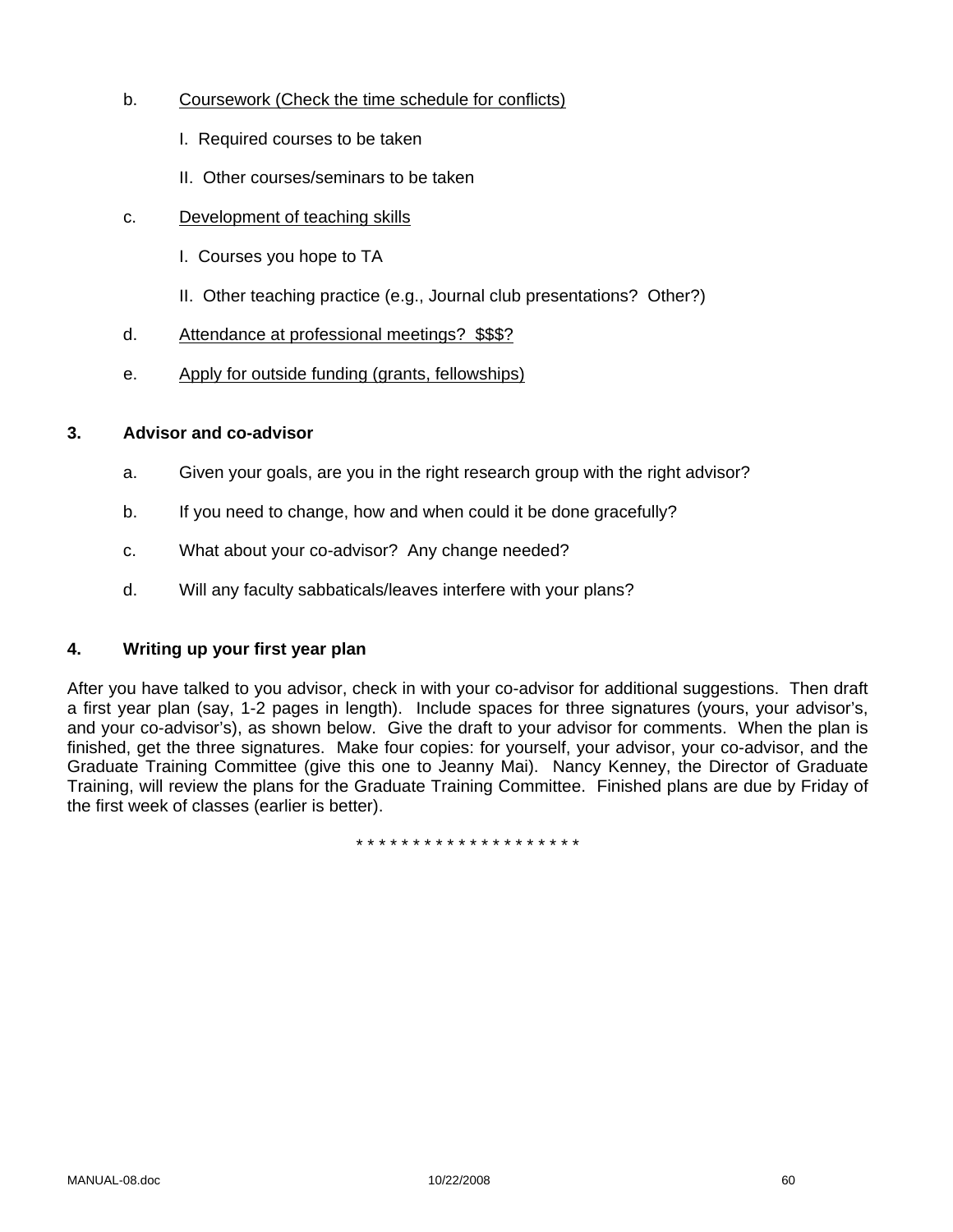b. <u>Coursework (Check the time schedule for conflicts)</u>

    I. Required courses to be taken

    II. Other courses/seminars to be taken

c. <u>Development of teaching skills</u>

    I. Courses you hope to TA

    II. Other teaching practice (e.g., Journal club presentations? Other?)

d. <u>Attendance at professional meetings? $$$?</u>

e. <u>Apply for outside funding (grants, fellowships)</u>

**3. Advisor and co-advisor**

a. Given your goals, are you in the right research group with the right advisor?

b. If you need to change, how and when could it be done gracefully?

c. What about your co-advisor? Any change needed?

d. Will any faculty sabbaticals/leaves interfere with your plans?

**4. Writing up your first year plan**

After you have talked to you advisor, check in with your co-advisor for additional suggestions. Then draft a first year plan (say, 1-2 pages in length). Include spaces for three signatures (yours, your advisor's, and your co-advisor's), as shown below. Give the draft to your advisor for comments. When the plan is finished, get the three signatures. Make four copies: for yourself, your advisor, your co-advisor, and the Graduate Training Committee (give this one to Jeanny Mai). Nancy Kenney, the Director of Graduate Training, will review the plans for the Graduate Training Committee. Finished plans are due by Friday of the first week of classes (earlier is better).

* * * * * * * * * * * * * * * * * * * *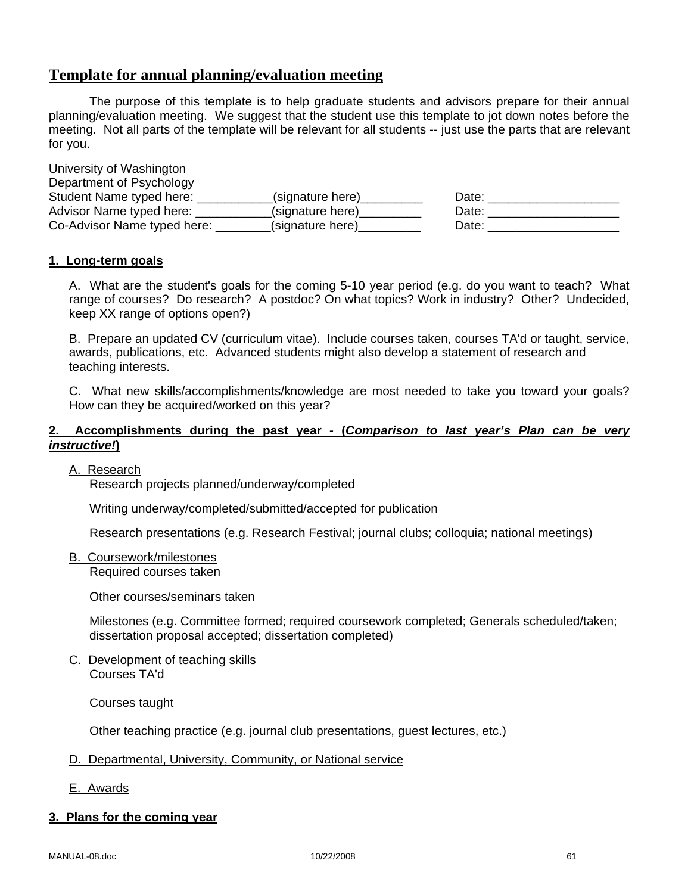## Template for annual planning/evaluation meeting

The purpose of this template is to help graduate students and advisors prepare for their annual planning/evaluation meeting. We suggest that the student use this template to jot down notes before the meeting. Not all parts of the template will be relevant for all students -- just use the parts that are relevant for you.

University of Washington
Department of Psychology
Student Name typed here: ___________(signature here)_________ Date: ___________________
Advisor Name typed here: ___________(signature here)_________ Date: ___________________
Co-Advisor Name typed here: ________(signature here)_________ Date: ___________________

**1. Long-term goals**

A. What are the student's goals for the coming 5-10 year period (e.g. do you want to teach? What range of courses? Do research? A postdoc? On what topics? Work in industry? Other? Undecided, keep XX range of options open?)

B. Prepare an updated CV (curriculum vitae). Include courses taken, courses TA'd or taught, service, awards, publications, etc. Advanced students might also develop a statement of research and teaching interests.

C. What new skills/accomplishments/knowledge are most needed to take you toward your goals? How can they be acquired/worked on this year?

**2. Accomplishments during the past year - (*Comparison to last year's Plan can be very instructive!*)**

A. Research

Research projects planned/underway/completed

Writing underway/completed/submitted/accepted for publication

Research presentations (e.g. Research Festival; journal clubs; colloquia; national meetings)

B. Coursework/milestones

Required courses taken

Other courses/seminars taken

Milestones (e.g. Committee formed; required coursework completed; Generals scheduled/taken; dissertation proposal accepted; dissertation completed)

C. Development of teaching skills

Courses TA'd

Courses taught

Other teaching practice (e.g. journal club presentations, guest lectures, etc.)

D. Departmental, University, Community, or National service

E. Awards

**3. Plans for the coming year**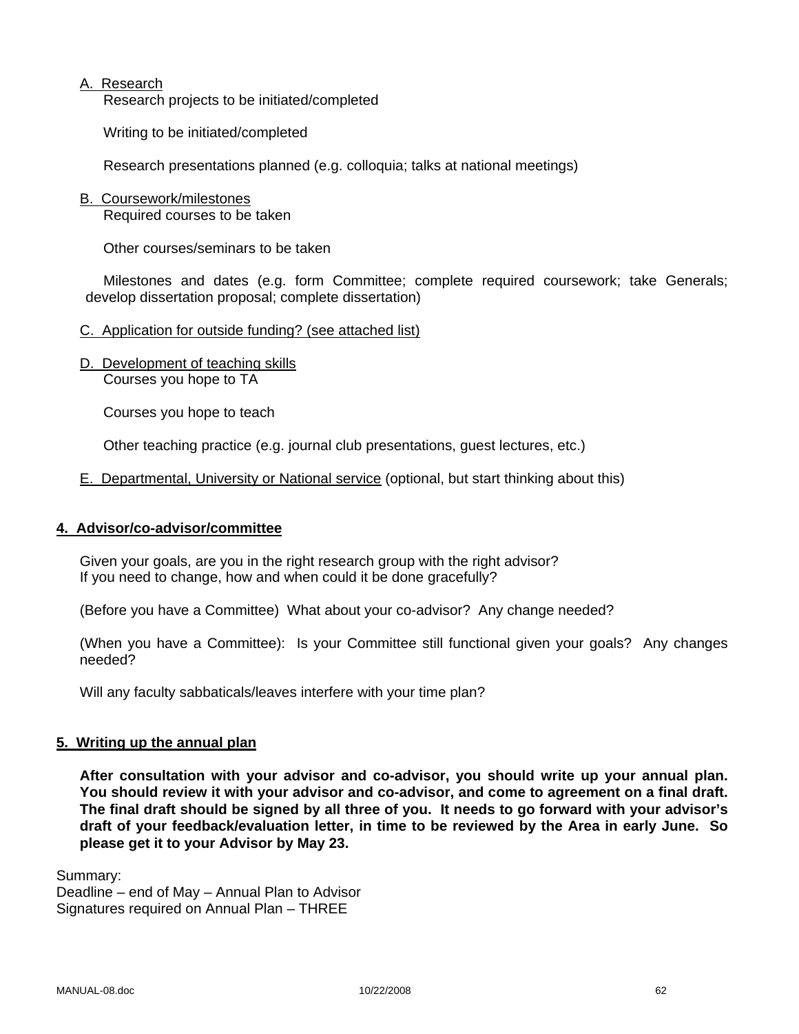A. <u>Research</u>

Research projects to be initiated/completed

Writing to be initiated/completed

Research presentations planned (e.g. colloquia; talks at national meetings)

B. <u>Coursework/milestones</u>

Required courses to be taken

Other courses/seminars to be taken

Milestones and dates (e.g. form Committee; complete required coursework; take Generals; develop dissertation proposal; complete dissertation)

C. <u>Application for outside funding? (see attached list)</u>

D. <u>Development of teaching skills</u>

Courses you hope to TA

Courses you hope to teach

Other teaching practice (e.g. journal club presentations, guest lectures, etc.)

E. <u>Departmental, University or National service</u> (optional, but start thinking about this)

## 4. Advisor/co-advisor/committee

Given your goals, are you in the right research group with the right advisor?
If you need to change, how and when could it be done gracefully?

(Before you have a Committee) What about your co-advisor? Any change needed?

(When you have a Committee): Is your Committee still functional given your goals? Any changes needed?

Will any faculty sabbaticals/leaves interfere with your time plan?

## 5. Writing up the annual plan

**After consultation with your advisor and co-advisor, you should write up your annual plan. You should review it with your advisor and co-advisor, and come to agreement on a final draft. The final draft should be signed by all three of you. It needs to go forward with your advisor's draft of your feedback/evaluation letter, in time to be reviewed by the Area in early June. So please get it to your Advisor by May 23.**

Summary:
Deadline – end of May – Annual Plan to Advisor
Signatures required on Annual Plan – THREE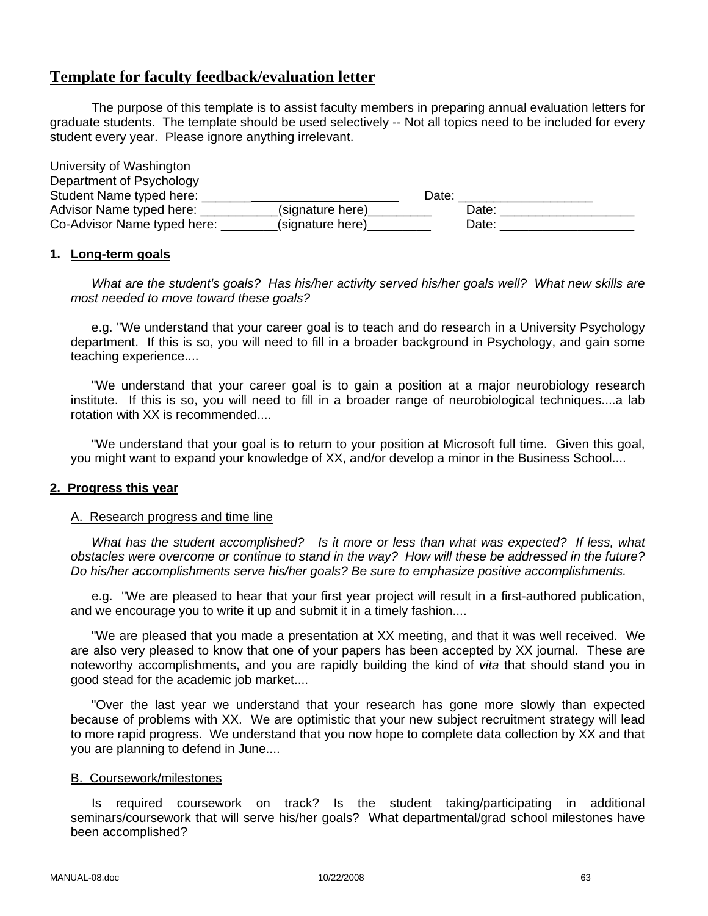## Template for faculty feedback/evaluation letter

The purpose of this template is to assist faculty members in preparing annual evaluation letters for graduate students. The template should be used selectively -- Not all topics need to be included for every student every year. Please ignore anything irrelevant.

University of Washington
Department of Psychology
Student Name typed here: ______________________________ Date: ___________________
Advisor Name typed here: ___________(signature here)_________ Date: ___________________
Co-Advisor Name typed here: ________(signature here)_________ Date: ___________________

### 1. Long-term goals

*What are the student's goals? Has his/her activity served his/her goals well? What new skills are most needed to move toward these goals?*

e.g. "We understand that your career goal is to teach and do research in a University Psychology department. If this is so, you will need to fill in a broader background in Psychology, and gain some teaching experience....

"We understand that your career goal is to gain a position at a major neurobiology research institute. If this is so, you will need to fill in a broader range of neurobiological techniques....a lab rotation with XX is recommended....

"We understand that your goal is to return to your position at Microsoft full time. Given this goal, you might want to expand your knowledge of XX, and/or develop a minor in the Business School....

### 2. Progress this year

#### A. Research progress and time line

*What has the student accomplished? Is it more or less than what was expected? If less, what obstacles were overcome or continue to stand in the way? How will these be addressed in the future? Do his/her accomplishments serve his/her goals? Be sure to emphasize positive accomplishments.*

e.g. "We are pleased to hear that your first year project will result in a first-authored publication, and we encourage you to write it up and submit it in a timely fashion....

"We are pleased that you made a presentation at XX meeting, and that it was well received. We are also very pleased to know that one of your papers has been accepted by XX journal. These are noteworthy accomplishments, and you are rapidly building the kind of *vita* that should stand you in good stead for the academic job market....

"Over the last year we understand that your research has gone more slowly than expected because of problems with XX. We are optimistic that your new subject recruitment strategy will lead to more rapid progress. We understand that you now hope to complete data collection by XX and that you are planning to defend in June....

#### B. Coursework/milestones

Is required coursework on track? Is the student taking/participating in additional seminars/coursework that will serve his/her goals? What departmental/grad school milestones have been accomplished?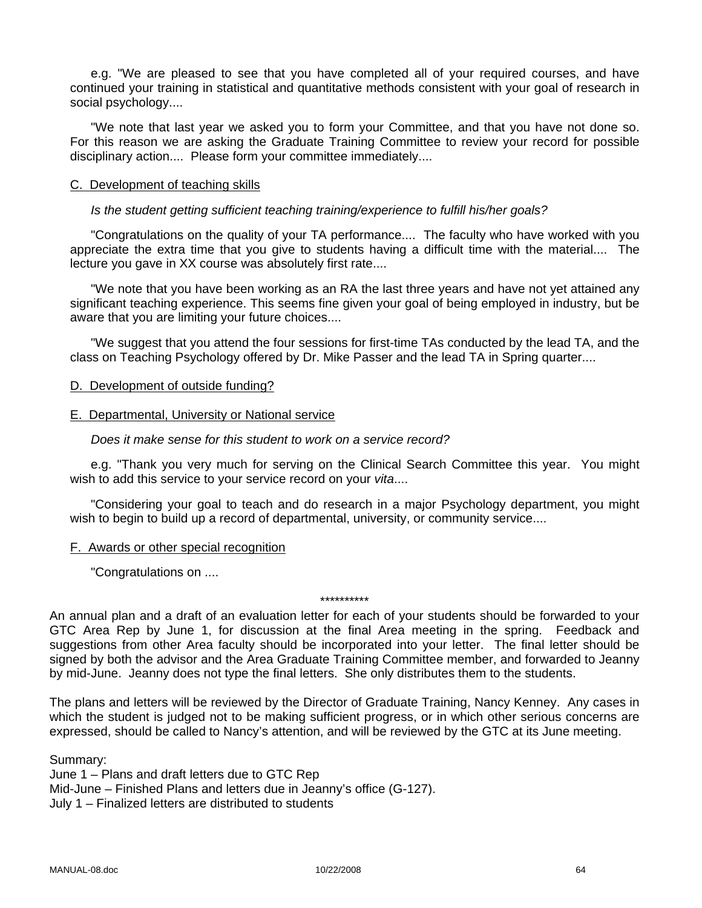e.g. "We are pleased to see that you have completed all of your required courses, and have continued your training in statistical and quantitative methods consistent with your goal of research in social psychology....

"We note that last year we asked you to form your Committee, and that you have not done so. For this reason we are asking the Graduate Training Committee to review your record for possible disciplinary action.... Please form your committee immediately....

C. Development of teaching skills

*Is the student getting sufficient teaching training/experience to fulfill his/her goals?*

"Congratulations on the quality of your TA performance.... The faculty who have worked with you appreciate the extra time that you give to students having a difficult time with the material.... The lecture you gave in XX course was absolutely first rate....

"We note that you have been working as an RA the last three years and have not yet attained any significant teaching experience. This seems fine given your goal of being employed in industry, but be aware that you are limiting your future choices....

"We suggest that you attend the four sessions for first-time TAs conducted by the lead TA, and the class on Teaching Psychology offered by Dr. Mike Passer and the lead TA in Spring quarter....

D. Development of outside funding?

E. Departmental, University or National service

*Does it make sense for this student to work on a service record?*

e.g. "Thank you very much for serving on the Clinical Search Committee this year. You might wish to add this service to your service record on your *vita*....

"Considering your goal to teach and do research in a major Psychology department, you might wish to begin to build up a record of departmental, university, or community service....

F. Awards or other special recognition

"Congratulations on ....

**********

An annual plan and a draft of an evaluation letter for each of your students should be forwarded to your GTC Area Rep by June 1, for discussion at the final Area meeting in the spring. Feedback and suggestions from other Area faculty should be incorporated into your letter. The final letter should be signed by both the advisor and the Area Graduate Training Committee member, and forwarded to Jeanny by mid-June. Jeanny does not type the final letters. She only distributes them to the students.

The plans and letters will be reviewed by the Director of Graduate Training, Nancy Kenney. Any cases in which the student is judged not to be making sufficient progress, or in which other serious concerns are expressed, should be called to Nancy's attention, and will be reviewed by the GTC at its June meeting.

Summary:
June 1 – Plans and draft letters due to GTC Rep
Mid-June – Finished Plans and letters due in Jeanny's office (G-127).
July 1 – Finalized letters are distributed to students